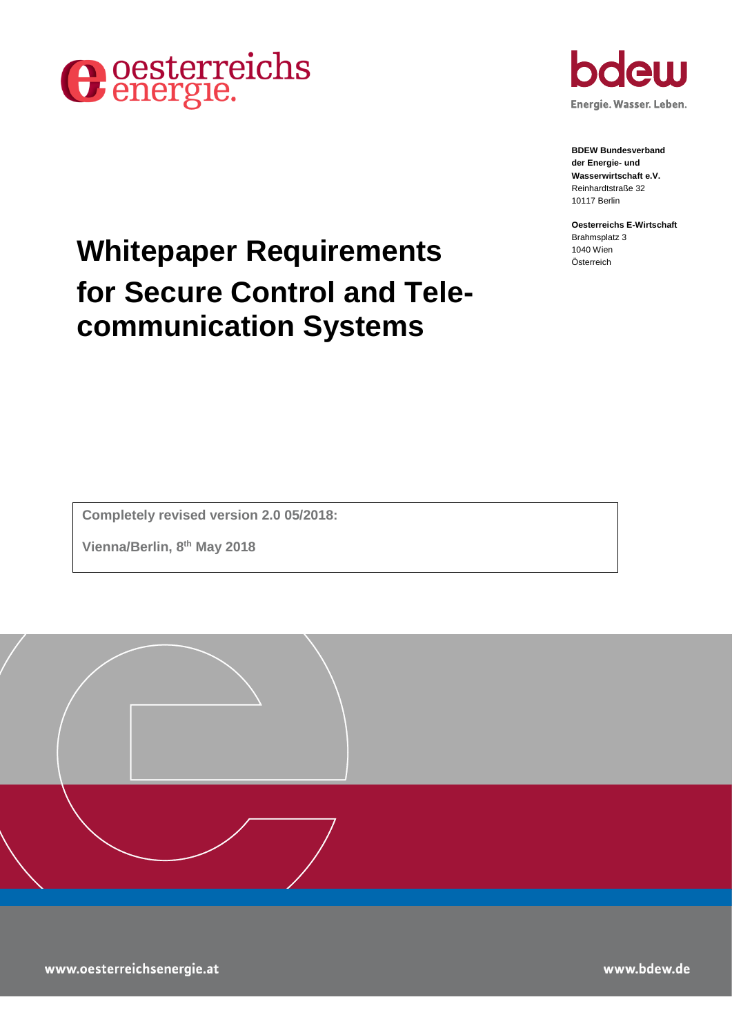oesterreichs energie.

bdew

Energie. Wasser. Leben.

**BDEW Bundesverband der Energie- und Wasserwirtschaft e.V.**
Reinhardtstraße 32
10117 Berlin

**Oesterreichs E-Wirtschaft**
Brahmsplatz 3
1040 Wien
Österreich

# Whitepaper Requirements for Secure Control and Telecommunication Systems

**Completely revised version 2.0 05/2018:**

**Vienna/Berlin, 8th May 2018**

www.oesterreichsenergie.at

www.bdew.de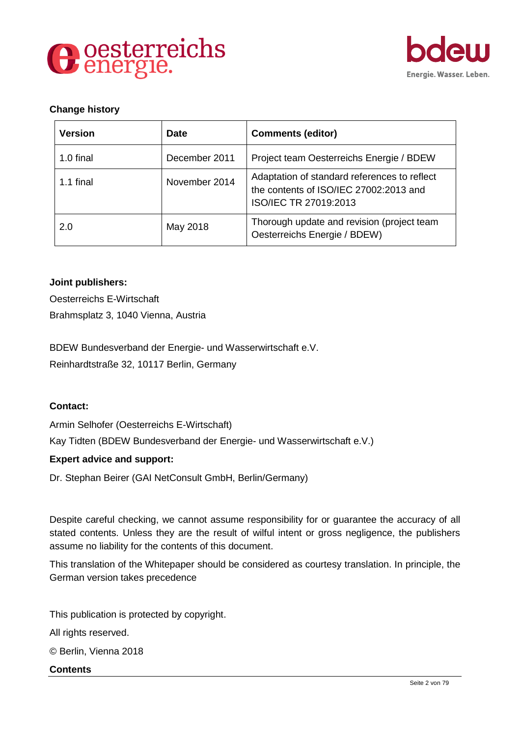**Change history**

| Version | Date | Comments (editor) |
| --- | --- | --- |
| 1.0 final | December 2011 | Project team Oesterreichs Energie / BDEW |
| 1.1 final | November 2014 | Adaptation of standard references to reflect the contents of ISO/IEC 27002:2013 and ISO/IEC TR 27019:2013 |
| 2.0 | May 2018 | Thorough update and revision (project team Oesterreichs Energie / BDEW) |

**Joint publishers:**

Oesterreichs E-Wirtschaft

Brahmsplatz 3, 1040 Vienna, Austria

BDEW Bundesverband der Energie- und Wasserwirtschaft e.V.

Reinhardtstraße 32, 10117 Berlin, Germany

**Contact:**

Armin Selhofer (Oesterreichs E-Wirtschaft)

Kay Tidten (BDEW Bundesverband der Energie- und Wasserwirtschaft e.V.)

**Expert advice and support:**

Dr. Stephan Beirer (GAI NetConsult GmbH, Berlin/Germany)

Despite careful checking, we cannot assume responsibility for or guarantee the accuracy of all stated contents. Unless they are the result of wilful intent or gross negligence, the publishers assume no liability for the contents of this document.

This translation of the Whitepaper should be considered as courtesy translation. In principle, the German version takes precedence

This publication is protected by copyright.

All rights reserved.

© Berlin, Vienna 2018

**Contents**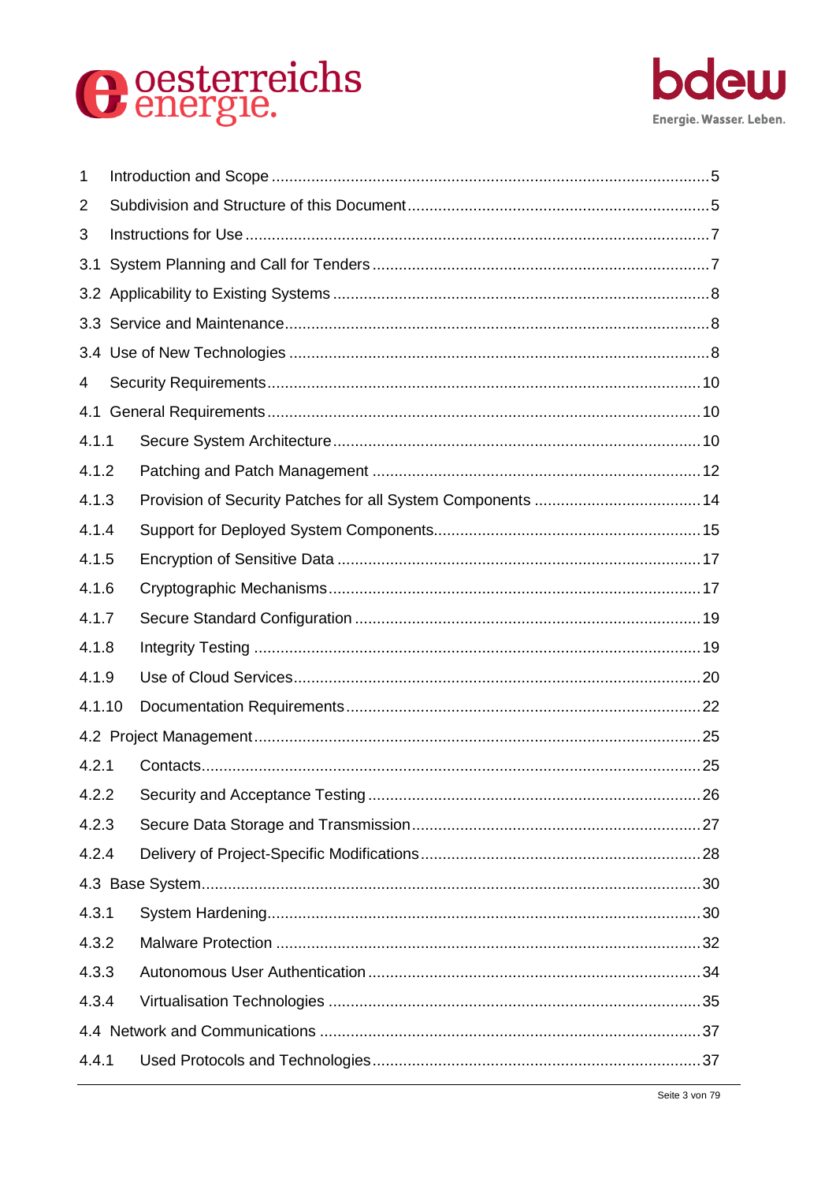1 Introduction and Scope ....................................................................................5

2 Subdivision and Structure of this Document .....................................................5

3 Instructions for Use ..........................................................................................7

3.1 System Planning and Call for Tenders ..............................................................7

3.2 Applicability to Existing Systems ......................................................................8

3.3 Service and Maintenance.................................................................................8

3.4 Use of New Technologies ................................................................................8

4 Security Requirements....................................................................................10

4.1 General Requirements ...................................................................................10

4.1.1 Secure System Architecture ...........................................................................10

4.1.2 Patching and Patch Management ...................................................................12

4.1.3 Provision of Security Patches for all System Components ..............................14

4.1.4 Support for Deployed System Components....................................................15

4.1.5 Encryption of Sensitive Data ..........................................................................17

4.1.6 Cryptographic Mechanisms.............................................................................17

4.1.7 Secure Standard Configuration ......................................................................19

4.1.8 Integrity Testing .............................................................................................19

4.1.9 Use of Cloud Services.....................................................................................20

4.1.10 Documentation Requirements.........................................................................22

4.2 Project Management.......................................................................................25

4.2.1 Contacts.........................................................................................................25

4.2.2 Security and Acceptance Testing ...................................................................26

4.2.3 Secure Data Storage and Transmission..........................................................27

4.2.4 Delivery of Project-Specific Modifications........................................................28

4.3 Base System..................................................................................................30

4.3.1 System Hardening..........................................................................................30

4.3.2 Malware Protection ........................................................................................32

4.3.3 Autonomous User Authentication ...................................................................34

4.3.4 Virtualisation Technologies ............................................................................35

4.4 Network and Communications ........................................................................37

4.4.1 Used Protocols and Technologies...................................................................37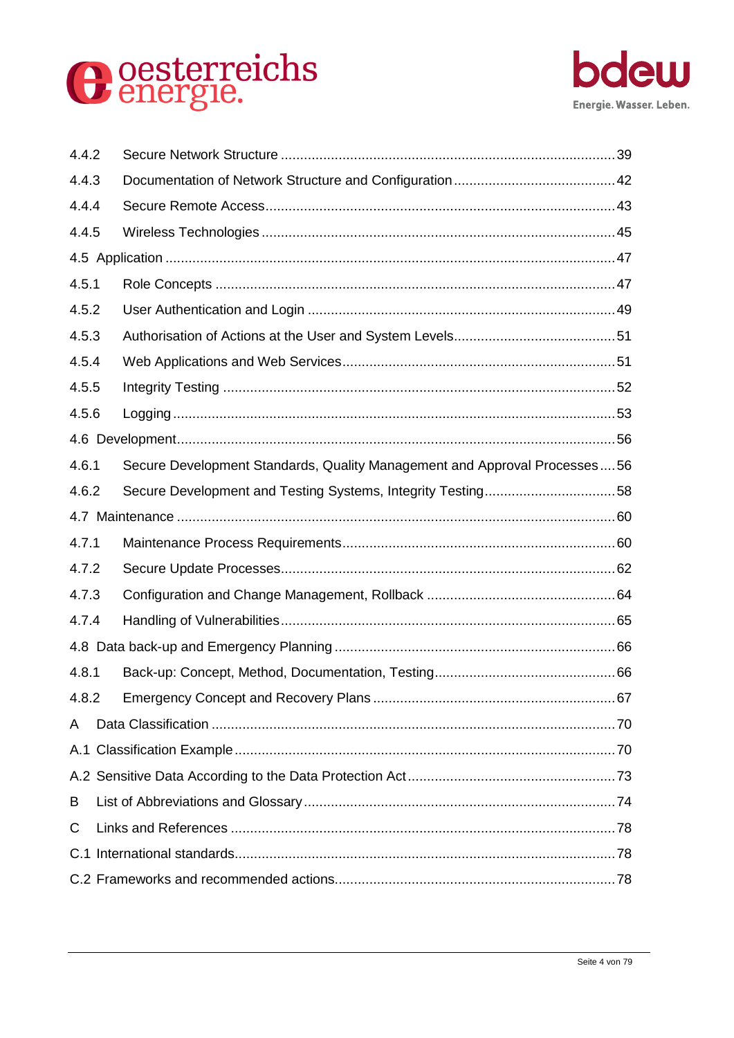4.4.2 Secure Network Structure ..... 39

4.4.3 Documentation of Network Structure and Configuration ..... 42

4.4.4 Secure Remote Access ..... 43

4.4.5 Wireless Technologies ..... 45

4.5 Application ..... 47

4.5.1 Role Concepts ..... 47

4.5.2 User Authentication and Login ..... 49

4.5.3 Authorisation of Actions at the User and System Levels ..... 51

4.5.4 Web Applications and Web Services ..... 51

4.5.5 Integrity Testing ..... 52

4.5.6 Logging ..... 53

4.6 Development ..... 56

4.6.1 Secure Development Standards, Quality Management and Approval Processes ..... 56

4.6.2 Secure Development and Testing Systems, Integrity Testing ..... 58

4.7 Maintenance ..... 60

4.7.1 Maintenance Process Requirements ..... 60

4.7.2 Secure Update Processes ..... 62

4.7.3 Configuration and Change Management, Rollback ..... 64

4.7.4 Handling of Vulnerabilities ..... 65

4.8 Data back-up and Emergency Planning ..... 66

4.8.1 Back-up: Concept, Method, Documentation, Testing ..... 66

4.8.2 Emergency Concept and Recovery Plans ..... 67

A Data Classification ..... 70

A.1 Classification Example ..... 70

A.2 Sensitive Data According to the Data Protection Act ..... 73

B List of Abbreviations and Glossary ..... 74

C Links and References ..... 78

C.1 International standards ..... 78

C.2 Frameworks and recommended actions ..... 78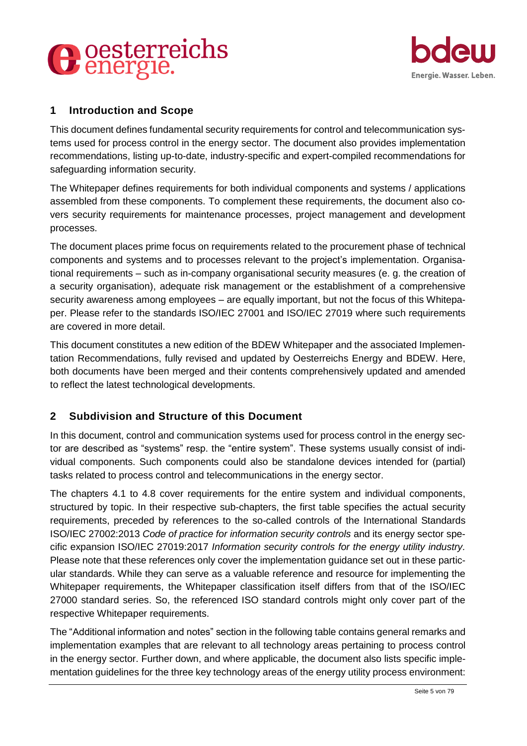## 1 Introduction and Scope

This document defines fundamental security requirements for control and telecommunication systems used for process control in the energy sector. The document also provides implementation recommendations, listing up-to-date, industry-specific and expert-compiled recommendations for safeguarding information security.

The Whitepaper defines requirements for both individual components and systems / applications assembled from these components. To complement these requirements, the document also covers security requirements for maintenance processes, project management and development processes.

The document places prime focus on requirements related to the procurement phase of technical components and systems and to processes relevant to the project's implementation. Organisational requirements – such as in-company organisational security measures (e. g. the creation of a security organisation), adequate risk management or the establishment of a comprehensive security awareness among employees – are equally important, but not the focus of this Whitepaper. Please refer to the standards ISO/IEC 27001 and ISO/IEC 27019 where such requirements are covered in more detail.

This document constitutes a new edition of the BDEW Whitepaper and the associated Implementation Recommendations, fully revised and updated by Oesterreichs Energy and BDEW. Here, both documents have been merged and their contents comprehensively updated and amended to reflect the latest technological developments.

## 2 Subdivision and Structure of this Document

In this document, control and communication systems used for process control in the energy sector are described as "systems" resp. the "entire system". These systems usually consist of individual components. Such components could also be standalone devices intended for (partial) tasks related to process control and telecommunications in the energy sector.

The chapters 4.1 to 4.8 cover requirements for the entire system and individual components, structured by topic. In their respective sub-chapters, the first table specifies the actual security requirements, preceded by references to the so-called controls of the International Standards ISO/IEC 27002:2013 *Code of practice for information security controls* and its energy sector specific expansion ISO/IEC 27019:2017 *Information security controls for the energy utility industry*. Please note that these references only cover the implementation guidance set out in these particular standards. While they can serve as a valuable reference and resource for implementing the Whitepaper requirements, the Whitepaper classification itself differs from that of the ISO/IEC 27000 standard series. So, the referenced ISO standard controls might only cover part of the respective Whitepaper requirements.

The "Additional information and notes" section in the following table contains general remarks and implementation examples that are relevant to all technology areas pertaining to process control in the energy sector. Further down, and where applicable, the document also lists specific implementation guidelines for the three key technology areas of the energy utility process environment: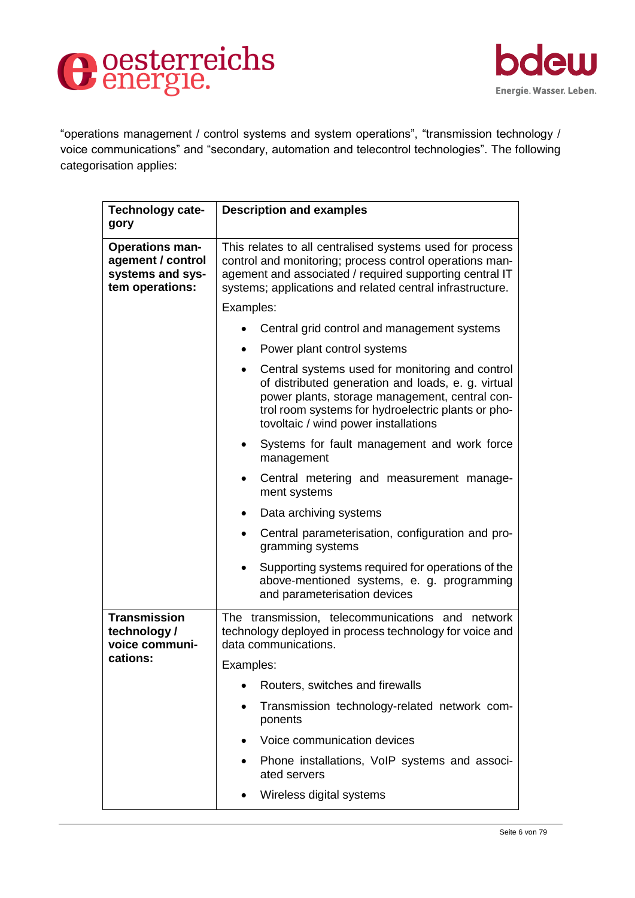"operations management / control systems and system operations", "transmission technology / voice communications" and "secondary, automation and telecontrol technologies". The following categorisation applies:

| Technology category | Description and examples |
|---|---|
| **Operations management / control systems and system operations:** | This relates to all centralised systems used for process control and monitoring; process control operations management and associated / required supporting central IT systems; applications and related central infrastructure.<br><br>Examples:<br>• Central grid control and management systems<br>• Power plant control systems<br>• Central systems used for monitoring and control of distributed generation and loads, e. g. virtual power plants, storage management, central control room systems for hydroelectric plants or photovoltaic / wind power installations<br>• Systems for fault management and work force management<br>• Central metering and measurement management systems<br>• Data archiving systems<br>• Central parameterisation, configuration and programming systems<br>• Supporting systems required for operations of the above-mentioned systems, e. g. programming and parameterisation devices |
| **Transmission technology / voice communications:** | The transmission, telecommunications and network technology deployed in process technology for voice and data communications.<br><br>Examples:<br>• Routers, switches and firewalls<br>• Transmission technology-related network components<br>• Voice communication devices<br>• Phone installations, VoIP systems and associated servers<br>• Wireless digital systems |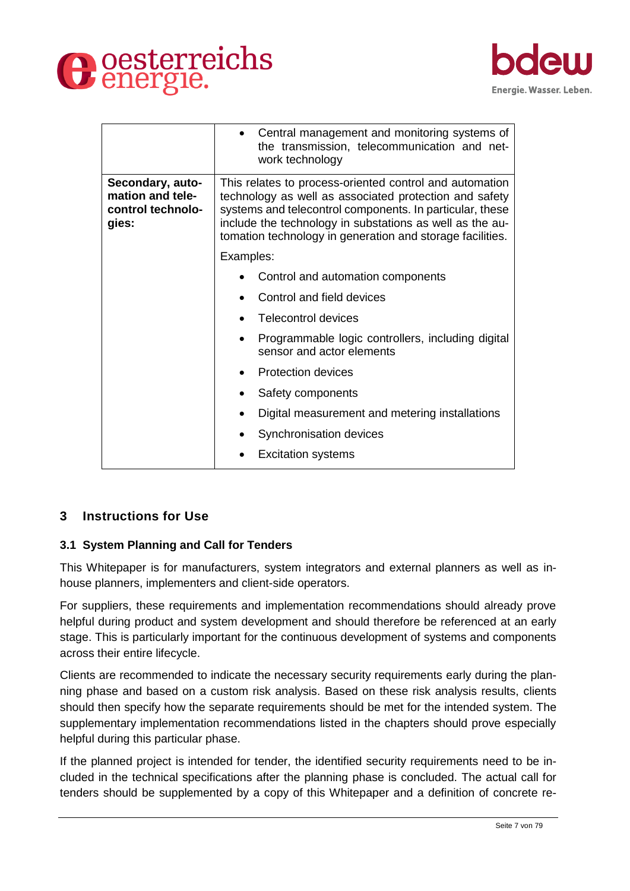|  |  |
|---|---|
|  | • Central management and monitoring systems of the transmission, telecommunication and network technology |
| **Secondary, automation and telecontrol technologies:** | This relates to process-oriented control and automation technology as well as associated protection and safety systems and telecontrol components. In particular, these include the technology in substations as well as the automation technology in generation and storage facilities.<br><br>Examples:<br>• Control and automation components<br>• Control and field devices<br>• Telecontrol devices<br>• Programmable logic controllers, including digital sensor and actor elements<br>• Protection devices<br>• Safety components<br>• Digital measurement and metering installations<br>• Synchronisation devices<br>• Excitation systems |

# 3 Instructions for Use

## 3.1 System Planning and Call for Tenders

This Whitepaper is for manufacturers, system integrators and external planners as well as in-house planners, implementers and client-side operators.

For suppliers, these requirements and implementation recommendations should already prove helpful during product and system development and should therefore be referenced at an early stage. This is particularly important for the continuous development of systems and components across their entire lifecycle.

Clients are recommended to indicate the necessary security requirements early during the planning phase and based on a custom risk analysis. Based on these risk analysis results, clients should then specify how the separate requirements should be met for the intended system. The supplementary implementation recommendations listed in the chapters should prove especially helpful during this particular phase.

If the planned project is intended for tender, the identified security requirements need to be included in the technical specifications after the planning phase is concluded. The actual call for tenders should be supplemented by a copy of this Whitepaper and a definition of concrete re-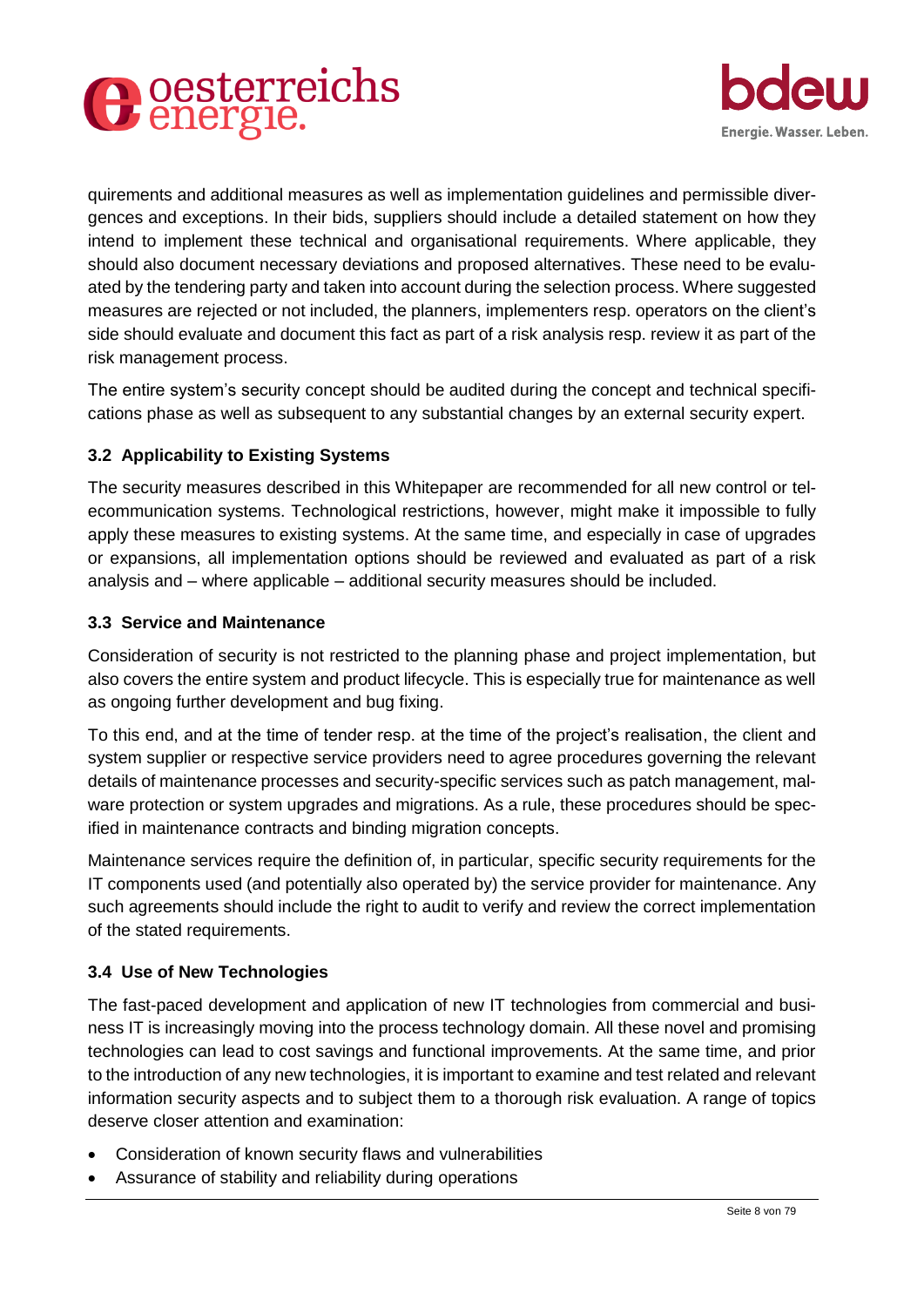quirements and additional measures as well as implementation guidelines and permissible divergences and exceptions. In their bids, suppliers should include a detailed statement on how they intend to implement these technical and organisational requirements. Where applicable, they should also document necessary deviations and proposed alternatives. These need to be evaluated by the tendering party and taken into account during the selection process. Where suggested measures are rejected or not included, the planners, implementers resp. operators on the client's side should evaluate and document this fact as part of a risk analysis resp. review it as part of the risk management process.

The entire system's security concept should be audited during the concept and technical specifications phase as well as subsequent to any substantial changes by an external security expert.

### 3.2 Applicability to Existing Systems

The security measures described in this Whitepaper are recommended for all new control or telecommunication systems. Technological restrictions, however, might make it impossible to fully apply these measures to existing systems. At the same time, and especially in case of upgrades or expansions, all implementation options should be reviewed and evaluated as part of a risk analysis and – where applicable – additional security measures should be included.

### 3.3 Service and Maintenance

Consideration of security is not restricted to the planning phase and project implementation, but also covers the entire system and product lifecycle. This is especially true for maintenance as well as ongoing further development and bug fixing.

To this end, and at the time of tender resp. at the time of the project's realisation, the client and system supplier or respective service providers need to agree procedures governing the relevant details of maintenance processes and security-specific services such as patch management, malware protection or system upgrades and migrations. As a rule, these procedures should be specified in maintenance contracts and binding migration concepts.

Maintenance services require the definition of, in particular, specific security requirements for the IT components used (and potentially also operated by) the service provider for maintenance. Any such agreements should include the right to audit to verify and review the correct implementation of the stated requirements.

### 3.4 Use of New Technologies

The fast-paced development and application of new IT technologies from commercial and business IT is increasingly moving into the process technology domain. All these novel and promising technologies can lead to cost savings and functional improvements. At the same time, and prior to the introduction of any new technologies, it is important to examine and test related and relevant information security aspects and to subject them to a thorough risk evaluation. A range of topics deserve closer attention and examination:

- Consideration of known security flaws and vulnerabilities
- Assurance of stability and reliability during operations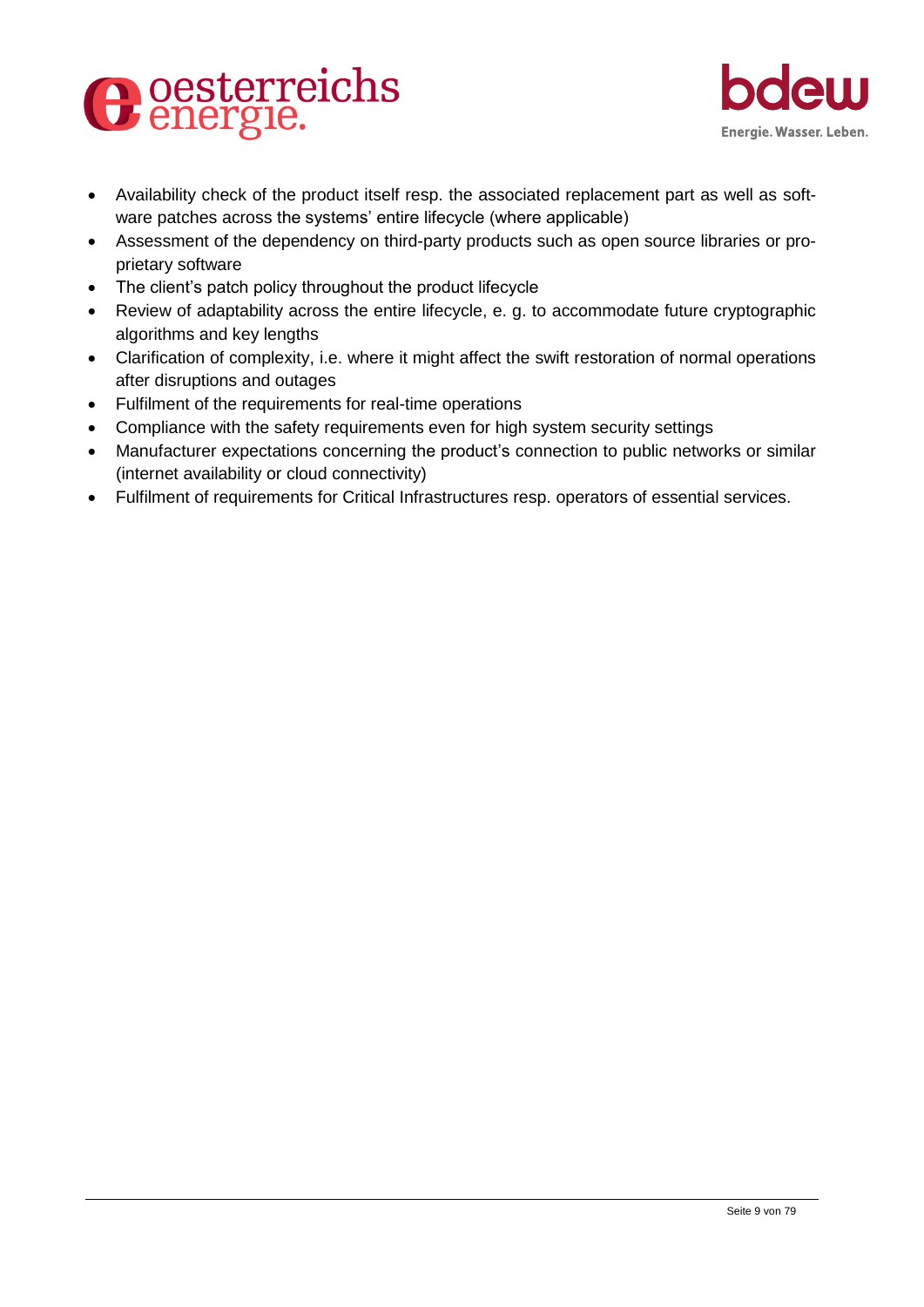- Availability check of the product itself resp. the associated replacement part as well as software patches across the systems' entire lifecycle (where applicable)
- Assessment of the dependency on third-party products such as open source libraries or proprietary software
- The client's patch policy throughout the product lifecycle
- Review of adaptability across the entire lifecycle, e. g. to accommodate future cryptographic algorithms and key lengths
- Clarification of complexity, i.e. where it might affect the swift restoration of normal operations after disruptions and outages
- Fulfilment of the requirements for real-time operations
- Compliance with the safety requirements even for high system security settings
- Manufacturer expectations concerning the product's connection to public networks or similar (internet availability or cloud connectivity)
- Fulfilment of requirements for Critical Infrastructures resp. operators of essential services.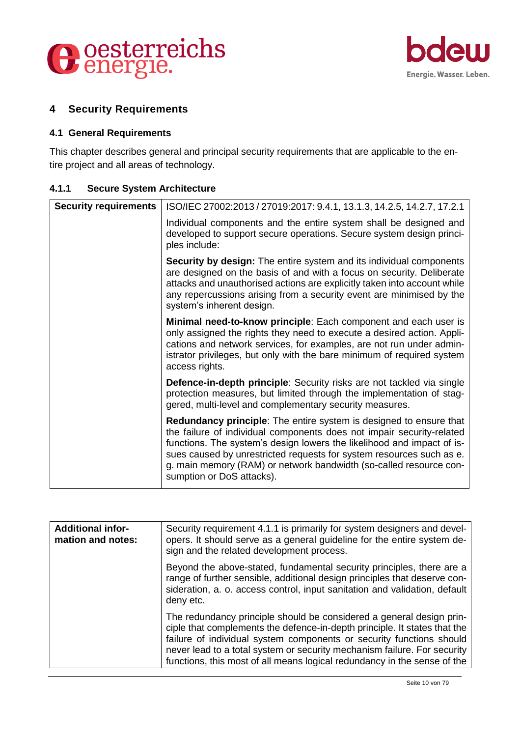# 4 Security Requirements

## 4.1 General Requirements

This chapter describes general and principal security requirements that are applicable to the entire project and all areas of technology.

### 4.1.1 Secure System Architecture

| Security requirements | ISO/IEC 27002:2013 / 27019:2017: 9.4.1, 13.1.3, 14.2.5, 14.2.7, 17.2.1 |
|---|---|
| | Individual components and the entire system shall be designed and developed to support secure operations. Secure system design principles include: |
| | **Security by design:** The entire system and its individual components are designed on the basis of and with a focus on security. Deliberate attacks and unauthorised actions are explicitly taken into account while any repercussions arising from a security event are minimised by the system's inherent design. |
| | **Minimal need-to-know principle**: Each component and each user is only assigned the rights they need to execute a desired action. Applications and network services, for examples, are not run under administrator privileges, but only with the bare minimum of required system access rights. |
| | **Defence-in-depth principle**: Security risks are not tackled via single protection measures, but limited through the implementation of staggered, multi-level and complementary security measures. |
| | **Redundancy principle**: The entire system is designed to ensure that the failure of individual components does not impair security-related functions. The system's design lowers the likelihood and impact of issues caused by unrestricted requests for system resources such as e. g. main memory (RAM) or network bandwidth (so-called resource consumption or DoS attacks). |

| Additional information and notes: | Security requirement 4.1.1 is primarily for system designers and developers. It should serve as a general guideline for the entire system design and the related development process. |
|---|---|
| | Beyond the above-stated, fundamental security principles, there are a range of further sensible, additional design principles that deserve consideration, a. o. access control, input sanitation and validation, default deny etc. |
| | The redundancy principle should be considered a general design principle that complements the defence-in-depth principle. It states that the failure of individual system components or security functions should never lead to a total system or security mechanism failure. For security functions, this most of all means logical redundancy in the sense of the |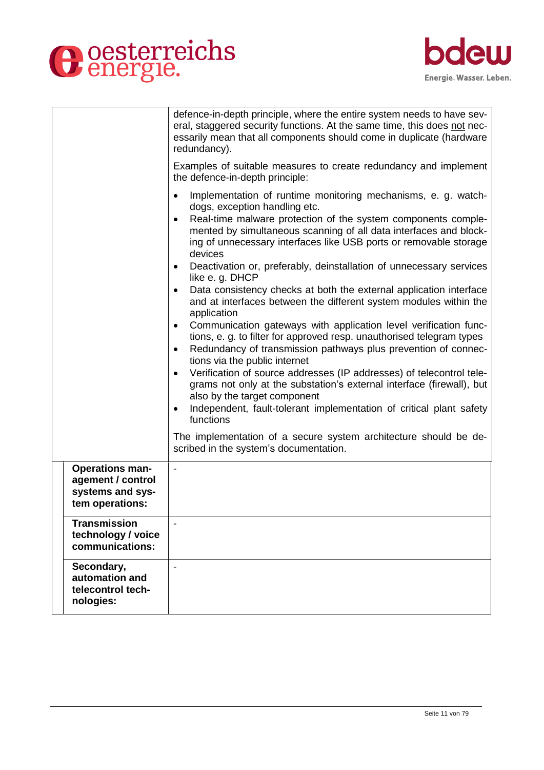| | |
|---|---|
| | defence-in-depth principle, where the entire system needs to have several, staggered security functions. At the same time, this does not necessarily mean that all components should come in duplicate (hardware redundancy).<br><br>Examples of suitable measures to create redundancy and implement the defence-in-depth principle:<br><br>• Implementation of runtime monitoring mechanisms, e. g. watchdogs, exception handling etc.<br>• Real-time malware protection of the system components complemented by simultaneous scanning of all data interfaces and blocking of unnecessary interfaces like USB ports or removable storage devices<br>• Deactivation or, preferably, deinstallation of unnecessary services like e. g. DHCP<br>• Data consistency checks at both the external application interface and at interfaces between the different system modules within the application<br>• Communication gateways with application level verification functions, e. g. to filter for approved resp. unauthorised telegram types<br>• Redundancy of transmission pathways plus prevention of connections via the public internet<br>• Verification of source addresses (IP addresses) of telecontrol telegrams not only at the substation's external interface (firewall), but also by the target component<br>• Independent, fault-tolerant implementation of critical plant safety functions<br><br>The implementation of a secure system architecture should be described in the system's documentation. |
| **Operations management / control systems and system operations:** | - |
| **Transmission technology / voice communications:** | - |
| **Secondary, automation and telecontrol technologies:** | - |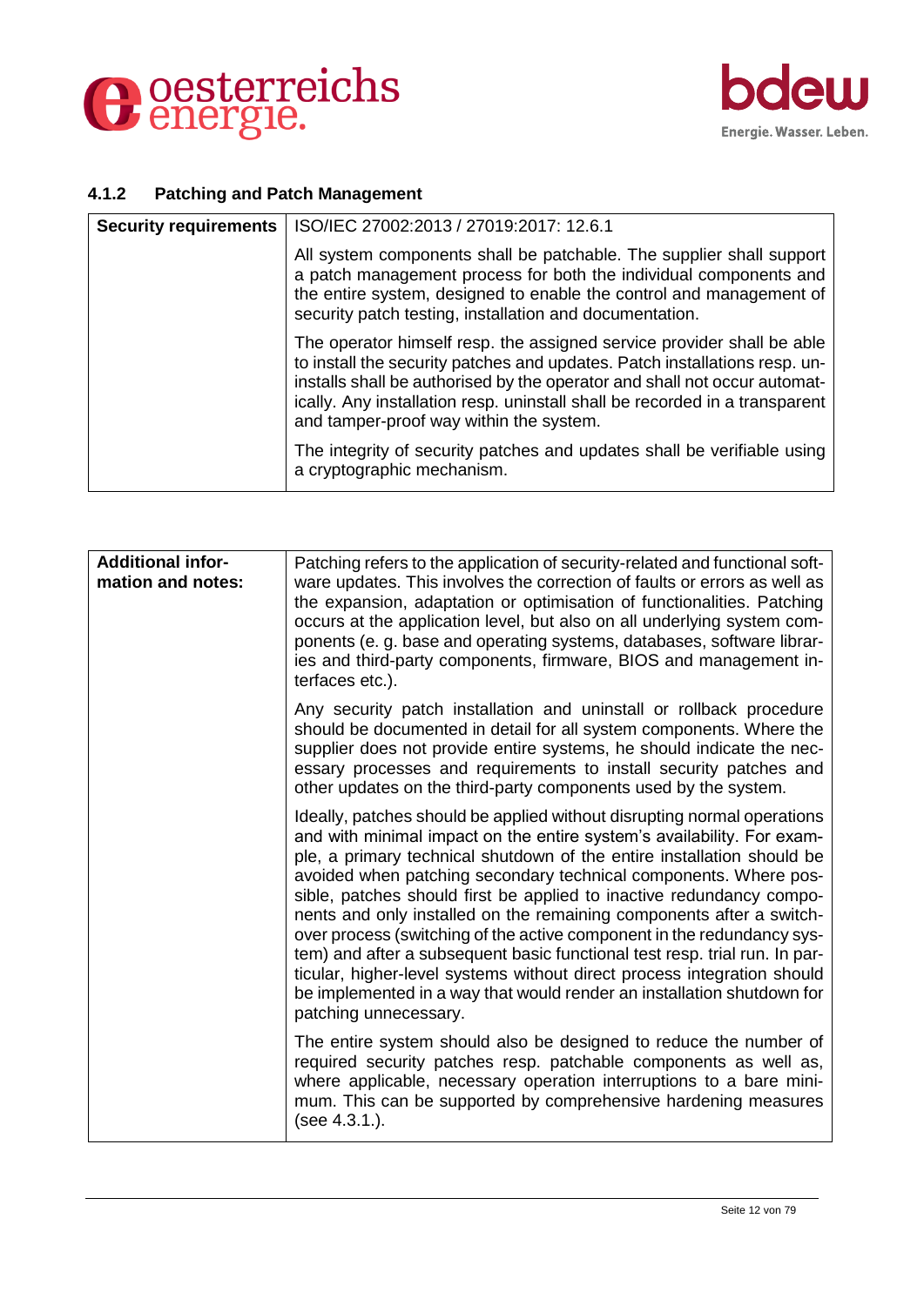### 4.1.2 Patching and Patch Management

| Security requirements | ISO/IEC 27002:2013 / 27019:2017: 12.6.1 |
|---|---|
| | All system components shall be patchable. The supplier shall support a patch management process for both the individual components and the entire system, designed to enable the control and management of security patch testing, installation and documentation. |
| | The operator himself resp. the assigned service provider shall be able to install the security patches and updates. Patch installations resp. uninstalls shall be authorised by the operator and shall not occur automatically. Any installation resp. uninstall shall be recorded in a transparent and tamper-proof way within the system. |
| | The integrity of security patches and updates shall be verifiable using a cryptographic mechanism. |

| Additional information and notes: | Patching refers to the application of security-related and functional software updates. This involves the correction of faults or errors as well as the expansion, adaptation or optimisation of functionalities. Patching occurs at the application level, but also on all underlying system components (e. g. base and operating systems, databases, software libraries and third-party components, firmware, BIOS and management interfaces etc.). |
|---|---|
| | Any security patch installation and uninstall or rollback procedure should be documented in detail for all system components. Where the supplier does not provide entire systems, he should indicate the necessary processes and requirements to install security patches and other updates on the third-party components used by the system. |
| | Ideally, patches should be applied without disrupting normal operations and with minimal impact on the entire system's availability. For example, a primary technical shutdown of the entire installation should be avoided when patching secondary technical components. Where possible, patches should first be applied to inactive redundancy components and only installed on the remaining components after a switch-over process (switching of the active component in the redundancy system) and after a subsequent basic functional test resp. trial run. In particular, higher-level systems without direct process integration should be implemented in a way that would render an installation shutdown for patching unnecessary. |
| | The entire system should also be designed to reduce the number of required security patches resp. patchable components as well as, where applicable, necessary operation interruptions to a bare minimum. This can be supported by comprehensive hardening measures (see 4.3.1.). |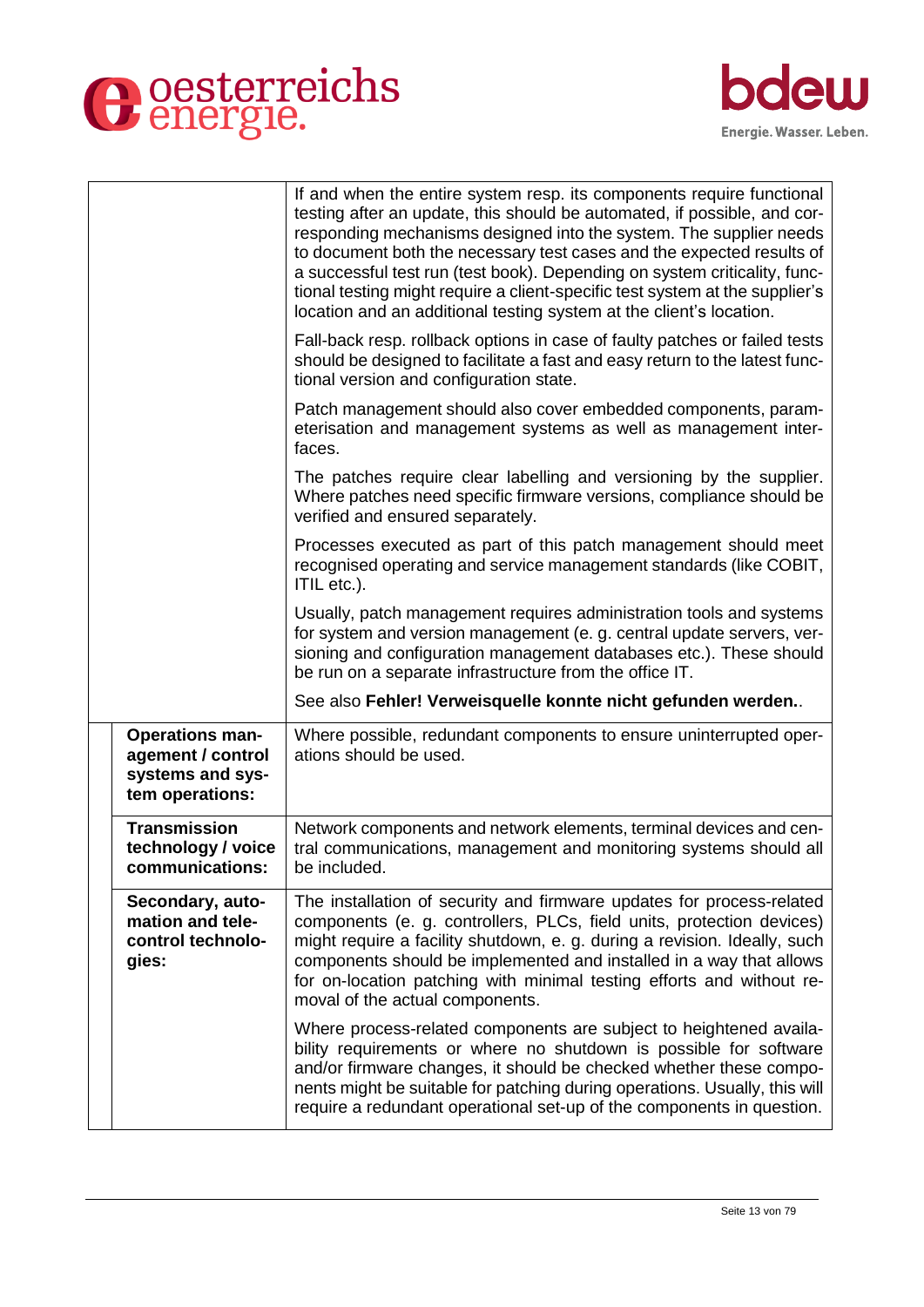| | |
|---|---|
| | If and when the entire system resp. its components require functional testing after an update, this should be automated, if possible, and corresponding mechanisms designed into the system. The supplier needs to document both the necessary test cases and the expected results of a successful test run (test book). Depending on system criticality, functional testing might require a client-specific test system at the supplier's location and an additional testing system at the client's location.<br><br>Fall-back resp. rollback options in case of faulty patches or failed tests should be designed to facilitate a fast and easy return to the latest functional version and configuration state.<br><br>Patch management should also cover embedded components, parameterisation and management systems as well as management interfaces.<br><br>The patches require clear labelling and versioning by the supplier. Where patches need specific firmware versions, compliance should be verified and ensured separately.<br><br>Processes executed as part of this patch management should meet recognised operating and service management standards (like COBIT, ITIL etc.).<br><br>Usually, patch management requires administration tools and systems for system and version management (e. g. central update servers, versioning and configuration management databases etc.). These should be run on a separate infrastructure from the office IT.<br><br>See also **Fehler! Verweisquelle konnte nicht gefunden werden.**. |
| **Operations management / control systems and system operations:** | Where possible, redundant components to ensure uninterrupted operations should be used. |
| **Transmission technology / voice communications:** | Network components and network elements, terminal devices and central communications, management and monitoring systems should all be included. |
| **Secondary, automation and telecontrol technologies:** | The installation of security and firmware updates for process-related components (e. g. controllers, PLCs, field units, protection devices) might require a facility shutdown, e. g. during a revision. Ideally, such components should be implemented and installed in a way that allows for on-location patching with minimal testing efforts and without removal of the actual components.<br><br>Where process-related components are subject to heightened availability requirements or where no shutdown is possible for software and/or firmware changes, it should be checked whether these components might be suitable for patching during operations. Usually, this will require a redundant operational set-up of the components in question. |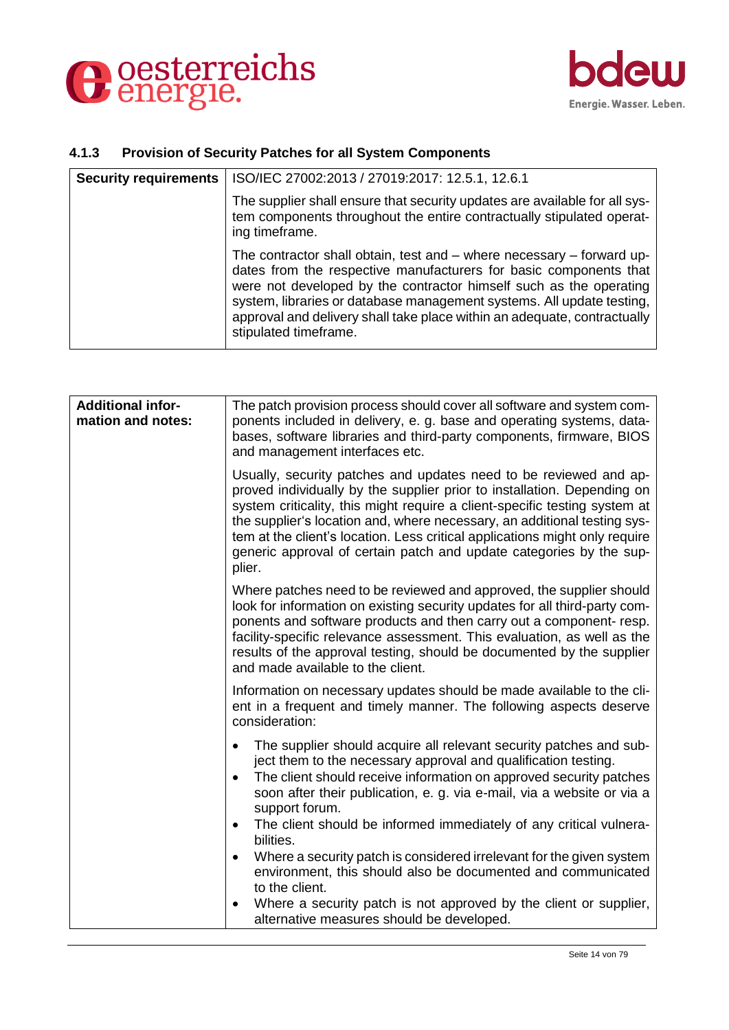### 4.1.3 Provision of Security Patches for all System Components

| **Security requirements** | ISO/IEC 27002:2013 / 27019:2017: 12.5.1, 12.6.1<br><br>The supplier shall ensure that security updates are available for all system components throughout the entire contractually stipulated operating timeframe.<br><br>The contractor shall obtain, test and – where necessary – forward updates from the respective manufacturers for basic components that were not developed by the contractor himself such as the operating system, libraries or database management systems. All update testing, approval and delivery shall take place within an adequate, contractually stipulated timeframe. |
|---|---|

| **Additional information and notes:** | The patch provision process should cover all software and system components included in delivery, e. g. base and operating systems, databases, software libraries and third-party components, firmware, BIOS and management interfaces etc.<br><br>Usually, security patches and updates need to be reviewed and approved individually by the supplier prior to installation. Depending on system criticality, this might require a client-specific testing system at the supplier's location and, where necessary, an additional testing system at the client's location. Less critical applications might only require generic approval of certain patch and update categories by the supplier.<br><br>Where patches need to be reviewed and approved, the supplier should look for information on existing security updates for all third-party components and software products and then carry out a component- resp. facility-specific relevance assessment. This evaluation, as well as the results of the approval testing, should be documented by the supplier and made available to the client.<br><br>Information on necessary updates should be made available to the client in a frequent and timely manner. The following aspects deserve consideration:<br><br>• The supplier should acquire all relevant security patches and subject them to the necessary approval and qualification testing.<br>• The client should receive information on approved security patches soon after their publication, e. g. via e-mail, via a website or via a support forum.<br>• The client should be informed immediately of any critical vulnerabilities.<br>• Where a security patch is considered irrelevant for the given system environment, this should also be documented and communicated to the client.<br>• Where a security patch is not approved by the client or supplier, alternative measures should be developed. |
|---|---|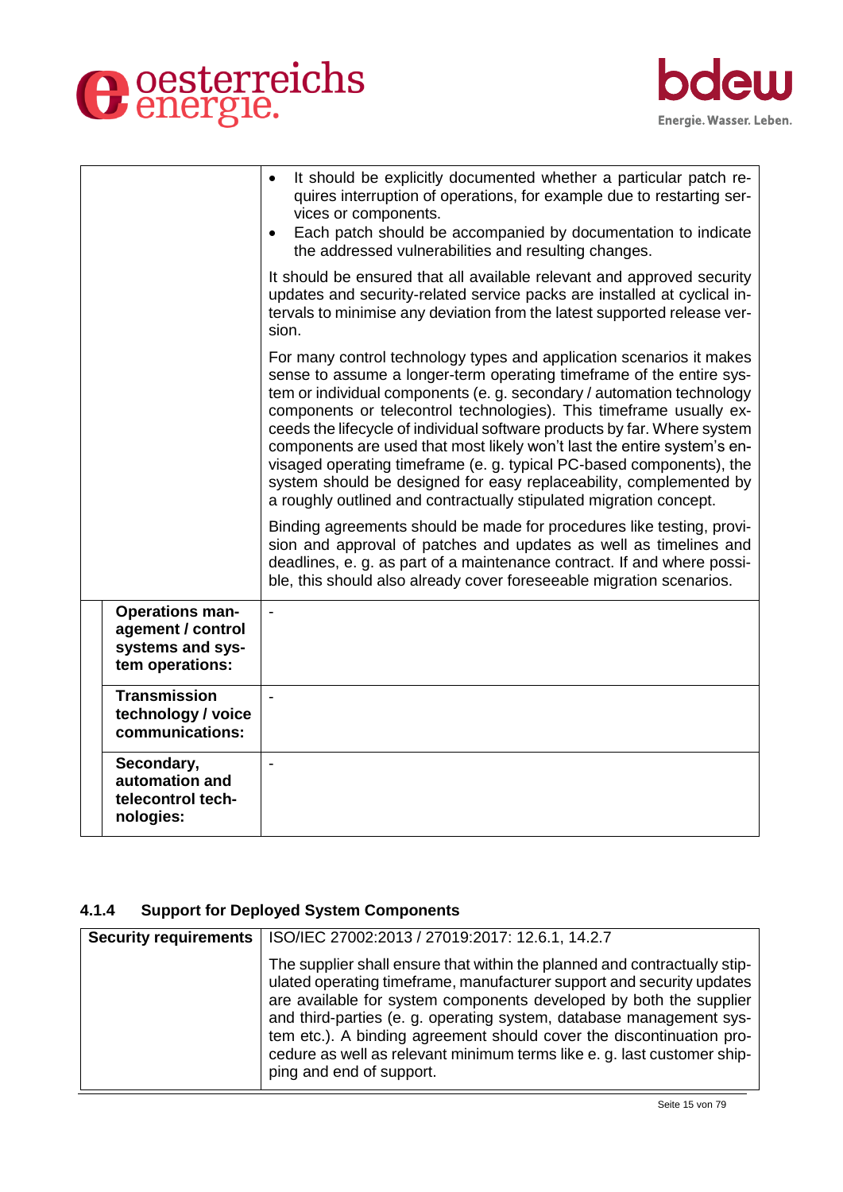| | |
|---|---|
| | • It should be explicitly documented whether a particular patch requires interruption of operations, for example due to restarting services or components.<br>• Each patch should be accompanied by documentation to indicate the addressed vulnerabilities and resulting changes.<br><br>It should be ensured that all available relevant and approved security updates and security-related service packs are installed at cyclical intervals to minimise any deviation from the latest supported release version.<br><br>For many control technology types and application scenarios it makes sense to assume a longer-term operating timeframe of the entire system or individual components (e. g. secondary / automation technology components or telecontrol technologies). This timeframe usually exceeds the lifecycle of individual software products by far. Where system components are used that most likely won't last the entire system's envisaged operating timeframe (e. g. typical PC-based components), the system should be designed for easy replaceability, complemented by a roughly outlined and contractually stipulated migration concept.<br><br>Binding agreements should be made for procedures like testing, provision and approval of patches and updates as well as timelines and deadlines, e. g. as part of a maintenance contract. If and where possible, this should also already cover foreseeable migration scenarios. |
| **Operations management / control systems and system operations:** | - |
| **Transmission technology / voice communications:** | - |
| **Secondary, automation and telecontrol technologies:** | - |

### 4.1.4 Support for Deployed System Components

| **Security requirements** | ISO/IEC 27002:2013 / 27019:2017: 12.6.1, 14.2.7 |
|---|---|
| | The supplier shall ensure that within the planned and contractually stipulated operating timeframe, manufacturer support and security updates are available for system components developed by both the supplier and third-parties (e. g. operating system, database management system etc.). A binding agreement should cover the discontinuation procedure as well as relevant minimum terms like e. g. last customer shipping and end of support. |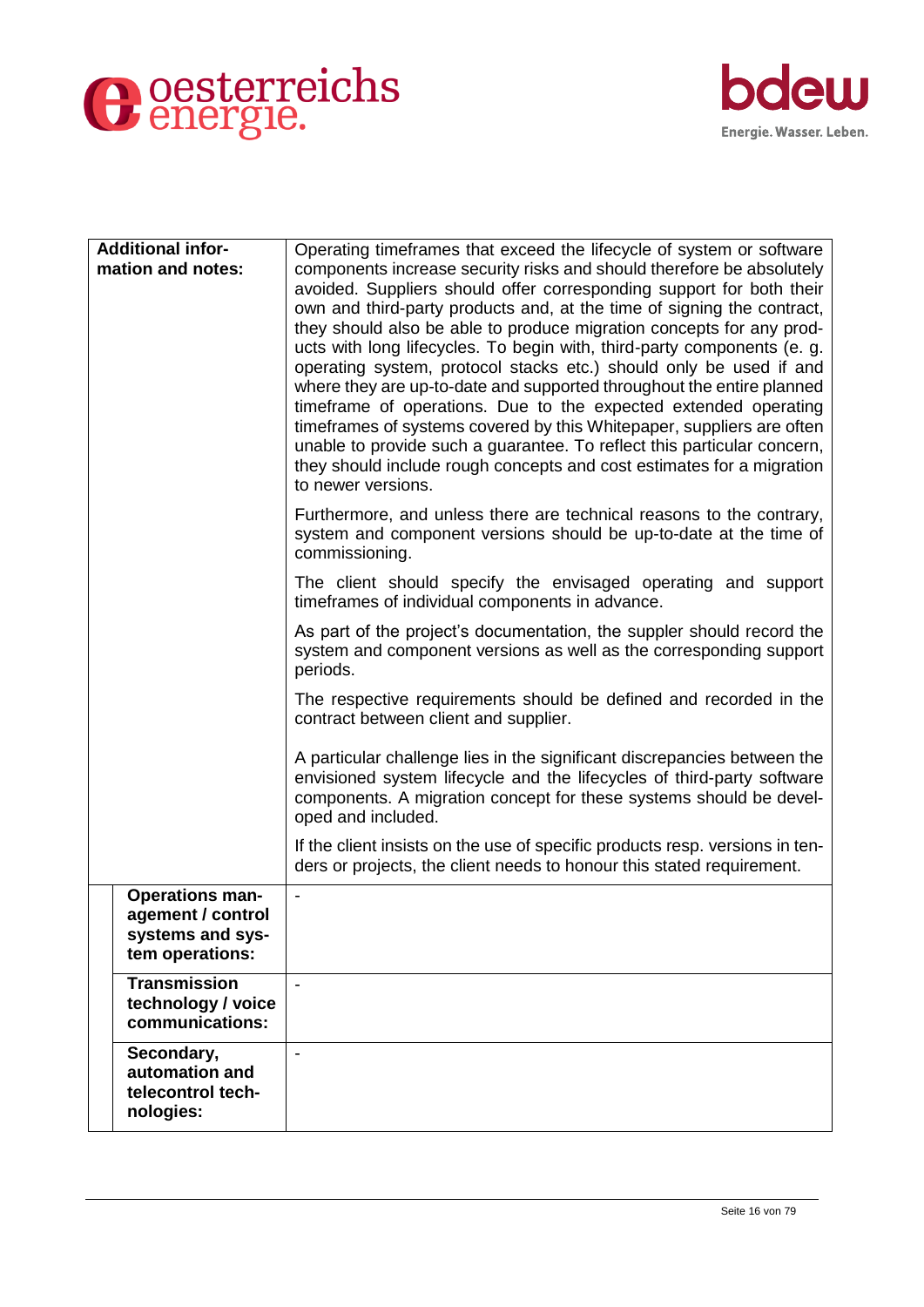| | |
|---|---|
| **Additional information and notes:** | Operating timeframes that exceed the lifecycle of system or software components increase security risks and should therefore be absolutely avoided. Suppliers should offer corresponding support for both their own and third-party products and, at the time of signing the contract, they should also be able to produce migration concepts for any products with long lifecycles. To begin with, third-party components (e. g. operating system, protocol stacks etc.) should only be used if and where they are up-to-date and supported throughout the entire planned timeframe of operations. Due to the expected extended operating timeframes of systems covered by this Whitepaper, suppliers are often unable to provide such a guarantee. To reflect this particular concern, they should include rough concepts and cost estimates for a migration to newer versions.<br><br>Furthermore, and unless there are technical reasons to the contrary, system and component versions should be up-to-date at the time of commissioning.<br><br>The client should specify the envisaged operating and support timeframes of individual components in advance.<br><br>As part of the project's documentation, the suppler should record the system and component versions as well as the corresponding support periods.<br><br>The respective requirements should be defined and recorded in the contract between client and supplier.<br><br>A particular challenge lies in the significant discrepancies between the envisioned system lifecycle and the lifecycles of third-party software components. A migration concept for these systems should be developed and included.<br><br>If the client insists on the use of specific products resp. versions in tenders or projects, the client needs to honour this stated requirement. |
| **Operations management / control systems and system operations:** | - |
| **Transmission technology / voice communications:** | - |
| **Secondary, automation and telecontrol technologies:** | - |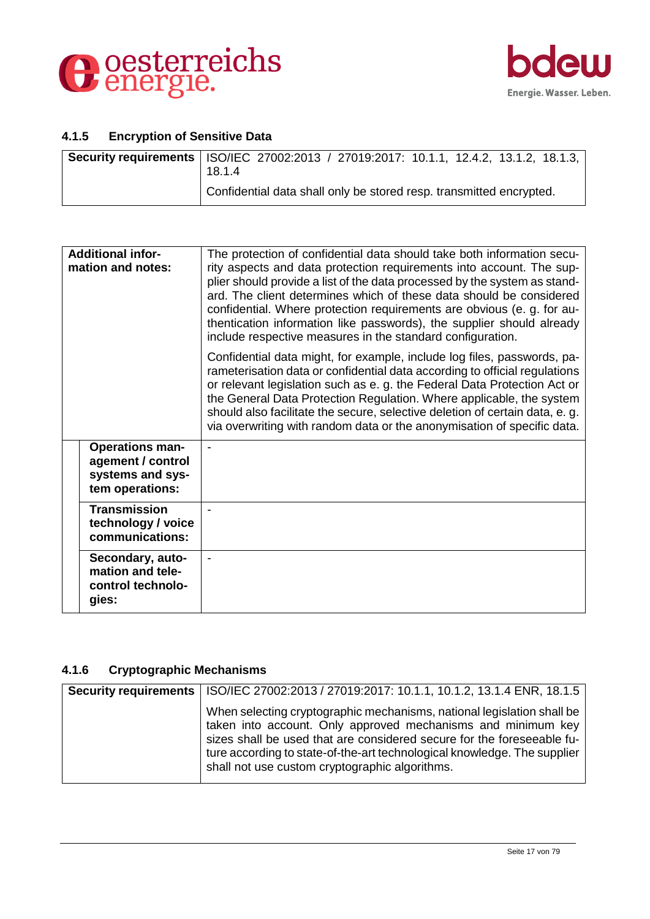### 4.1.5 Encryption of Sensitive Data

| **Security requirements** | ISO/IEC 27002:2013 / 27019:2017: 10.1.1, 12.4.2, 13.1.2, 18.1.3, 18.1.4 |
|---|---|
| | Confidential data shall only be stored resp. transmitted encrypted. |

| | |
|---|---|
| **Additional information and notes:** | The protection of confidential data should take both information security aspects and data protection requirements into account. The supplier should provide a list of the data processed by the system as standard. The client determines which of these data should be considered confidential. Where protection requirements are obvious (e. g. for authentication information like passwords), the supplier should already include respective measures in the standard configuration.<br><br>Confidential data might, for example, include log files, passwords, parameterisation data or confidential data according to official regulations or relevant legislation such as e. g. the Federal Data Protection Act or the General Data Protection Regulation. Where applicable, the system should also facilitate the secure, selective deletion of certain data, e. g. via overwriting with random data or the anonymisation of specific data. |
| **Operations management / control systems and system operations:** | - |
| **Transmission technology / voice communications:** | - |
| **Secondary, automation and telecontrol technologies:** | - |

### 4.1.6 Cryptographic Mechanisms

| **Security requirements** | ISO/IEC 27002:2013 / 27019:2017: 10.1.1, 10.1.2, 13.1.4 ENR, 18.1.5 |
|---|---|
| | When selecting cryptographic mechanisms, national legislation shall be taken into account. Only approved mechanisms and minimum key sizes shall be used that are considered secure for the foreseeable future according to state-of-the-art technological knowledge. The supplier shall not use custom cryptographic algorithms. |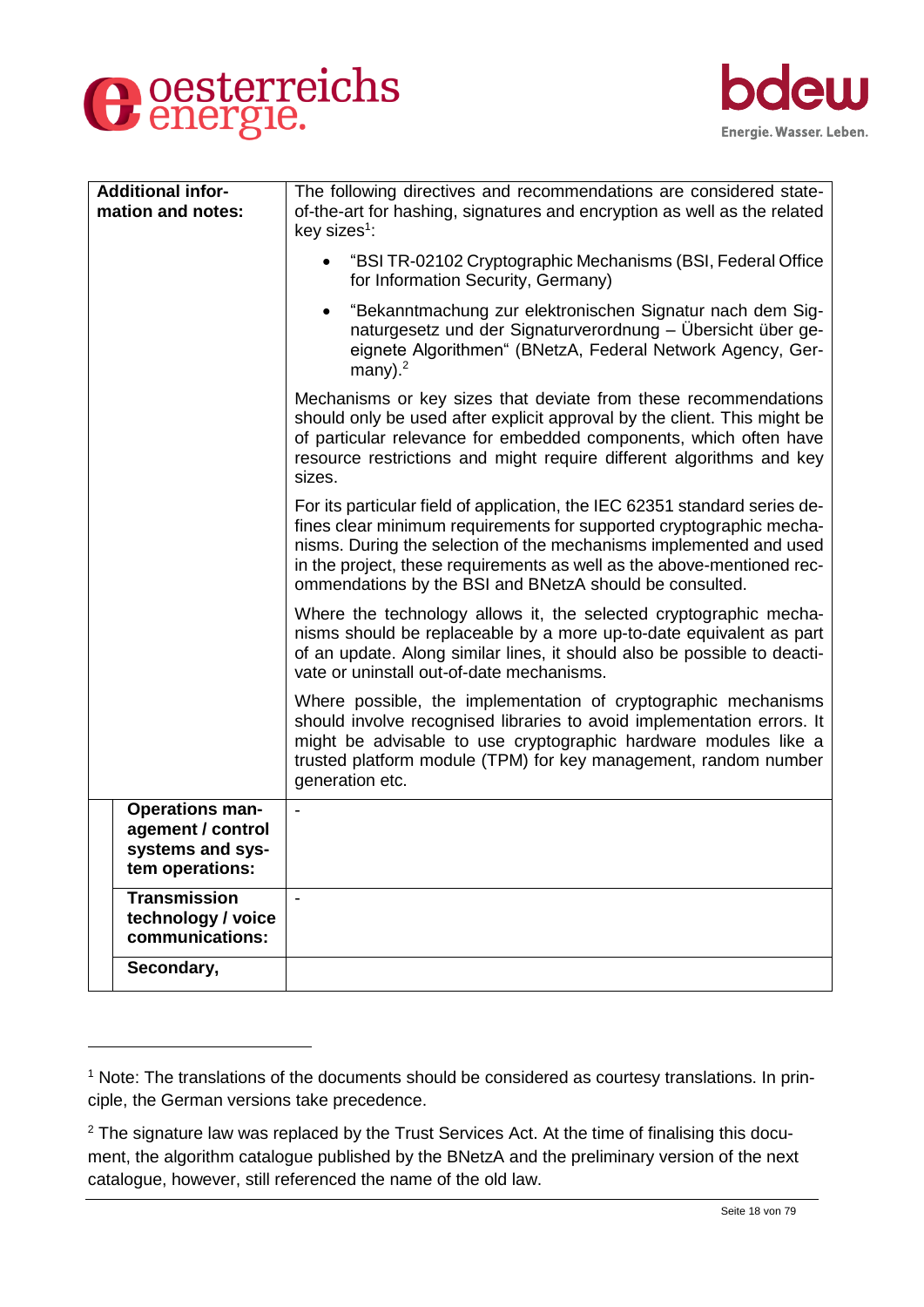| | |
|---|---|
| **Additional information and notes:** | The following directives and recommendations are considered state-of-the-art for hashing, signatures and encryption as well as the related key sizes[1]:<br><br>• "BSI TR-02102 Cryptographic Mechanisms (BSI, Federal Office for Information Security, Germany)<br><br>• "Bekanntmachung zur elektronischen Signatur nach dem Signaturgesetz und der Signaturverordnung – Übersicht über geeignete Algorithmen" (BNetzA, Federal Network Agency, Germany).[2]<br><br>Mechanisms or key sizes that deviate from these recommendations should only be used after explicit approval by the client. This might be of particular relevance for embedded components, which often have resource restrictions and might require different algorithms and key sizes.<br><br>For its particular field of application, the IEC 62351 standard series defines clear minimum requirements for supported cryptographic mechanisms. During the selection of the mechanisms implemented and used in the project, these requirements as well as the above-mentioned recommendations by the BSI and BNetzA should be consulted.<br><br>Where the technology allows it, the selected cryptographic mechanisms should be replaceable by a more up-to-date equivalent as part of an update. Along similar lines, it should also be possible to deactivate or uninstall out-of-date mechanisms.<br><br>Where possible, the implementation of cryptographic mechanisms should involve recognised libraries to avoid implementation errors. It might be advisable to use cryptographic hardware modules like a trusted platform module (TPM) for key management, random number generation etc. |
| **Operations management / control systems and system operations:** | - |
| **Transmission technology / voice communications:** | - |
| **Secondary,** | |

[1] Note: The translations of the documents should be considered as courtesy translations. In principle, the German versions take precedence.

[2] The signature law was replaced by the Trust Services Act. At the time of finalising this document, the algorithm catalogue published by the BNetzA and the preliminary version of the next catalogue, however, still referenced the name of the old law.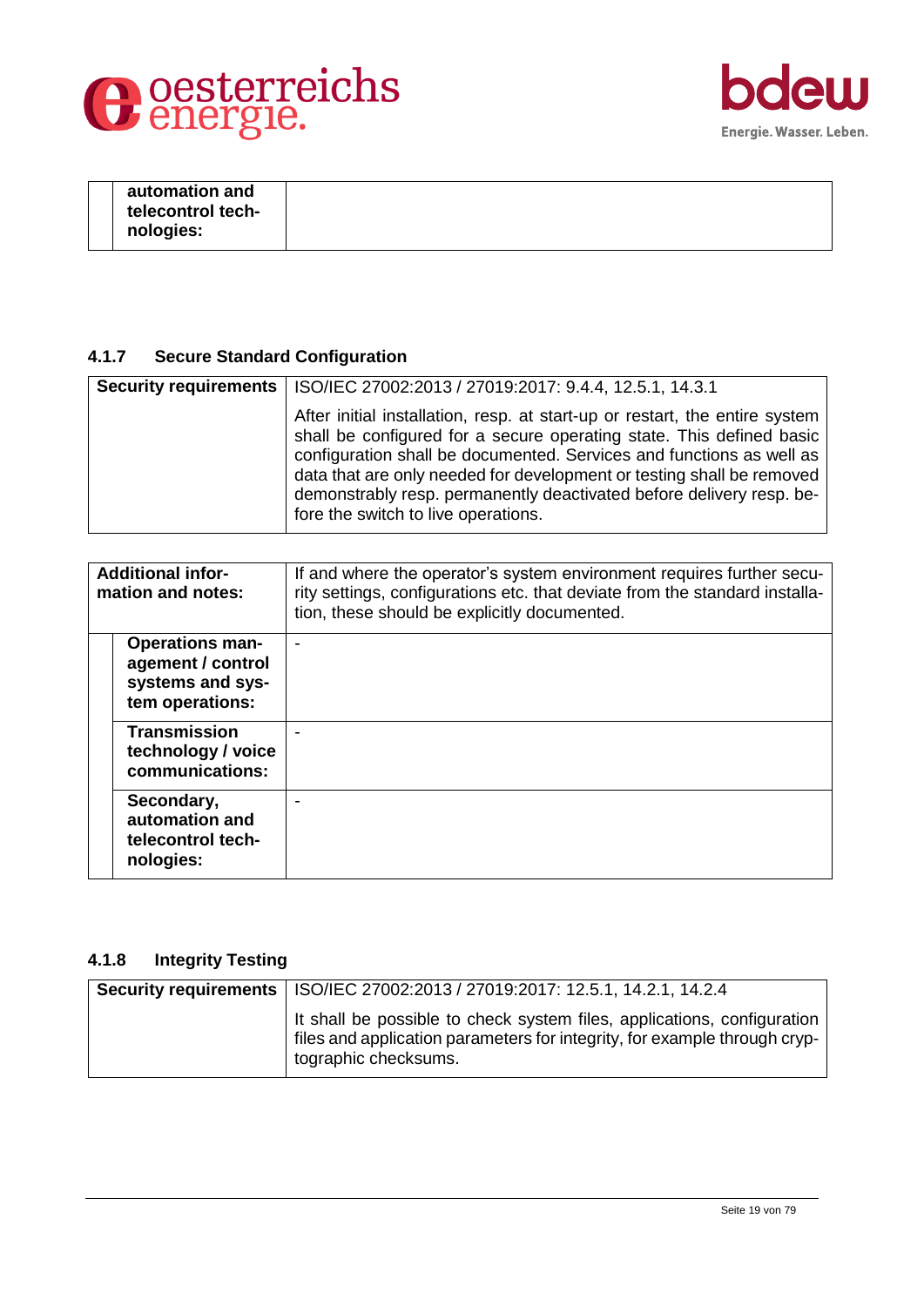| | |
|---|---|
| automation and telecontrol technologies: | |

### 4.1.7 Secure Standard Configuration

| Security requirements | ISO/IEC 27002:2013 / 27019:2017: 9.4.4, 12.5.1, 14.3.1 |
|---|---|
| | After initial installation, resp. at start-up or restart, the entire system shall be configured for a secure operating state. This defined basic configuration shall be documented. Services and functions as well as data that are only needed for development or testing shall be removed demonstrably resp. permanently deactivated before delivery resp. before the switch to live operations. |

| Additional information and notes: | If and where the operator's system environment requires further security settings, configurations etc. that deviate from the standard installation, these should be explicitly documented. |
|---|---|
| Operations management / control systems and system operations: | - |
| Transmission technology / voice communications: | - |
| Secondary, automation and telecontrol technologies: | - |

### 4.1.8 Integrity Testing

| Security requirements | ISO/IEC 27002:2013 / 27019:2017: 12.5.1, 14.2.1, 14.2.4 |
|---|---|
| | It shall be possible to check system files, applications, configuration files and application parameters for integrity, for example through cryptographic checksums. |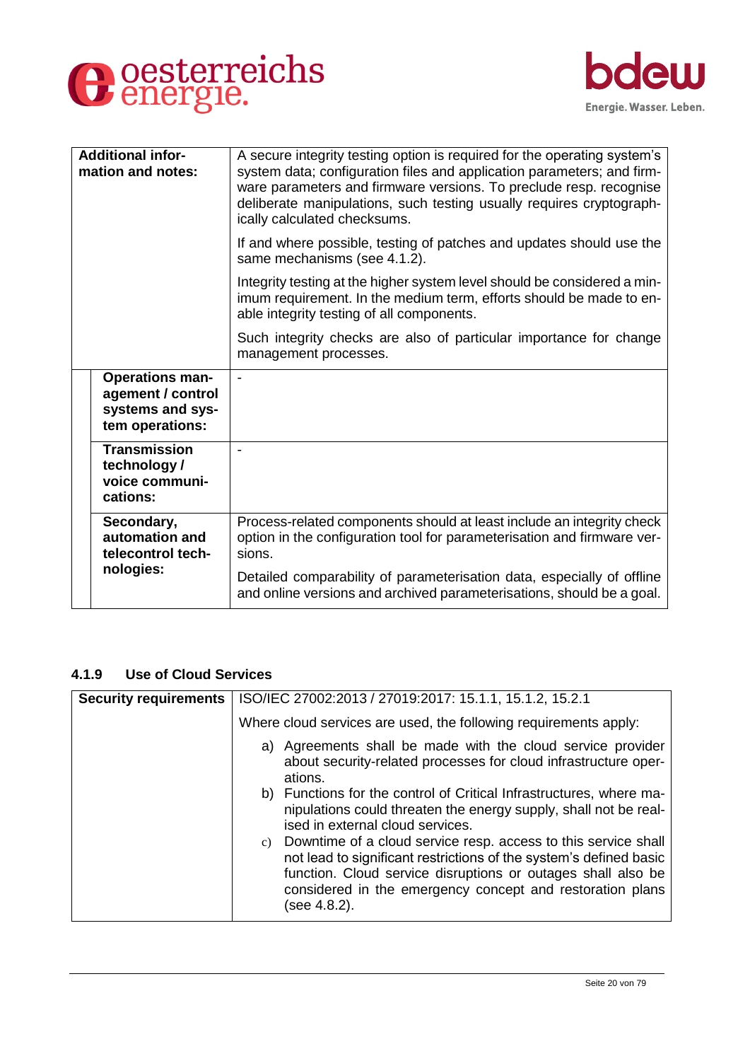| | |
|---|---|
| **Additional information and notes:** | A secure integrity testing option is required for the operating system's system data; configuration files and application parameters; and firmware parameters and firmware versions. To preclude resp. recognise deliberate manipulations, such testing usually requires cryptographically calculated checksums.<br><br>If and where possible, testing of patches and updates should use the same mechanisms (see 4.1.2).<br><br>Integrity testing at the higher system level should be considered a minimum requirement. In the medium term, efforts should be made to enable integrity testing of all components.<br><br>Such integrity checks are also of particular importance for change management processes. |
| **Operations management / control systems and system operations:** | - |
| **Transmission technology / voice communications:** | - |
| **Secondary, automation and telecontrol technologies:** | Process-related components should at least include an integrity check option in the configuration tool for parameterisation and firmware versions.<br><br>Detailed comparability of parameterisation data, especially of offline and online versions and archived parameterisations, should be a goal. |

### 4.1.9 Use of Cloud Services

| | |
|---|---|
| **Security requirements** | ISO/IEC 27002:2013 / 27019:2017: 15.1.1, 15.1.2, 15.2.1<br><br>Where cloud services are used, the following requirements apply:<br><br>a) Agreements shall be made with the cloud service provider about security-related processes for cloud infrastructure operations.<br>b) Functions for the control of Critical Infrastructures, where manipulations could threaten the energy supply, shall not be realised in external cloud services.<br>c) Downtime of a cloud service resp. access to this service shall not lead to significant restrictions of the system's defined basic function. Cloud service disruptions or outages shall also be considered in the emergency concept and restoration plans (see 4.8.2). |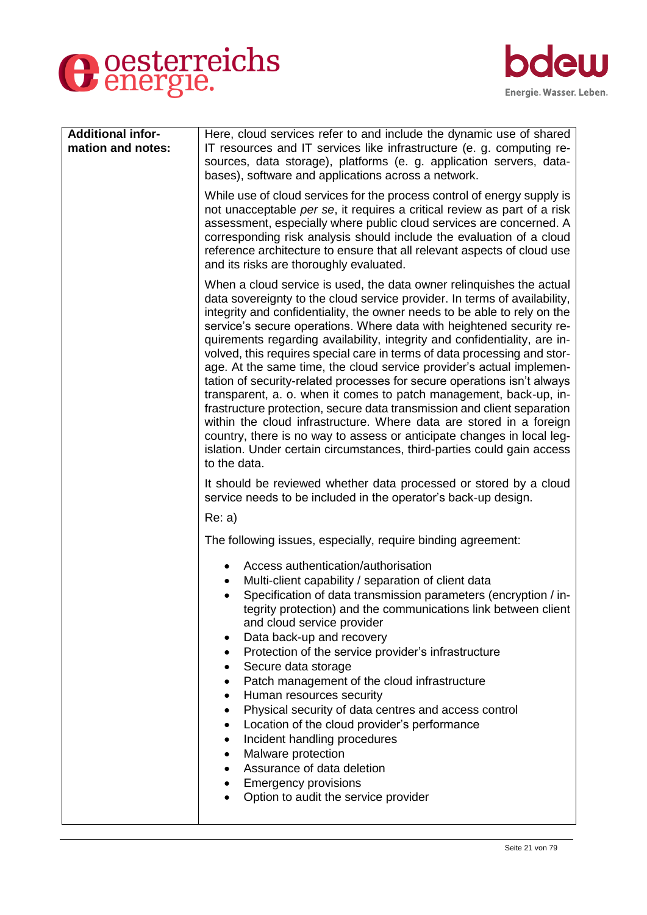| **Additional information and notes:** | Here, cloud services refer to and include the dynamic use of shared IT resources and IT services like infrastructure (e. g. computing resources, data storage), platforms (e. g. application servers, databases), software and applications across a network.<br><br>While use of cloud services for the process control of energy supply is not unacceptable *per se*, it requires a critical review as part of a risk assessment, especially where public cloud services are concerned. A corresponding risk analysis should include the evaluation of a cloud reference architecture to ensure that all relevant aspects of cloud use and its risks are thoroughly evaluated.<br><br>When a cloud service is used, the data owner relinquishes the actual data sovereignty to the cloud service provider. In terms of availability, integrity and confidentiality, the owner needs to be able to rely on the service's secure operations. Where data with heightened security requirements regarding availability, integrity and confidentiality, are involved, this requires special care in terms of data processing and storage. At the same time, the cloud service provider's actual implementation of security-related processes for secure operations isn't always transparent, a. o. when it comes to patch management, back-up, infrastructure protection, secure data transmission and client separation within the cloud infrastructure. Where data are stored in a foreign country, there is no way to assess or anticipate changes in local legislation. Under certain circumstances, third-parties could gain access to the data.<br><br>It should be reviewed whether data processed or stored by a cloud service needs to be included in the operator's back-up design.<br><br>Re: a)<br><br>The following issues, especially, require binding agreement:<br><br>• Access authentication/authorisation<br>• Multi-client capability / separation of client data<br>• Specification of data transmission parameters (encryption / integrity protection) and the communications link between client and cloud service provider<br>• Data back-up and recovery<br>• Protection of the service provider's infrastructure<br>• Secure data storage<br>• Patch management of the cloud infrastructure<br>• Human resources security<br>• Physical security of data centres and access control<br>• Location of the cloud provider's performance<br>• Incident handling procedures<br>• Malware protection<br>• Assurance of data deletion<br>• Emergency provisions<br>• Option to audit the service provider |
|---|---|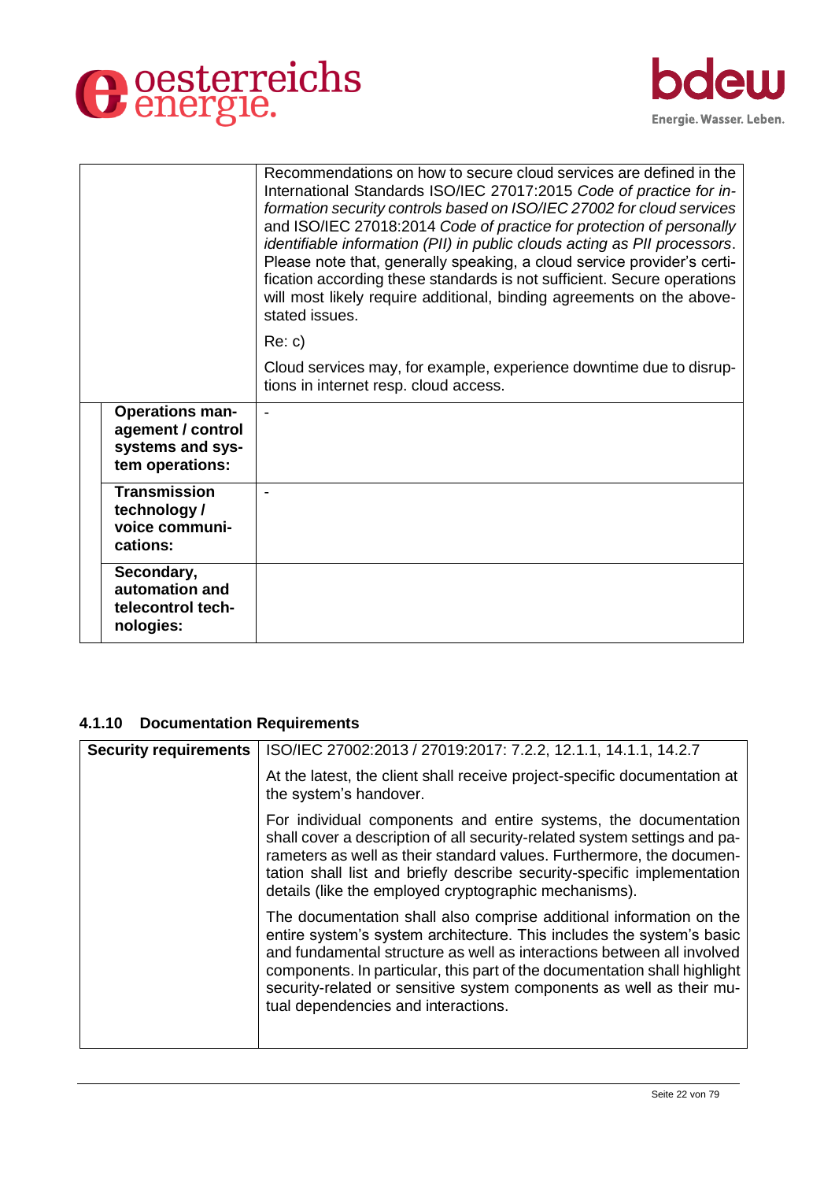| | |
|---|---|
| | Recommendations on how to secure cloud services are defined in the International Standards ISO/IEC 27017:2015 *Code of practice for information security controls based on ISO/IEC 27002 for cloud services* and ISO/IEC 27018:2014 *Code of practice for protection of personally identifiable information (PII) in public clouds acting as PII processors*. Please note that, generally speaking, a cloud service provider's certification according these standards is not sufficient. Secure operations will most likely require additional, binding agreements on the above-stated issues.<br><br>Re: c)<br><br>Cloud services may, for example, experience downtime due to disruptions in internet resp. cloud access. |
| **Operations management / control systems and system operations:** | - |
| **Transmission technology / voice communications:** | - |
| **Secondary, automation and telecontrol technologies:** | |

### 4.1.10 Documentation Requirements

| | |
|---|---|
| **Security requirements** | ISO/IEC 27002:2013 / 27019:2017: 7.2.2, 12.1.1, 14.1.1, 14.2.7<br><br>At the latest, the client shall receive project-specific documentation at the system's handover.<br><br>For individual components and entire systems, the documentation shall cover a description of all security-related system settings and parameters as well as their standard values. Furthermore, the documentation shall list and briefly describe security-specific implementation details (like the employed cryptographic mechanisms).<br><br>The documentation shall also comprise additional information on the entire system's system architecture. This includes the system's basic and fundamental structure as well as interactions between all involved components. In particular, this part of the documentation shall highlight security-related or sensitive system components as well as their mutual dependencies and interactions. |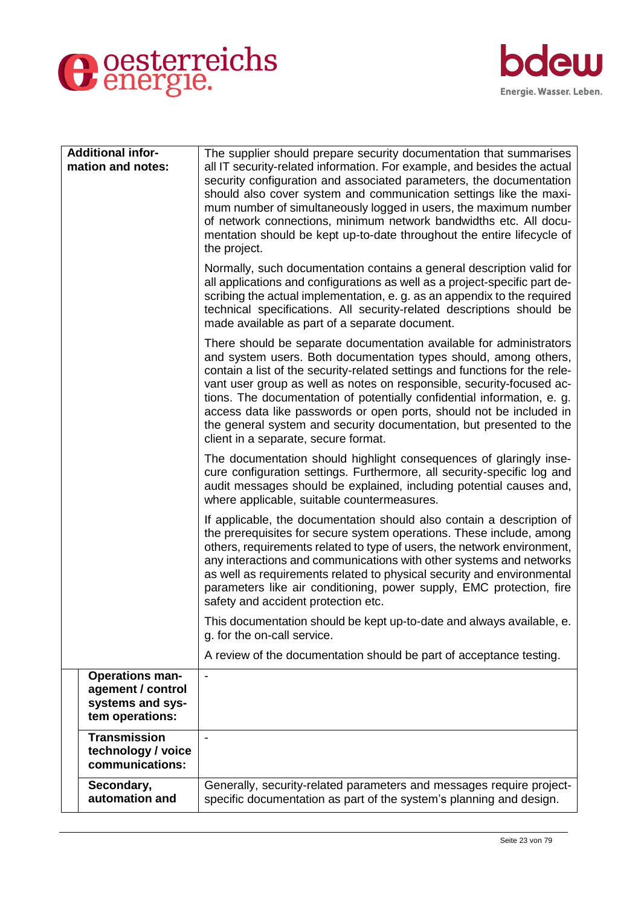| **Additional information and notes:** | The supplier should prepare security documentation that summarises all IT security-related information. For example, and besides the actual security configuration and associated parameters, the documentation should also cover system and communication settings like the maximum number of simultaneously logged in users, the maximum number of network connections, minimum network bandwidths etc. All documentation should be kept up-to-date throughout the entire lifecycle of the project.<br><br>Normally, such documentation contains a general description valid for all applications and configurations as well as a project-specific part describing the actual implementation, e. g. as an appendix to the required technical specifications. All security-related descriptions should be made available as part of a separate document.<br><br>There should be separate documentation available for administrators and system users. Both documentation types should, among others, contain a list of the security-related settings and functions for the relevant user group as well as notes on responsible, security-focused actions. The documentation of potentially confidential information, e. g. access data like passwords or open ports, should not be included in the general system and security documentation, but presented to the client in a separate, secure format.<br><br>The documentation should highlight consequences of glaringly insecure configuration settings. Furthermore, all security-specific log and audit messages should be explained, including potential causes and, where applicable, suitable countermeasures.<br><br>If applicable, the documentation should also contain a description of the prerequisites for secure system operations. These include, among others, requirements related to type of users, the network environment, any interactions and communications with other systems and networks as well as requirements related to physical security and environmental parameters like air conditioning, power supply, EMC protection, fire safety and accident protection etc.<br><br>This documentation should be kept up-to-date and always available, e. g. for the on-call service.<br><br>A review of the documentation should be part of acceptance testing. |
|---|---|
| **Operations management / control systems and system operations:** | - |
| **Transmission technology / voice communications:** | - |
| **Secondary, automation and** | Generally, security-related parameters and messages require project-specific documentation as part of the system's planning and design. |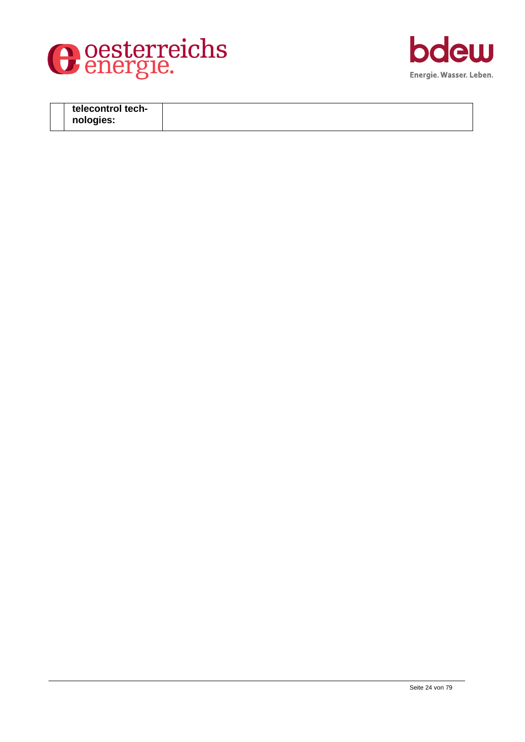| | **telecontrol technologies:** | |
|---|---|---|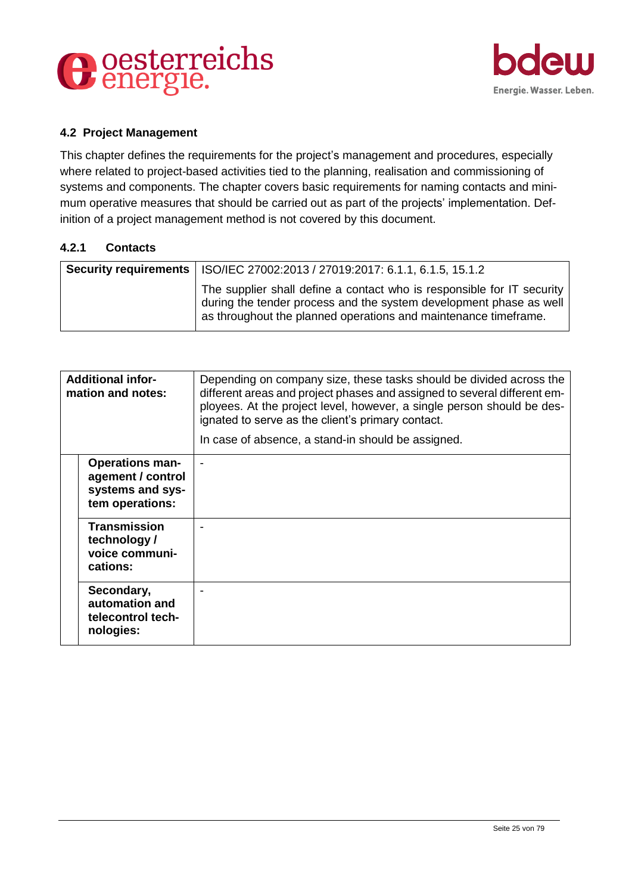## 4.2 Project Management

This chapter defines the requirements for the project's management and procedures, especially where related to project-based activities tied to the planning, realisation and commissioning of systems and components. The chapter covers basic requirements for naming contacts and minimum operative measures that should be carried out as part of the projects' implementation. Definition of a project management method is not covered by this document.

### 4.2.1 Contacts

| **Security requirements** | ISO/IEC 27002:2013 / 27019:2017: 6.1.1, 6.1.5, 15.1.2 |
|---|---|
| | The supplier shall define a contact who is responsible for IT security during the tender process and the system development phase as well as throughout the planned operations and maintenance timeframe. |

| **Additional information and notes:** | Depending on company size, these tasks should be divided across the different areas and project phases and assigned to several different employees. At the project level, however, a single person should be designated to serve as the client's primary contact.<br><br>In case of absence, a stand-in should be assigned. |
|---|---|
| **Operations management / control systems and system operations:** | - |
| **Transmission technology / voice communications:** | - |
| **Secondary, automation and telecontrol technologies:** | - |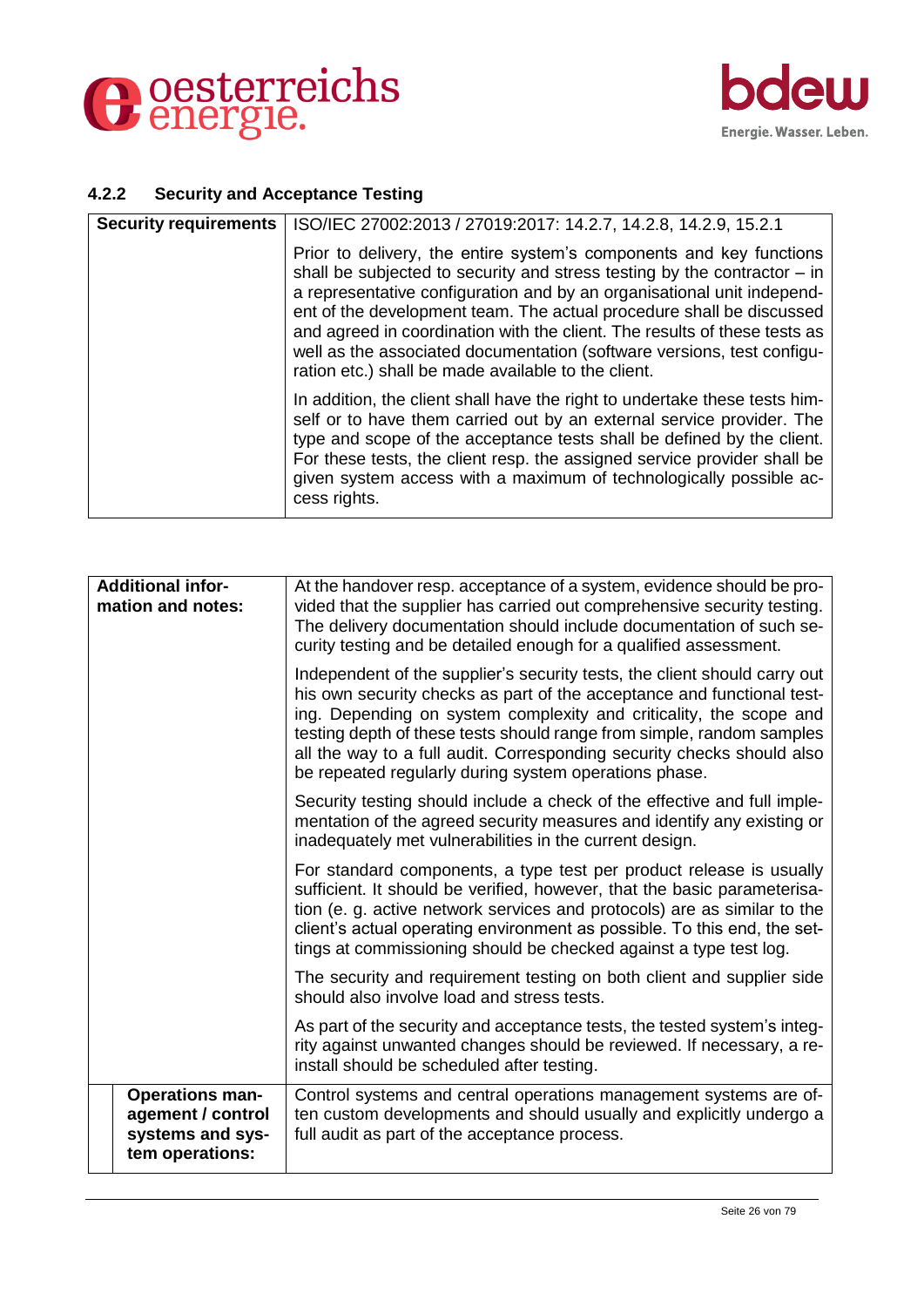### 4.2.2 Security and Acceptance Testing

| Security requirements | ISO/IEC 27002:2013 / 27019:2017: 14.2.7, 14.2.8, 14.2.9, 15.2.1 |
|---|---|
| | Prior to delivery, the entire system's components and key functions shall be subjected to security and stress testing by the contractor – in a representative configuration and by an organisational unit independent of the development team. The actual procedure shall be discussed and agreed in coordination with the client. The results of these tests as well as the associated documentation (software versions, test configuration etc.) shall be made available to the client. |
| | In addition, the client shall have the right to undertake these tests himself or to have them carried out by an external service provider. The type and scope of the acceptance tests shall be defined by the client. For these tests, the client resp. the assigned service provider shall be given system access with a maximum of technologically possible access rights. |

| Additional information and notes: | At the handover resp. acceptance of a system, evidence should be provided that the supplier has carried out comprehensive security testing. The delivery documentation should include documentation of such security testing and be detailed enough for a qualified assessment. |
|---|---|
| | Independent of the supplier's security tests, the client should carry out his own security checks as part of the acceptance and functional testing. Depending on system complexity and criticality, the scope and testing depth of these tests should range from simple, random samples all the way to a full audit. Corresponding security checks should also be repeated regularly during system operations phase. |
| | Security testing should include a check of the effective and full implementation of the agreed security measures and identify any existing or inadequately met vulnerabilities in the current design. |
| | For standard components, a type test per product release is usually sufficient. It should be verified, however, that the basic parameterisation (e. g. active network services and protocols) are as similar to the client's actual operating environment as possible. To this end, the settings at commissioning should be checked against a type test log. |
| | The security and requirement testing on both client and supplier side should also involve load and stress tests. |
| | As part of the security and acceptance tests, the tested system's integrity against unwanted changes should be reviewed. If necessary, a reinstall should be scheduled after testing. |
| **Operations management / control systems and system operations:** | Control systems and central operations management systems are often custom developments and should usually and explicitly undergo a full audit as part of the acceptance process. |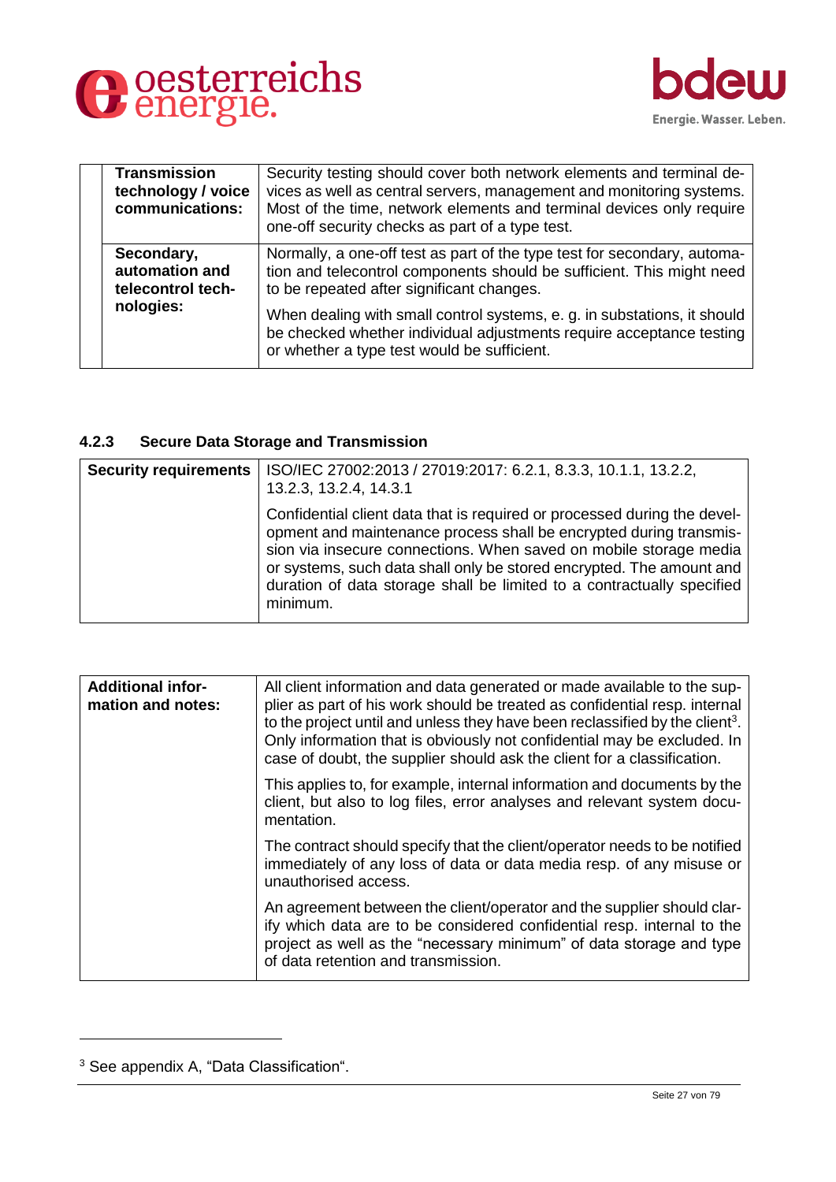| | |
|---|---|
| **Transmission technology / voice communications:** | Security testing should cover both network elements and terminal devices as well as central servers, management and monitoring systems. Most of the time, network elements and terminal devices only require one-off security checks as part of a type test. |
| **Secondary, automation and telecontrol technologies:** | Normally, a one-off test as part of the type test for secondary, automation and telecontrol components should be sufficient. This might need to be repeated after significant changes.<br><br>When dealing with small control systems, e. g. in substations, it should be checked whether individual adjustments require acceptance testing or whether a type test would be sufficient. |

#### 4.2.3 Secure Data Storage and Transmission

| | |
|---|---|
| **Security requirements** | ISO/IEC 27002:2013 / 27019:2017: 6.2.1, 8.3.3, 10.1.1, 13.2.2, 13.2.3, 13.2.4, 14.3.1<br><br>Confidential client data that is required or processed during the development and maintenance process shall be encrypted during transmission via insecure connections. When saved on mobile storage media or systems, such data shall only be stored encrypted. The amount and duration of data storage shall be limited to a contractually specified minimum. |

| | |
|---|---|
| **Additional information and notes:** | All client information and data generated or made available to the supplier as part of his work should be treated as confidential resp. internal to the project until and unless they have been reclassified by the client[3]. Only information that is obviously not confidential may be excluded. In case of doubt, the supplier should ask the client for a classification.<br><br>This applies to, for example, internal information and documents by the client, but also to log files, error analyses and relevant system documentation.<br><br>The contract should specify that the client/operator needs to be notified immediately of any loss of data or data media resp. of any misuse or unauthorised access.<br><br>An agreement between the client/operator and the supplier should clarify which data are to be considered confidential resp. internal to the project as well as the "necessary minimum" of data storage and type of data retention and transmission. |

[3] See appendix A, "Data Classification".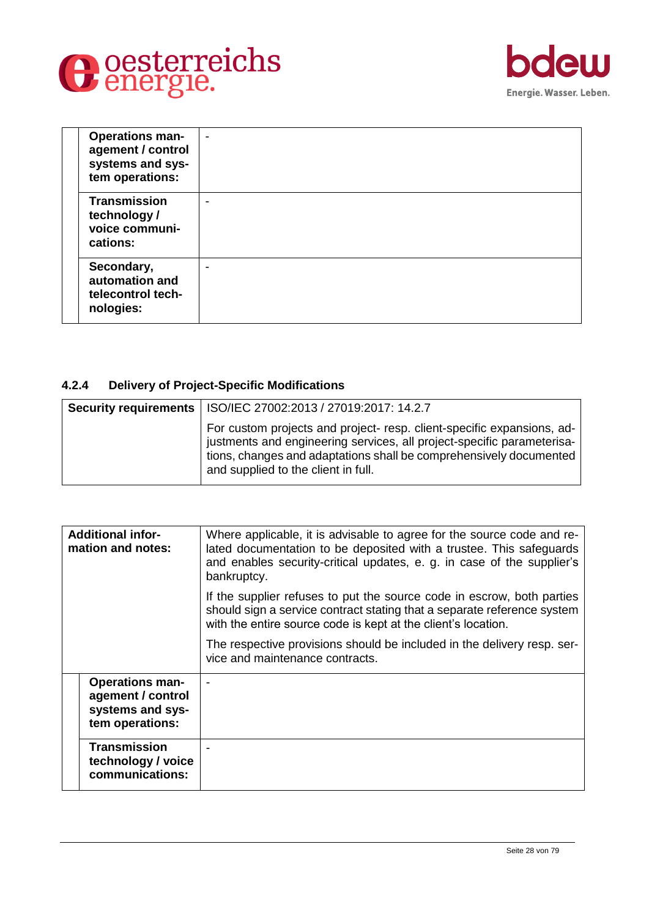| | |
|---|---|
| **Operations management / control systems and system operations:** | - |
| **Transmission technology / voice communications:** | - |
| **Secondary, automation and telecontrol technologies:** | - |

#### 4.2.4 Delivery of Project-Specific Modifications

| | |
|---|---|
| **Security requirements** | ISO/IEC 27002:2013 / 27019:2017: 14.2.7 |
| | For custom projects and project- resp. client-specific expansions, adjustments and engineering services, all project-specific parameterisations, changes and adaptations shall be comprehensively documented and supplied to the client in full. |

| | |
|---|---|
| **Additional information and notes:** | Where applicable, it is advisable to agree for the source code and related documentation to be deposited with a trustee. This safeguards and enables security-critical updates, e. g. in case of the supplier's bankruptcy.<br><br>If the supplier refuses to put the source code in escrow, both parties should sign a service contract stating that a separate reference system with the entire source code is kept at the client's location.<br><br>The respective provisions should be included in the delivery resp. service and maintenance contracts. |
| **Operations management / control systems and system operations:** | - |
| **Transmission technology / voice communications:** | - |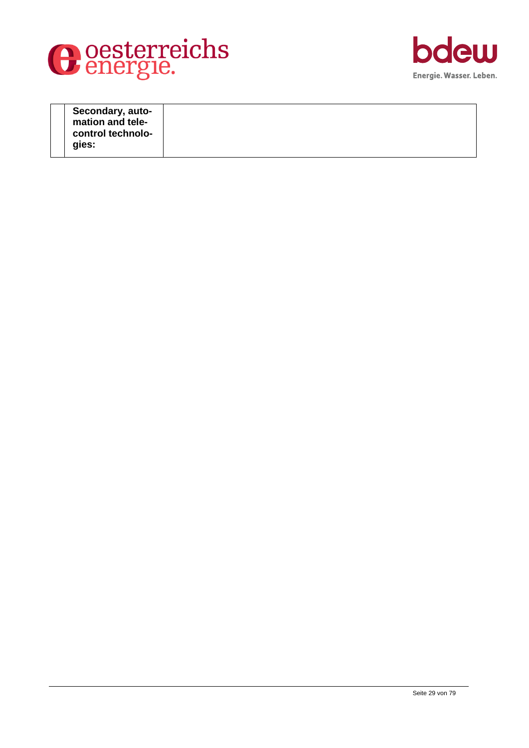|  | Secondary, automation and telecontrol technologies: |  |
|---|---|---|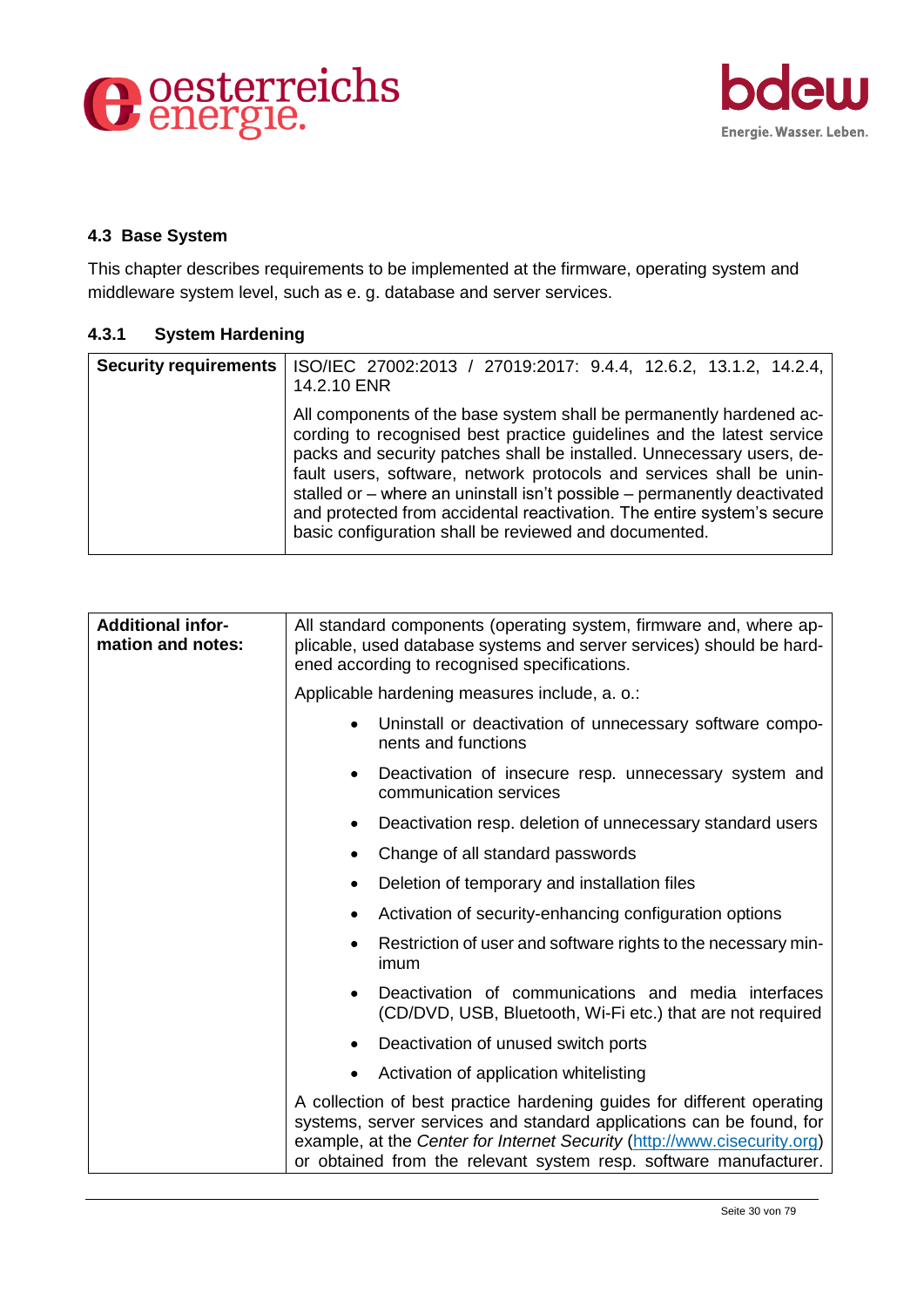### 4.3 Base System

This chapter describes requirements to be implemented at the firmware, operating system and middleware system level, such as e. g. database and server services.

#### 4.3.1 System Hardening

| **Security requirements** | ISO/IEC 27002:2013 / 27019:2017: 9.4.4, 12.6.2, 13.1.2, 14.2.4, 14.2.10 ENR<br><br>All components of the base system shall be permanently hardened according to recognised best practice guidelines and the latest service packs and security patches shall be installed. Unnecessary users, default users, software, network protocols and services shall be uninstalled or – where an uninstall isn't possible – permanently deactivated and protected from accidental reactivation. The entire system's secure basic configuration shall be reviewed and documented. |
|---|---|

| **Additional information and notes:** | All standard components (operating system, firmware and, where applicable, used database systems and server services) should be hardened according to recognised specifications.<br><br>Applicable hardening measures include, a. o.:<br><br>• Uninstall or deactivation of unnecessary software components and functions<br>• Deactivation of insecure resp. unnecessary system and communication services<br>• Deactivation resp. deletion of unnecessary standard users<br>• Change of all standard passwords<br>• Deletion of temporary and installation files<br>• Activation of security-enhancing configuration options<br>• Restriction of user and software rights to the necessary minimum<br>• Deactivation of communications and media interfaces (CD/DVD, USB, Bluetooth, Wi-Fi etc.) that are not required<br>• Deactivation of unused switch ports<br>• Activation of application whitelisting<br><br>A collection of best practice hardening guides for different operating systems, server services and standard applications can be found, for example, at the *Center for Internet Security* (http://www.cisecurity.org) or obtained from the relevant system resp. software manufacturer. |
|---|---|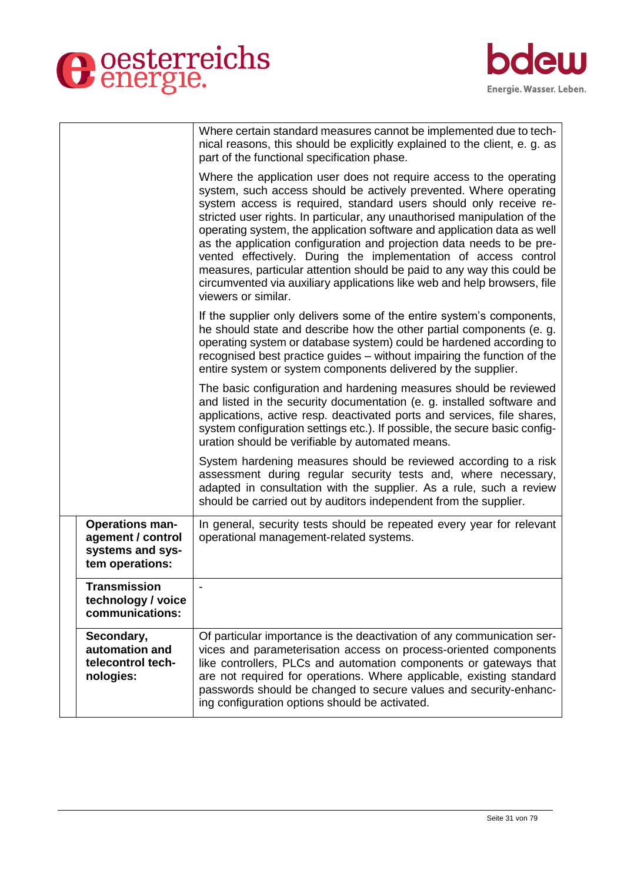| | |
|---|---|
| | Where certain standard measures cannot be implemented due to technical reasons, this should be explicitly explained to the client, e. g. as part of the functional specification phase.<br><br>Where the application user does not require access to the operating system, such access should be actively prevented. Where operating system access is required, standard users should only receive restricted user rights. In particular, any unauthorised manipulation of the operating system, the application software and application data as well as the application configuration and projection data needs to be prevented effectively. During the implementation of access control measures, particular attention should be paid to any way this could be circumvented via auxiliary applications like web and help browsers, file viewers or similar.<br><br>If the supplier only delivers some of the entire system's components, he should state and describe how the other partial components (e. g. operating system or database system) could be hardened according to recognised best practice guides – without impairing the function of the entire system or system components delivered by the supplier.<br><br>The basic configuration and hardening measures should be reviewed and listed in the security documentation (e. g. installed software and applications, active resp. deactivated ports and services, file shares, system configuration settings etc.). If possible, the secure basic configuration should be verifiable by automated means.<br><br>System hardening measures should be reviewed according to a risk assessment during regular security tests and, where necessary, adapted in consultation with the supplier. As a rule, such a review should be carried out by auditors independent from the supplier. |
| **Operations management / control systems and system operations:** | In general, security tests should be repeated every year for relevant operational management-related systems. |
| **Transmission technology / voice communications:** | - |
| **Secondary, automation and telecontrol technologies:** | Of particular importance is the deactivation of any communication services and parameterisation access on process-oriented components like controllers, PLCs and automation components or gateways that are not required for operations. Where applicable, existing standard passwords should be changed to secure values and security-enhancing configuration options should be activated. |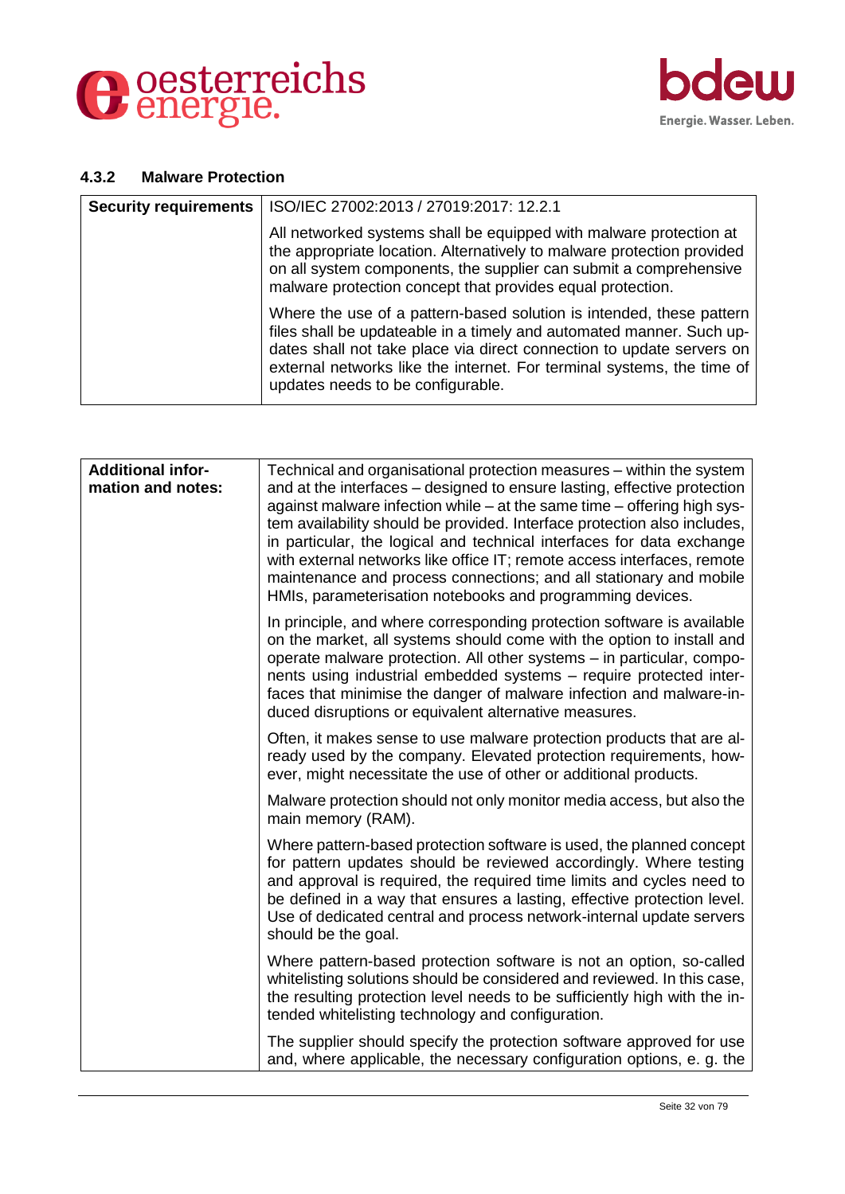#### 4.3.2 Malware Protection

| Security requirements | ISO/IEC 27002:2013 / 27019:2017: 12.2.1 |
|---|---|
| | All networked systems shall be equipped with malware protection at the appropriate location. Alternatively to malware protection provided on all system components, the supplier can submit a comprehensive malware protection concept that provides equal protection. |
| | Where the use of a pattern-based solution is intended, these pattern files shall be updateable in a timely and automated manner. Such updates shall not take place via direct connection to update servers on external networks like the internet. For terminal systems, the time of updates needs to be configurable. |

| Additional information and notes: | Technical and organisational protection measures – within the system and at the interfaces – designed to ensure lasting, effective protection against malware infection while – at the same time – offering high system availability should be provided. Interface protection also includes, in particular, the logical and technical interfaces for data exchange with external networks like office IT; remote access interfaces, remote maintenance and process connections; and all stationary and mobile HMIs, parameterisation notebooks and programming devices. |
|---|---|
| | In principle, and where corresponding protection software is available on the market, all systems should come with the option to install and operate malware protection. All other systems – in particular, components using industrial embedded systems – require protected interfaces that minimise the danger of malware infection and malware-induced disruptions or equivalent alternative measures. |
| | Often, it makes sense to use malware protection products that are already used by the company. Elevated protection requirements, however, might necessitate the use of other or additional products. |
| | Malware protection should not only monitor media access, but also the main memory (RAM). |
| | Where pattern-based protection software is used, the planned concept for pattern updates should be reviewed accordingly. Where testing and approval is required, the required time limits and cycles need to be defined in a way that ensures a lasting, effective protection level. Use of dedicated central and process network-internal update servers should be the goal. |
| | Where pattern-based protection software is not an option, so-called whitelisting solutions should be considered and reviewed. In this case, the resulting protection level needs to be sufficiently high with the intended whitelisting technology and configuration. |
| | The supplier should specify the protection software approved for use and, where applicable, the necessary configuration options, e. g. the |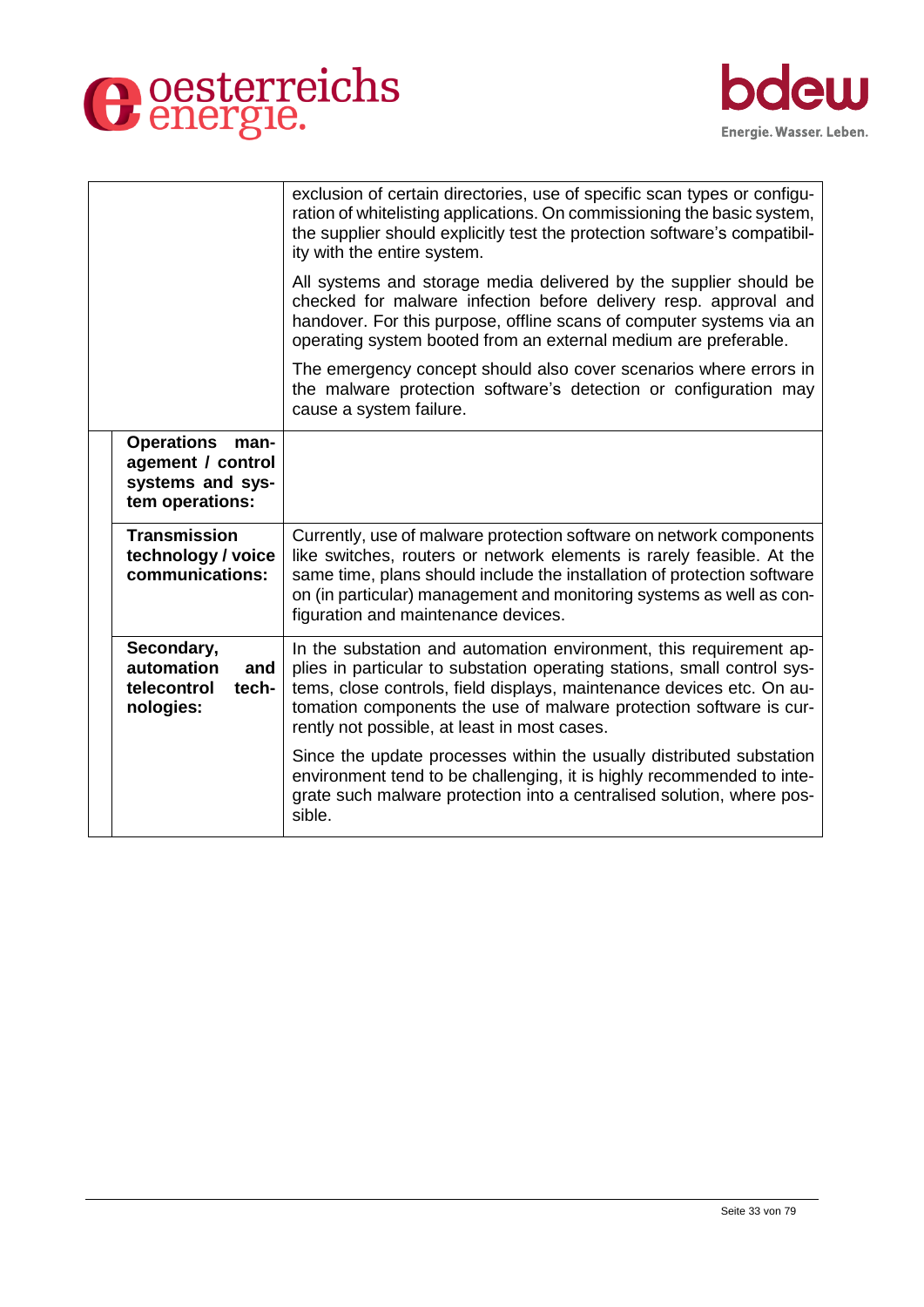| | |
|---|---|
| | exclusion of certain directories, use of specific scan types or configuration of whitelisting applications. On commissioning the basic system, the supplier should explicitly test the protection software's compatibility with the entire system.<br><br>All systems and storage media delivered by the supplier should be checked for malware infection before delivery resp. approval and handover. For this purpose, offline scans of computer systems via an operating system booted from an external medium are preferable.<br><br>The emergency concept should also cover scenarios where errors in the malware protection software's detection or configuration may cause a system failure. |
| **Operations management / control systems and system operations:** | |
| **Transmission technology / voice communications:** | Currently, use of malware protection software on network components like switches, routers or network elements is rarely feasible. At the same time, plans should include the installation of protection software on (in particular) management and monitoring systems as well as configuration and maintenance devices. |
| **Secondary, automation and telecontrol technologies:** | In the substation and automation environment, this requirement applies in particular to substation operating stations, small control systems, close controls, field displays, maintenance devices etc. On automation components the use of malware protection software is currently not possible, at least in most cases.<br><br>Since the update processes within the usually distributed substation environment tend to be challenging, it is highly recommended to integrate such malware protection into a centralised solution, where possible. |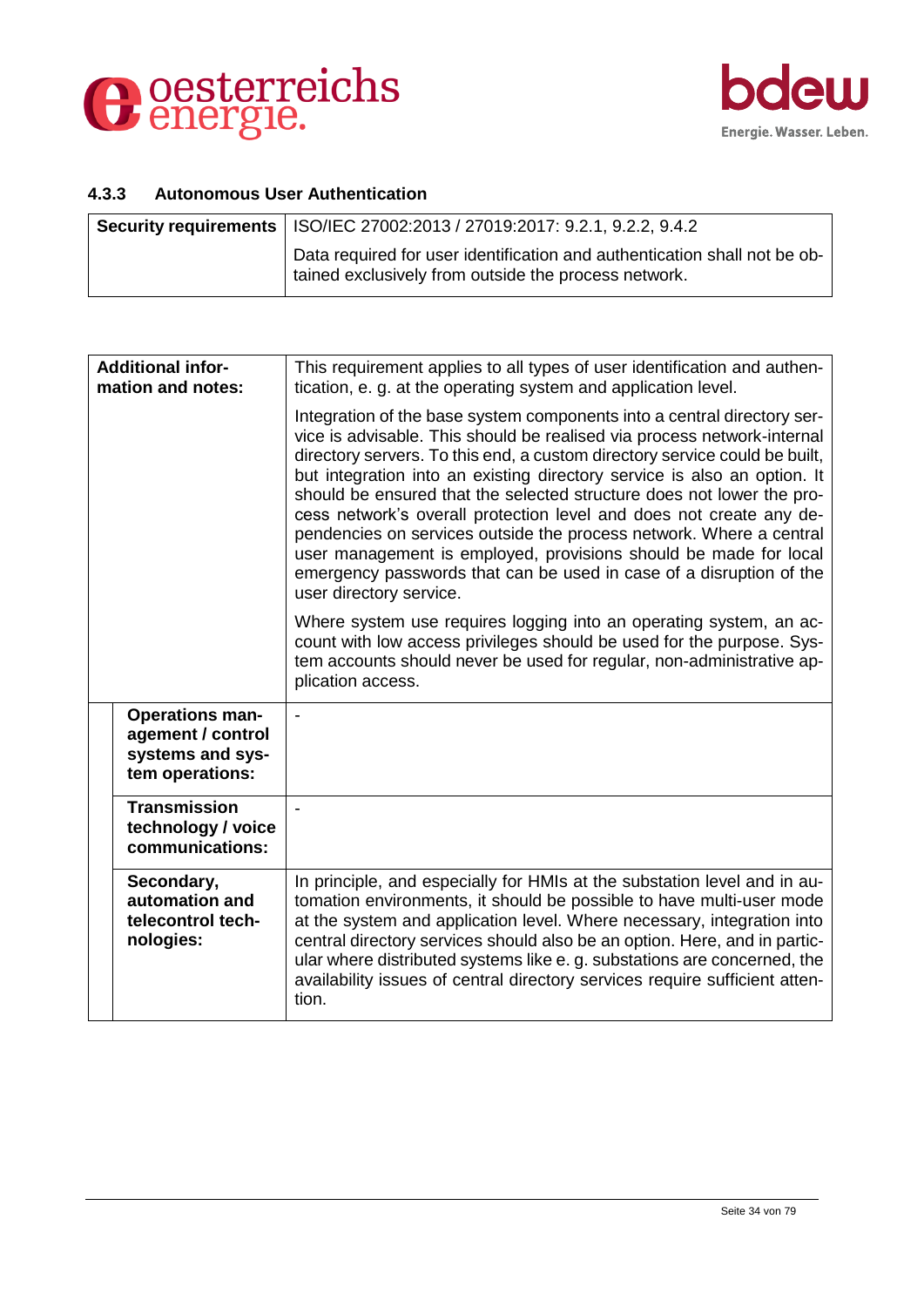### 4.3.3 Autonomous User Authentication

| **Security requirements** | ISO/IEC 27002:2013 / 27019:2017: 9.2.1, 9.2.2, 9.4.2 |
|---|---|
| | Data required for user identification and authentication shall not be obtained exclusively from outside the process network. |

| **Additional information and notes:** | This requirement applies to all types of user identification and authentication, e. g. at the operating system and application level.<br><br>Integration of the base system components into a central directory service is advisable. This should be realised via process network-internal directory servers. To this end, a custom directory service could be built, but integration into an existing directory service is also an option. It should be ensured that the selected structure does not lower the process network's overall protection level and does not create any dependencies on services outside the process network. Where a central user management is employed, provisions should be made for local emergency passwords that can be used in case of a disruption of the user directory service.<br><br>Where system use requires logging into an operating system, an account with low access privileges should be used for the purpose. System accounts should never be used for regular, non-administrative application access. |
|---|---|
| **Operations management / control systems and system operations:** | - |
| **Transmission technology / voice communications:** | - |
| **Secondary, automation and telecontrol technologies:** | In principle, and especially for HMIs at the substation level and in automation environments, it should be possible to have multi-user mode at the system and application level. Where necessary, integration into central directory services should also be an option. Here, and in particular where distributed systems like e. g. substations are concerned, the availability issues of central directory services require sufficient attention. |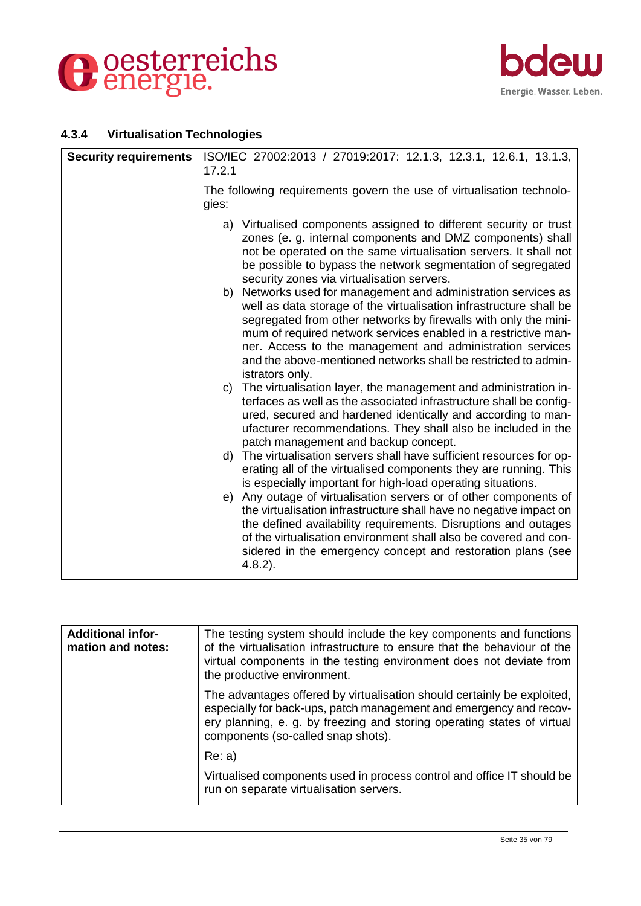### 4.3.4 Virtualisation Technologies

| **Security requirements** | ISO/IEC 27002:2013 / 27019:2017: 12.1.3, 12.3.1, 12.6.1, 13.1.3, 17.2.1<br><br>The following requirements govern the use of virtualisation technologies:<br><br>a) Virtualised components assigned to different security or trust zones (e. g. internal components and DMZ components) shall not be operated on the same virtualisation servers. It shall not be possible to bypass the network segmentation of segregated security zones via virtualisation servers.<br>b) Networks used for management and administration services as well as data storage of the virtualisation infrastructure shall be segregated from other networks by firewalls with only the minimum of required network services enabled in a restrictive manner. Access to the management and administration services and the above-mentioned networks shall be restricted to administrators only.<br>c) The virtualisation layer, the management and administration interfaces as well as the associated infrastructure shall be configured, secured and hardened identically and according to manufacturer recommendations. They shall also be included in the patch management and backup concept.<br>d) The virtualisation servers shall have sufficient resources for operating all of the virtualised components they are running. This is especially important for high-load operating situations.<br>e) Any outage of virtualisation servers or of other components of the virtualisation infrastructure shall have no negative impact on the defined availability requirements. Disruptions and outages of the virtualisation environment shall also be covered and considered in the emergency concept and restoration plans (see 4.8.2). |
|---|---|

| **Additional information and notes:** | The testing system should include the key components and functions of the virtualisation infrastructure to ensure that the behaviour of the virtual components in the testing environment does not deviate from the productive environment.<br><br>The advantages offered by virtualisation should certainly be exploited, especially for back-ups, patch management and emergency and recovery planning, e. g. by freezing and storing operating states of virtual components (so-called snap shots).<br><br>Re: a)<br><br>Virtualised components used in process control and office IT should be run on separate virtualisation servers. |
|---|---|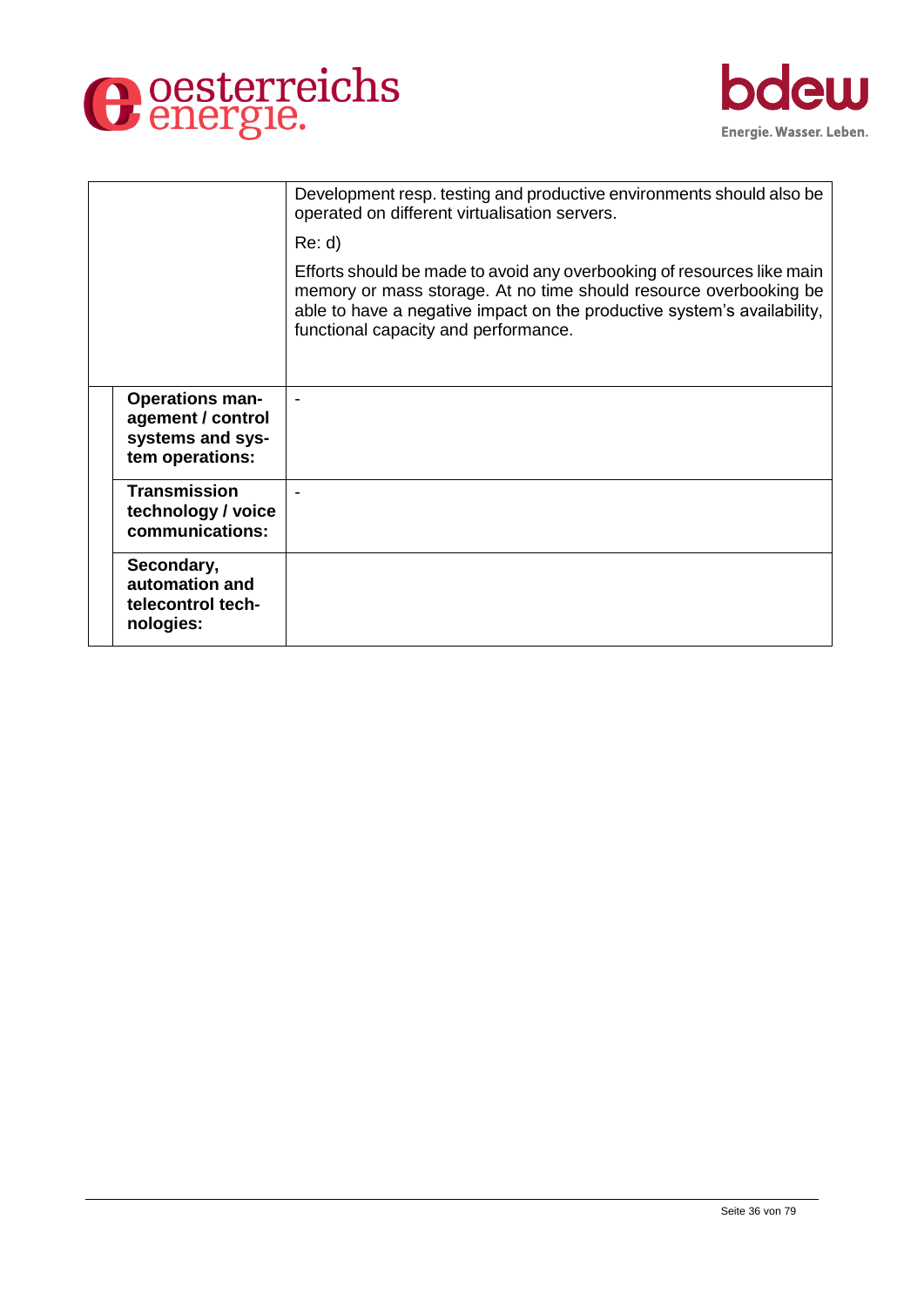| | |
|---|---|
| | Development resp. testing and productive environments should also be operated on different virtualisation servers.<br><br>Re: d)<br><br>Efforts should be made to avoid any overbooking of resources like main memory or mass storage. At no time should resource overbooking be able to have a negative impact on the productive system's availability, functional capacity and performance. |
| **Operations management / control systems and system operations:** | - |
| **Transmission technology / voice communications:** | - |
| **Secondary, automation and telecontrol technologies:** | |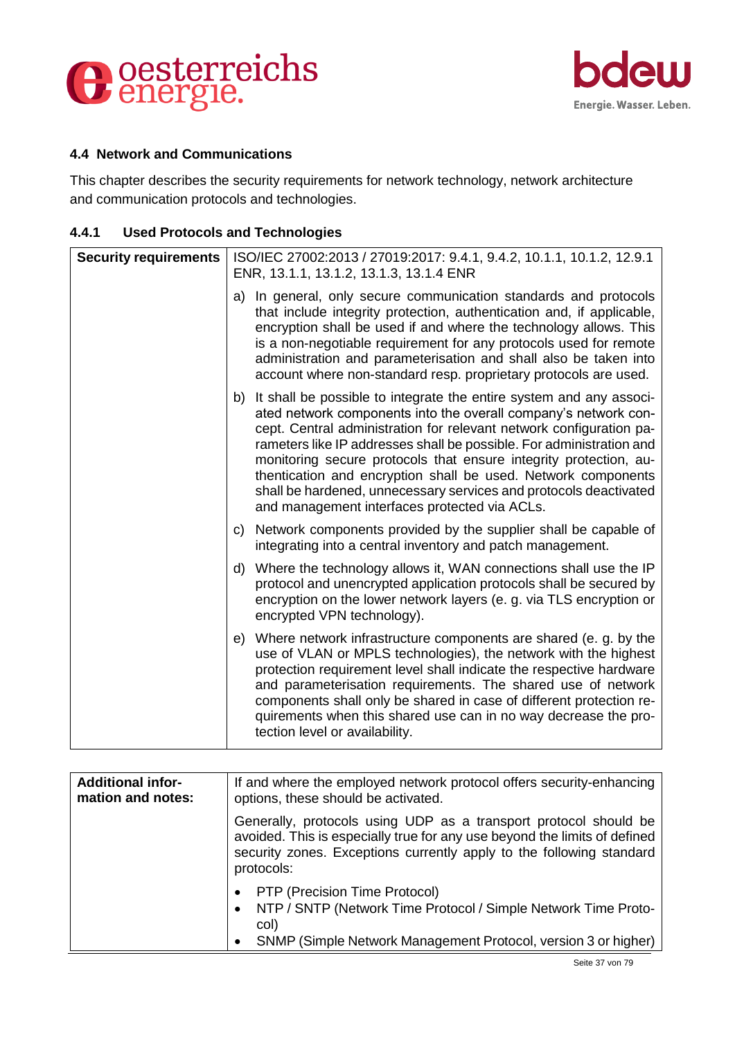## 4.4 Network and Communications

This chapter describes the security requirements for network technology, network architecture and communication protocols and technologies.

### 4.4.1 Used Protocols and Technologies

| **Security requirements** | ISO/IEC 27002:2013 / 27019:2017: 9.4.1, 9.4.2, 10.1.1, 10.1.2, 12.9.1 ENR, 13.1.1, 13.1.2, 13.1.3, 13.1.4 ENR |
|---|---|
| | a) In general, only secure communication standards and protocols that include integrity protection, authentication and, if applicable, encryption shall be used if and where the technology allows. This is a non-negotiable requirement for any protocols used for remote administration and parameterisation and shall also be taken into account where non-standard resp. proprietary protocols are used. |
| | b) It shall be possible to integrate the entire system and any associated network components into the overall company's network concept. Central administration for relevant network configuration parameters like IP addresses shall be possible. For administration and monitoring secure protocols that ensure integrity protection, authentication and encryption shall be used. Network components shall be hardened, unnecessary services and protocols deactivated and management interfaces protected via ACLs. |
| | c) Network components provided by the supplier shall be capable of integrating into a central inventory and patch management. |
| | d) Where the technology allows it, WAN connections shall use the IP protocol and unencrypted application protocols shall be secured by encryption on the lower network layers (e. g. via TLS encryption or encrypted VPN technology). |
| | e) Where network infrastructure components are shared (e. g. by the use of VLAN or MPLS technologies), the network with the highest protection requirement level shall indicate the respective hardware and parameterisation requirements. The shared use of network components shall only be shared in case of different protection requirements when this shared use can in no way decrease the protection level or availability. |

| **Additional information and notes:** | If and where the employed network protocol offers security-enhancing options, these should be activated. |
|---|---|
| | Generally, protocols using UDP as a transport protocol should be avoided. This is especially true for any use beyond the limits of defined security zones. Exceptions currently apply to the following standard protocols: |
| | • PTP (Precision Time Protocol)<br>• NTP / SNTP (Network Time Protocol / Simple Network Time Protocol)<br>• SNMP (Simple Network Management Protocol, version 3 or higher) |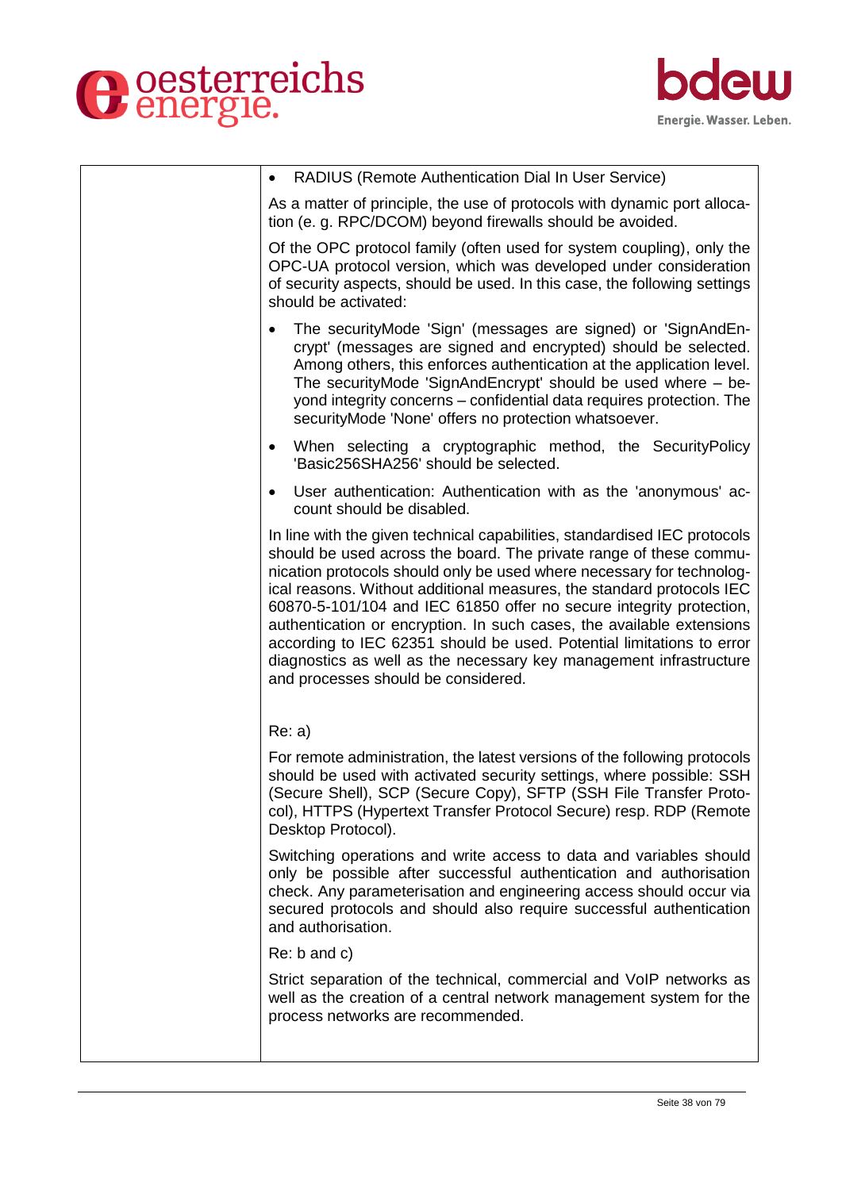| | |
|---|---|
| | - RADIUS (Remote Authentication Dial In User Service)<br><br>As a matter of principle, the use of protocols with dynamic port allocation (e. g. RPC/DCOM) beyond firewalls should be avoided.<br><br>Of the OPC protocol family (often used for system coupling), only the OPC-UA protocol version, which was developed under consideration of security aspects, should be used. In this case, the following settings should be activated:<br><br>- The securityMode 'Sign' (messages are signed) or 'SignAndEncrypt' (messages are signed and encrypted) should be selected. Among others, this enforces authentication at the application level. The securityMode 'SignAndEncrypt' should be used where – beyond integrity concerns – confidential data requires protection. The securityMode 'None' offers no protection whatsoever.<br>- When selecting a cryptographic method, the SecurityPolicy 'Basic256SHA256' should be selected.<br>- User authentication: Authentication with as the 'anonymous' account should be disabled.<br><br>In line with the given technical capabilities, standardised IEC protocols should be used across the board. The private range of these communication protocols should only be used where necessary for technological reasons. Without additional measures, the standard protocols IEC 60870-5-101/104 and IEC 61850 offer no secure integrity protection, authentication or encryption. In such cases, the available extensions according to IEC 62351 should be used. Potential limitations to error diagnostics as well as the necessary key management infrastructure and processes should be considered.<br><br>Re: a)<br><br>For remote administration, the latest versions of the following protocols should be used with activated security settings, where possible: SSH (Secure Shell), SCP (Secure Copy), SFTP (SSH File Transfer Protocol), HTTPS (Hypertext Transfer Protocol Secure) resp. RDP (Remote Desktop Protocol).<br><br>Switching operations and write access to data and variables should only be possible after successful authentication and authorisation check. Any parameterisation and engineering access should occur via secured protocols and should also require successful authentication and authorisation.<br><br>Re: b and c)<br><br>Strict separation of the technical, commercial and VoIP networks as well as the creation of a central network management system for the process networks are recommended. |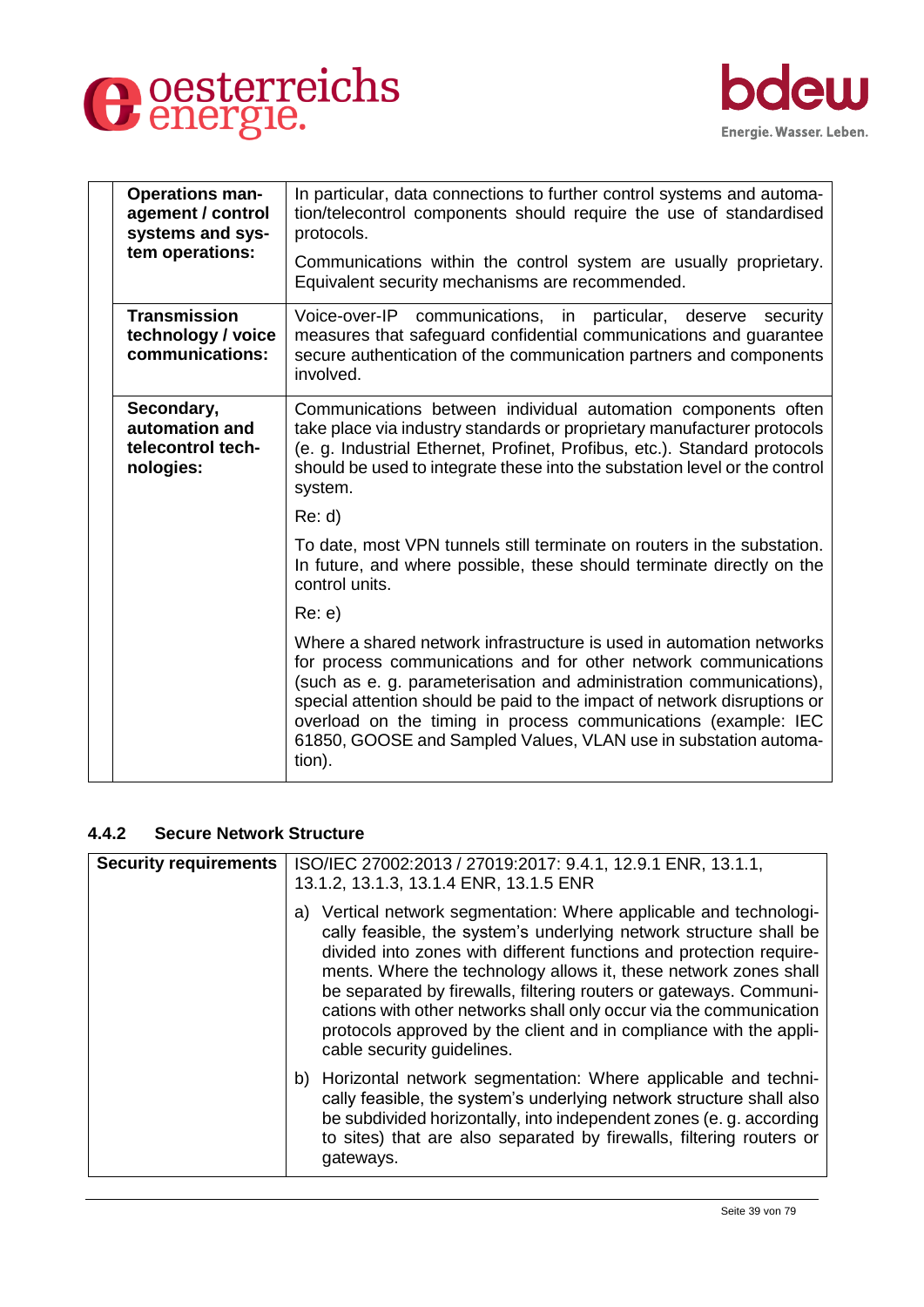| | |
|---|---|
| **Operations management / control systems and system operations:** | In particular, data connections to further control systems and automation/telecontrol components should require the use of standardised protocols.<br><br>Communications within the control system are usually proprietary. Equivalent security mechanisms are recommended. |
| **Transmission technology / voice communications:** | Voice-over-IP communications, in particular, deserve security measures that safeguard confidential communications and guarantee secure authentication of the communication partners and components involved. |
| **Secondary, automation and telecontrol technologies:** | Communications between individual automation components often take place via industry standards or proprietary manufacturer protocols (e. g. Industrial Ethernet, Profinet, Profibus, etc.). Standard protocols should be used to integrate these into the substation level or the control system.<br><br>Re: d)<br><br>To date, most VPN tunnels still terminate on routers in the substation. In future, and where possible, these should terminate directly on the control units.<br><br>Re: e)<br><br>Where a shared network infrastructure is used in automation networks for process communications and for other network communications (such as e. g. parameterisation and administration communications), special attention should be paid to the impact of network disruptions or overload on the timing in process communications (example: IEC 61850, GOOSE and Sampled Values, VLAN use in substation automation). |

### 4.4.2 Secure Network Structure

| | |
|---|---|
| **Security requirements** | ISO/IEC 27002:2013 / 27019:2017: 9.4.1, 12.9.1 ENR, 13.1.1, 13.1.2, 13.1.3, 13.1.4 ENR, 13.1.5 ENR<br><br>a) Vertical network segmentation: Where applicable and technologically feasible, the system's underlying network structure shall be divided into zones with different functions and protection requirements. Where the technology allows it, these network zones shall be separated by firewalls, filtering routers or gateways. Communications with other networks shall only occur via the communication protocols approved by the client and in compliance with the applicable security guidelines.<br><br>b) Horizontal network segmentation: Where applicable and technically feasible, the system's underlying network structure shall also be subdivided horizontally, into independent zones (e. g. according to sites) that are also separated by firewalls, filtering routers or gateways. |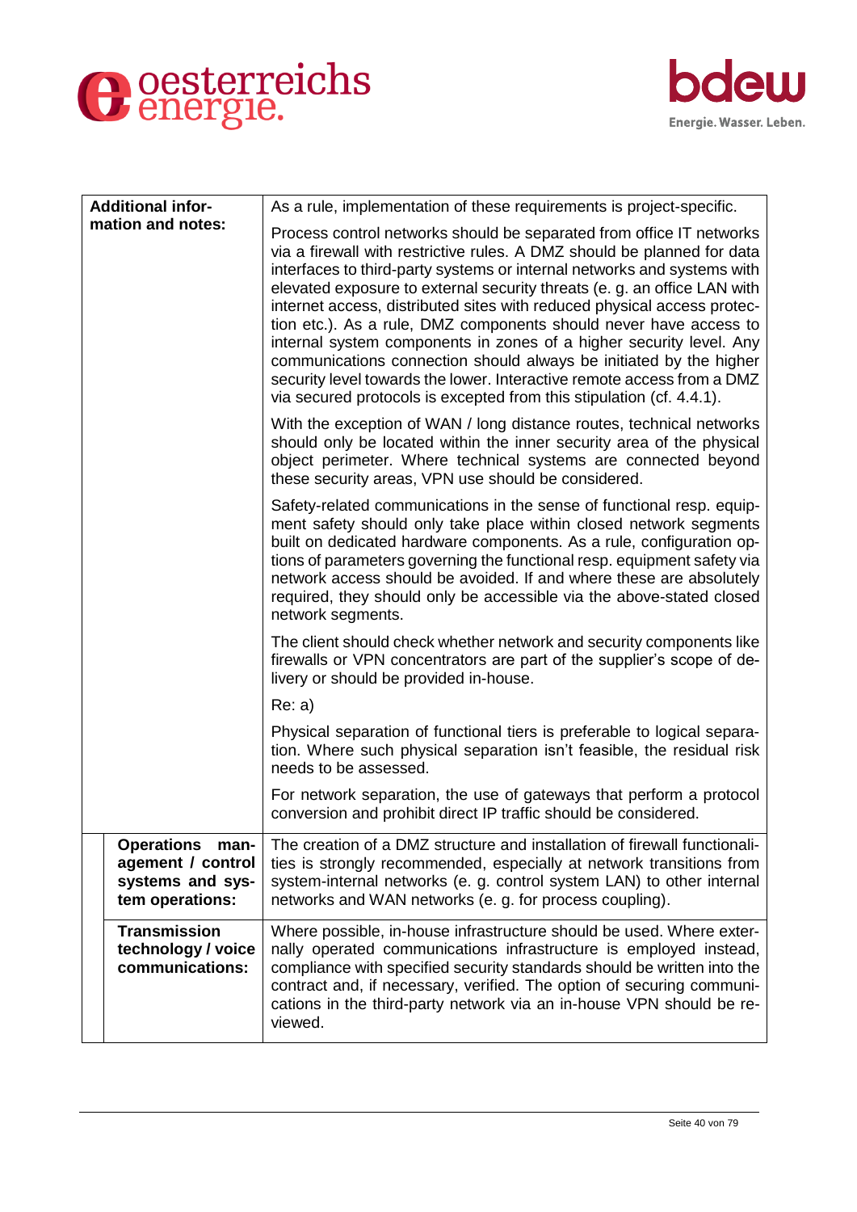| | |
|---|---|
| **Additional information and notes:** | As a rule, implementation of these requirements is project-specific.<br><br>Process control networks should be separated from office IT networks via a firewall with restrictive rules. A DMZ should be planned for data interfaces to third-party systems or internal networks and systems with elevated exposure to external security threats (e. g. an office LAN with internet access, distributed sites with reduced physical access protection etc.). As a rule, DMZ components should never have access to internal system components in zones of a higher security level. Any communications connection should always be initiated by the higher security level towards the lower. Interactive remote access from a DMZ via secured protocols is excepted from this stipulation (cf. 4.4.1).<br><br>With the exception of WAN / long distance routes, technical networks should only be located within the inner security area of the physical object perimeter. Where technical systems are connected beyond these security areas, VPN use should be considered.<br><br>Safety-related communications in the sense of functional resp. equipment safety should only take place within closed network segments built on dedicated hardware components. As a rule, configuration options of parameters governing the functional resp. equipment safety via network access should be avoided. If and where these are absolutely required, they should only be accessible via the above-stated closed network segments.<br><br>The client should check whether network and security components like firewalls or VPN concentrators are part of the supplier's scope of delivery or should be provided in-house.<br><br>Re: a)<br><br>Physical separation of functional tiers is preferable to logical separation. Where such physical separation isn't feasible, the residual risk needs to be assessed.<br><br>For network separation, the use of gateways that perform a protocol conversion and prohibit direct IP traffic should be considered. |
| **Operations management / control systems and system operations:** | The creation of a DMZ structure and installation of firewall functionalities is strongly recommended, especially at network transitions from system-internal networks (e. g. control system LAN) to other internal networks and WAN networks (e. g. for process coupling). |
| **Transmission technology / voice communications:** | Where possible, in-house infrastructure should be used. Where externally operated communications infrastructure is employed instead, compliance with specified security standards should be written into the contract and, if necessary, verified. The option of securing communications in the third-party network via an in-house VPN should be reviewed. |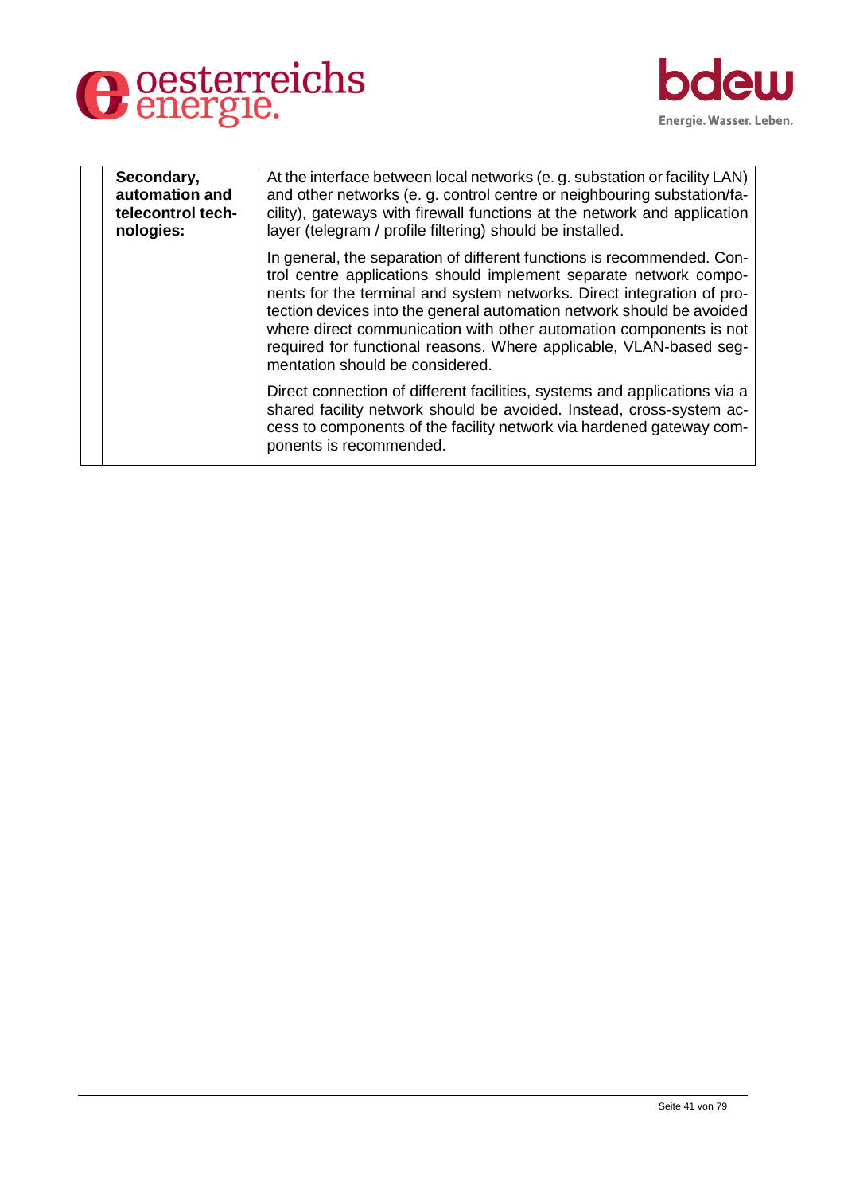| | | |
|---|---|---|
| | **Secondary, automation and telecontrol technologies:** | At the interface between local networks (e. g. substation or facility LAN) and other networks (e. g. control centre or neighbouring substation/facility), gateways with firewall functions at the network and application layer (telegram / profile filtering) should be installed.<br><br>In general, the separation of different functions is recommended. Control centre applications should implement separate network components for the terminal and system networks. Direct integration of protection devices into the general automation network should be avoided where direct communication with other automation components is not required for functional reasons. Where applicable, VLAN-based segmentation should be considered.<br><br>Direct connection of different facilities, systems and applications via a shared facility network should be avoided. Instead, cross-system access to components of the facility network via hardened gateway components is recommended. |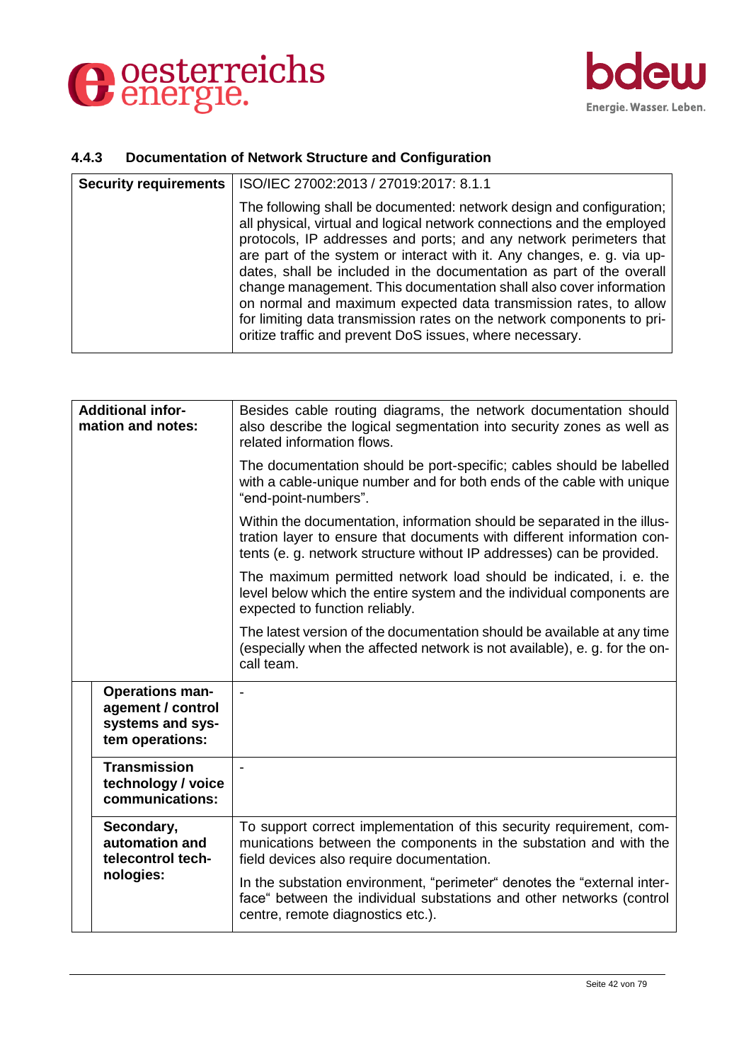### 4.4.3 Documentation of Network Structure and Configuration

| Security requirements | ISO/IEC 27002:2013 / 27019:2017: 8.1.1 |
| --- | --- |
| | The following shall be documented: network design and configuration; all physical, virtual and logical network connections and the employed protocols, IP addresses and ports; and any network perimeters that are part of the system or interact with it. Any changes, e. g. via updates, shall be included in the documentation as part of the overall change management. This documentation shall also cover information on normal and maximum expected data transmission rates, to allow for limiting data transmission rates on the network components to prioritize traffic and prevent DoS issues, where necessary. |

| Additional information and notes: | |
| --- | --- |
| | Besides cable routing diagrams, the network documentation should also describe the logical segmentation into security zones as well as related information flows.<br><br>The documentation should be port-specific; cables should be labelled with a cable-unique number and for both ends of the cable with unique "end-point-numbers".<br><br>Within the documentation, information should be separated in the illustration layer to ensure that documents with different information contents (e. g. network structure without IP addresses) can be provided.<br><br>The maximum permitted network load should be indicated, i. e. the level below which the entire system and the individual components are expected to function reliably.<br><br>The latest version of the documentation should be available at any time (especially when the affected network is not available), e. g. for the on-call team. |
| Operations management / control systems and system operations: | - |
| Transmission technology / voice communications: | - |
| Secondary, automation and telecontrol technologies: | To support correct implementation of this security requirement, communications between the components in the substation and with the field devices also require documentation.<br><br>In the substation environment, "perimeter" denotes the "external interface" between the individual substations and other networks (control centre, remote diagnostics etc.). |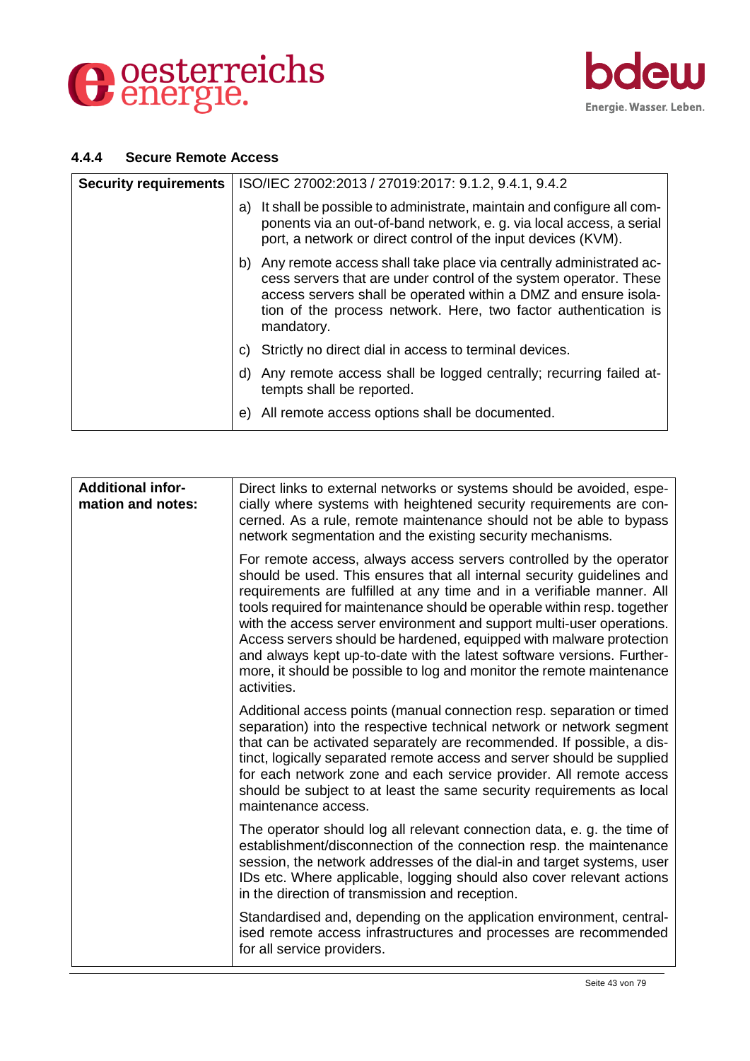#### 4.4.4 Secure Remote Access

| **Security requirements** | ISO/IEC 27002:2013 / 27019:2017: 9.1.2, 9.4.1, 9.4.2 |
|---|---|
| | a) It shall be possible to administrate, maintain and configure all components via an out-of-band network, e. g. via local access, a serial port, a network or direct control of the input devices (KVM). |
| | b) Any remote access shall take place via centrally administrated access servers that are under control of the system operator. These access servers shall be operated within a DMZ and ensure isolation of the process network. Here, two factor authentication is mandatory. |
| | c) Strictly no direct dial in access to terminal devices. |
| | d) Any remote access shall be logged centrally; recurring failed attempts shall be reported. |
| | e) All remote access options shall be documented. |

| **Additional information and notes:** | Direct links to external networks or systems should be avoided, especially where systems with heightened security requirements are concerned. As a rule, remote maintenance should not be able to bypass network segmentation and the existing security mechanisms. |
|---|---|
| | For remote access, always access servers controlled by the operator should be used. This ensures that all internal security guidelines and requirements are fulfilled at any time and in a verifiable manner. All tools required for maintenance should be operable within resp. together with the access server environment and support multi-user operations. Access servers should be hardened, equipped with malware protection and always kept up-to-date with the latest software versions. Furthermore, it should be possible to log and monitor the remote maintenance activities. |
| | Additional access points (manual connection resp. separation or timed separation) into the respective technical network or network segment that can be activated separately are recommended. If possible, a distinct, logically separated remote access and server should be supplied for each network zone and each service provider. All remote access should be subject to at least the same security requirements as local maintenance access. |
| | The operator should log all relevant connection data, e. g. the time of establishment/disconnection of the connection resp. the maintenance session, the network addresses of the dial-in and target systems, user IDs etc. Where applicable, logging should also cover relevant actions in the direction of transmission and reception. |
| | Standardised and, depending on the application environment, centralised remote access infrastructures and processes are recommended for all service providers. |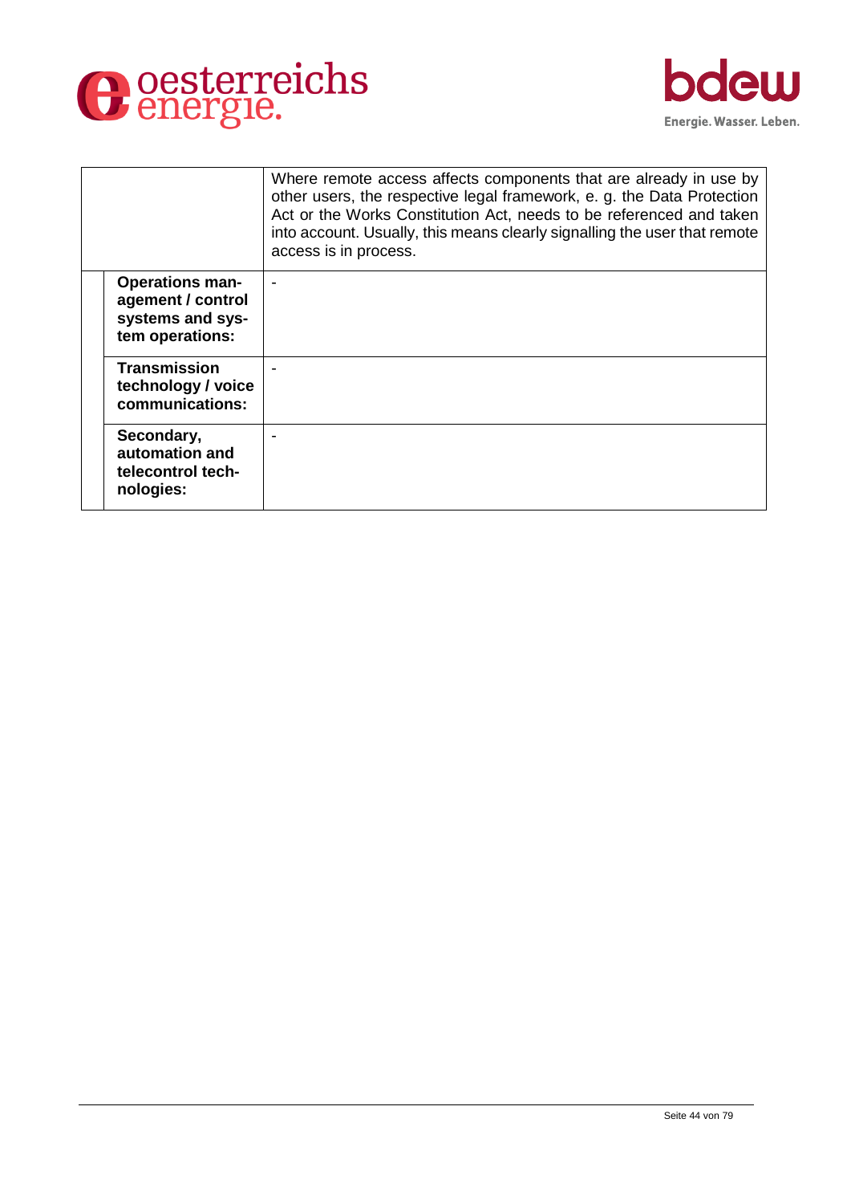| | |
|---|---|
| | Where remote access affects components that are already in use by other users, the respective legal framework, e. g. the Data Protection Act or the Works Constitution Act, needs to be referenced and taken into account. Usually, this means clearly signalling the user that remote access is in process. |
| **Operations management / control systems and system operations:** | - |
| **Transmission technology / voice communications:** | - |
| **Secondary, automation and telecontrol technologies:** | - |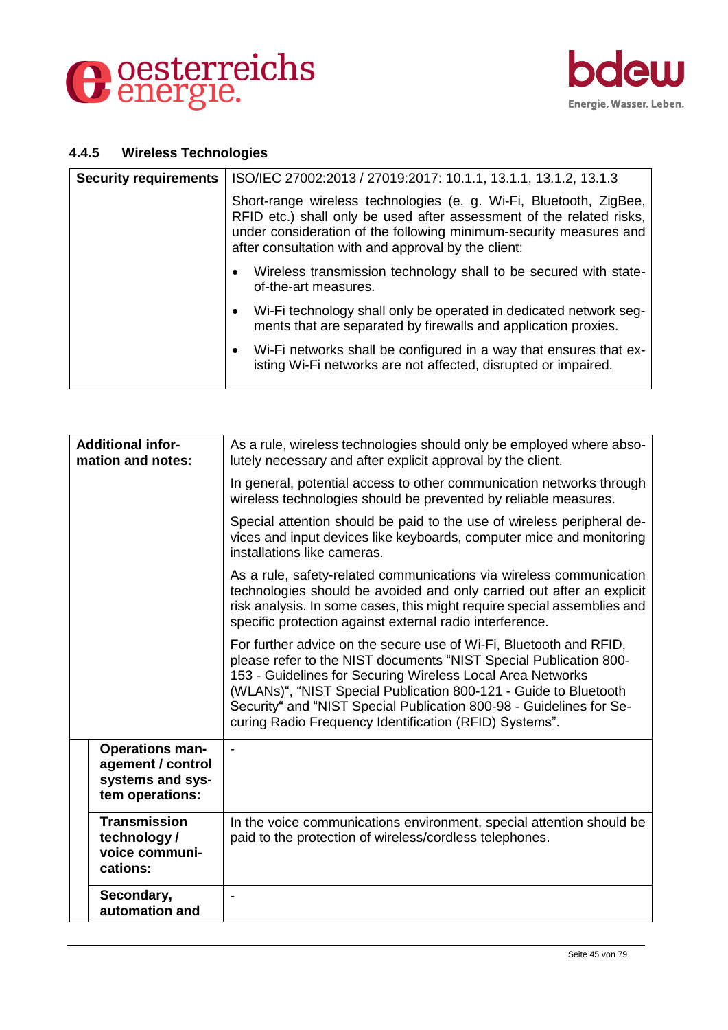### 4.4.5 Wireless Technologies

| Security requirements | ISO/IEC 27002:2013 / 27019:2017: 10.1.1, 13.1.1, 13.1.2, 13.1.3 |
|---|---|
| | Short-range wireless technologies (e. g. Wi-Fi, Bluetooth, ZigBee, RFID etc.) shall only be used after assessment of the related risks, under consideration of the following minimum-security measures and after consultation with and approval by the client:<br>• Wireless transmission technology shall to be secured with state-of-the-art measures.<br>• Wi-Fi technology shall only be operated in dedicated network segments that are separated by firewalls and application proxies.<br>• Wi-Fi networks shall be configured in a way that ensures that existing Wi-Fi networks are not affected, disrupted or impaired. |

| Additional information and notes: | As a rule, wireless technologies should only be employed where absolutely necessary and after explicit approval by the client.<br>In general, potential access to other communication networks through wireless technologies should be prevented by reliable measures.<br>Special attention should be paid to the use of wireless peripheral devices and input devices like keyboards, computer mice and monitoring installations like cameras.<br>As a rule, safety-related communications via wireless communication technologies should be avoided and only carried out after an explicit risk analysis. In some cases, this might require special assemblies and specific protection against external radio interference.<br>For further advice on the secure use of Wi-Fi, Bluetooth and RFID, please refer to the NIST documents "NIST Special Publication 800-153 - Guidelines for Securing Wireless Local Area Networks (WLANs)", "NIST Special Publication 800-121 - Guide to Bluetooth Security" and "NIST Special Publication 800-98 - Guidelines for Securing Radio Frequency Identification (RFID) Systems". |
|---|---|
| Operations management / control systems and system operations: | - |
| Transmission technology / voice communications: | In the voice communications environment, special attention should be paid to the protection of wireless/cordless telephones. |
| Secondary, automation and | - |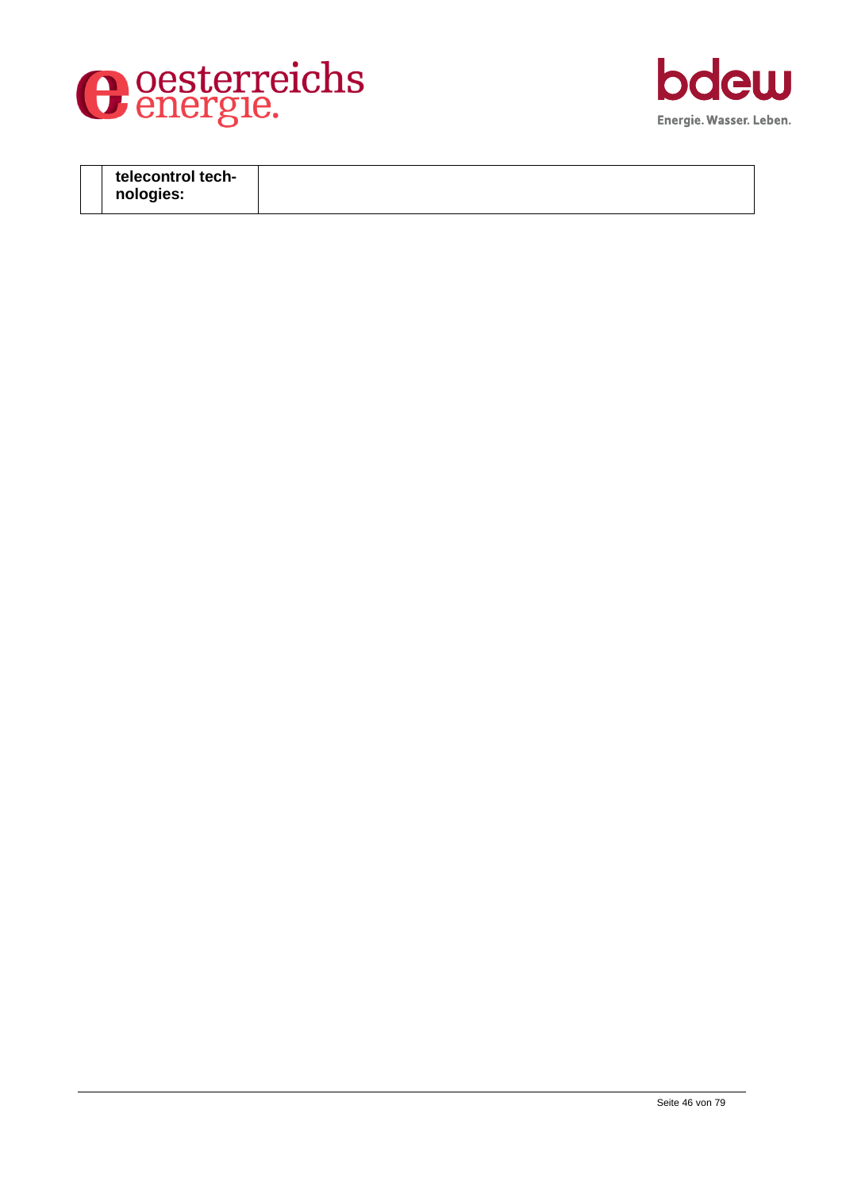|  | telecontrol technologies: |  |
|---|---|---|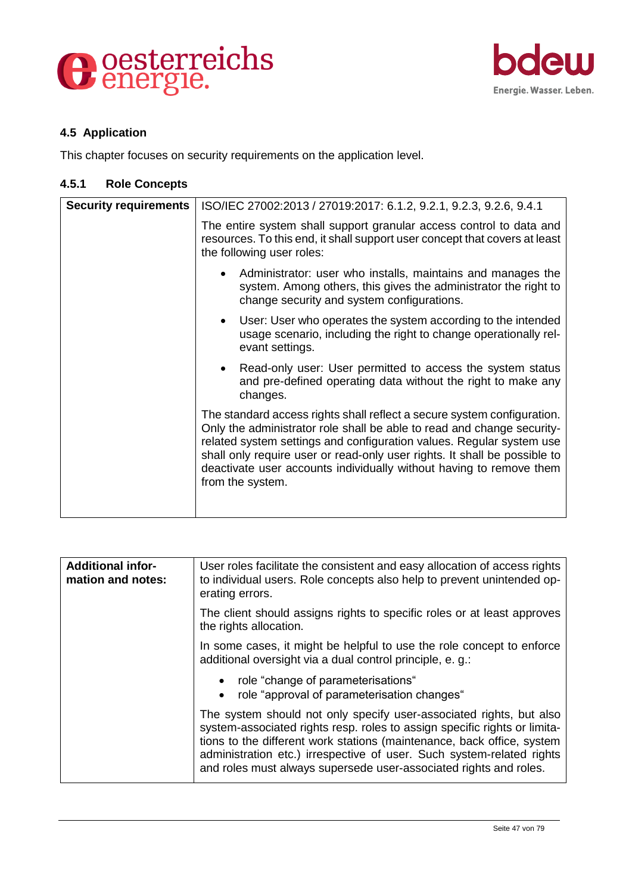## 4.5 Application

This chapter focuses on security requirements on the application level.

### 4.5.1 Role Concepts

| **Security requirements** | ISO/IEC 27002:2013 / 27019:2017: 6.1.2, 9.2.1, 9.2.3, 9.2.6, 9.4.1<br><br>The entire system shall support granular access control to data and resources. To this end, it shall support user concept that covers at least the following user roles:<br><br>• Administrator: user who installs, maintains and manages the system. Among others, this gives the administrator the right to change security and system configurations.<br>• User: User who operates the system according to the intended usage scenario, including the right to change operationally relevant settings.<br>• Read-only user: User permitted to access the system status and pre-defined operating data without the right to make any changes.<br><br>The standard access rights shall reflect a secure system configuration. Only the administrator role shall be able to read and change security-related system settings and configuration values. Regular system use shall only require user or read-only user rights. It shall be possible to deactivate user accounts individually without having to remove them from the system. |
|---|---|

| **Additional information and notes:** | User roles facilitate the consistent and easy allocation of access rights to individual users. Role concepts also help to prevent unintended operating errors.<br><br>The client should assigns rights to specific roles or at least approves the rights allocation.<br><br>In some cases, it might be helpful to use the role concept to enforce additional oversight via a dual control principle, e. g.:<br><br>• role "change of parameterisations"<br>• role "approval of parameterisation changes"<br><br>The system should not only specify user-associated rights, but also system-associated rights resp. roles to assign specific rights or limitations to the different work stations (maintenance, back office, system administration etc.) irrespective of user. Such system-related rights and roles must always supersede user-associated rights and roles. |
|---|---|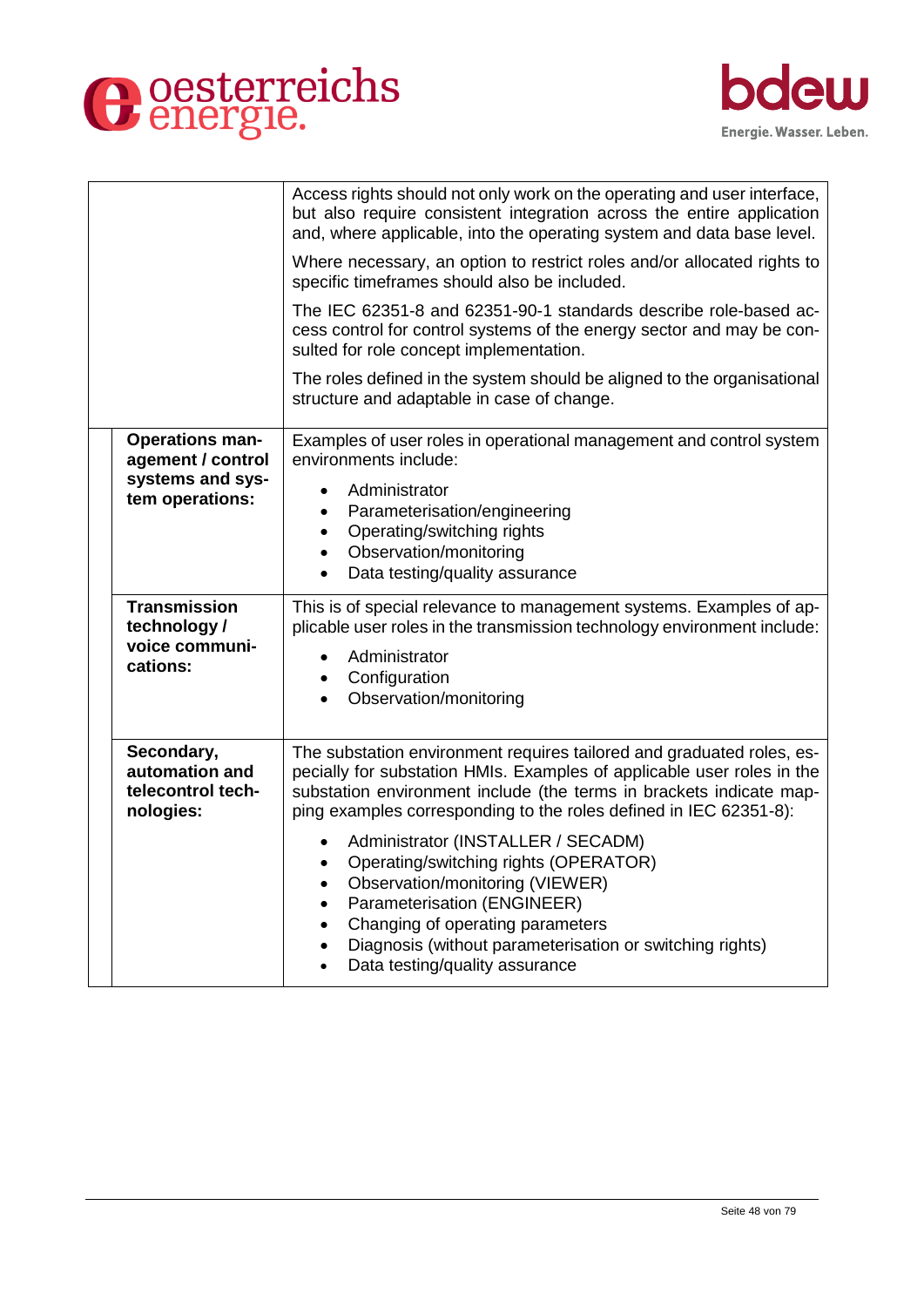| | |
|---|---|
| | Access rights should not only work on the operating and user interface, but also require consistent integration across the entire application and, where applicable, into the operating system and data base level.<br><br>Where necessary, an option to restrict roles and/or allocated rights to specific timeframes should also be included.<br><br>The IEC 62351-8 and 62351-90-1 standards describe role-based access control for control systems of the energy sector and may be consulted for role concept implementation.<br><br>The roles defined in the system should be aligned to the organisational structure and adaptable in case of change. |
| **Operations management / control systems and system operations:** | Examples of user roles in operational management and control system environments include:<br><br>• Administrator<br>• Parameterisation/engineering<br>• Operating/switching rights<br>• Observation/monitoring<br>• Data testing/quality assurance |
| **Transmission technology / voice communications:** | This is of special relevance to management systems. Examples of applicable user roles in the transmission technology environment include:<br><br>• Administrator<br>• Configuration<br>• Observation/monitoring |
| **Secondary, automation and telecontrol technologies:** | The substation environment requires tailored and graduated roles, especially for substation HMIs. Examples of applicable user roles in the substation environment include (the terms in brackets indicate mapping examples corresponding to the roles defined in IEC 62351-8):<br><br>• Administrator (INSTALLER / SECADM)<br>• Operating/switching rights (OPERATOR)<br>• Observation/monitoring (VIEWER)<br>• Parameterisation (ENGINEER)<br>• Changing of operating parameters<br>• Diagnosis (without parameterisation or switching rights)<br>• Data testing/quality assurance |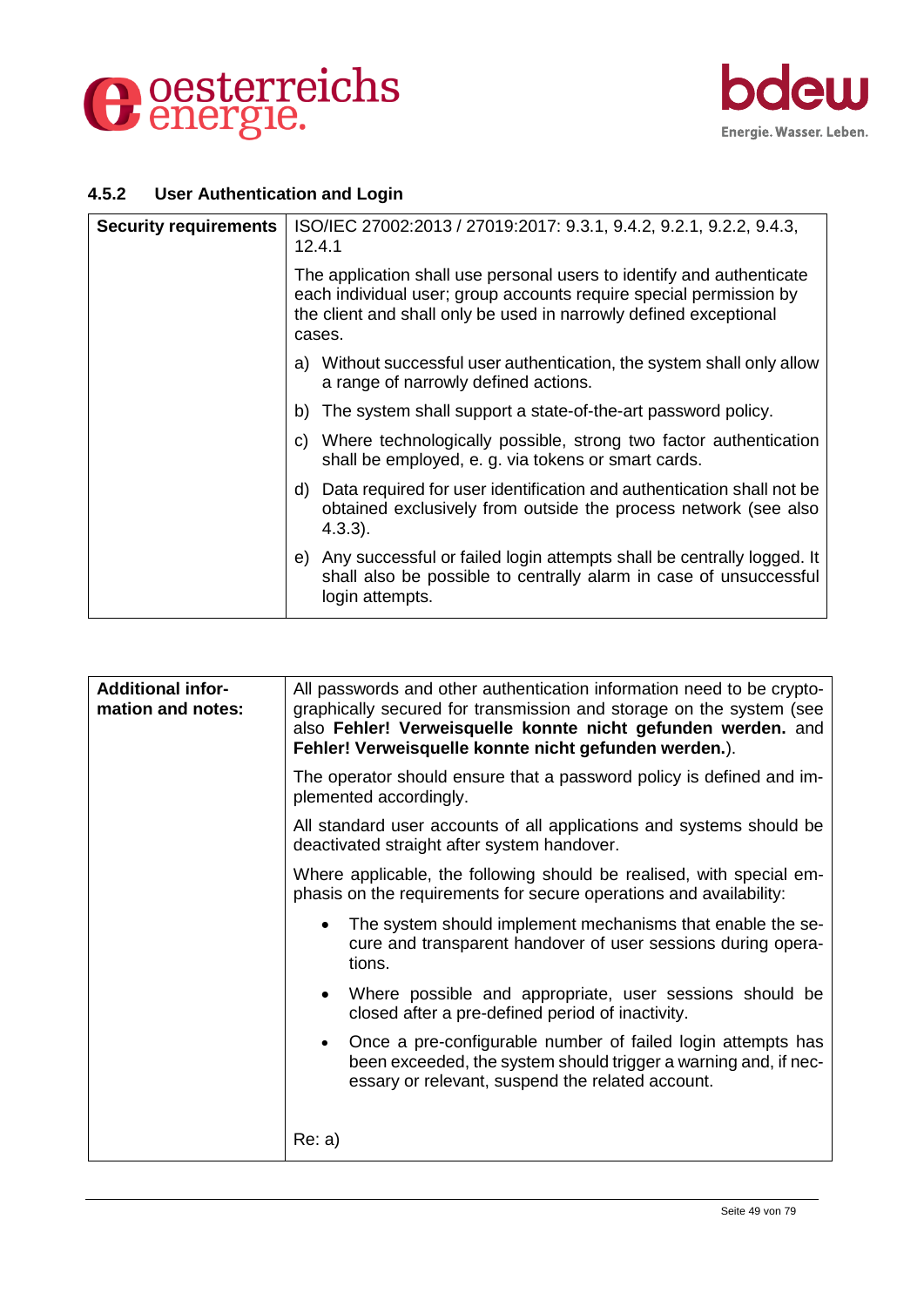### 4.5.2 User Authentication and Login

| Security requirements | ISO/IEC 27002:2013 / 27019:2017: 9.3.1, 9.4.2, 9.2.1, 9.2.2, 9.4.3, 12.4.1<br><br>The application shall use personal users to identify and authenticate each individual user; group accounts require special permission by the client and shall only be used in narrowly defined exceptional cases.<br><br>a) Without successful user authentication, the system shall only allow a range of narrowly defined actions.<br><br>b) The system shall support a state-of-the-art password policy.<br><br>c) Where technologically possible, strong two factor authentication shall be employed, e. g. via tokens or smart cards.<br><br>d) Data required for user identification and authentication shall not be obtained exclusively from outside the process network (see also 4.3.3).<br><br>e) Any successful or failed login attempts shall be centrally logged. It shall also be possible to centrally alarm in case of unsuccessful login attempts. |
|---|---|

| Additional information and notes: | All passwords and other authentication information need to be cryptographically secured for transmission and storage on the system (see also **Fehler! Verweisquelle konnte nicht gefunden werden.** and **Fehler! Verweisquelle konnte nicht gefunden werden.**).<br><br>The operator should ensure that a password policy is defined and implemented accordingly.<br><br>All standard user accounts of all applications and systems should be deactivated straight after system handover.<br><br>Where applicable, the following should be realised, with special emphasis on the requirements for secure operations and availability:<br><br>• The system should implement mechanisms that enable the secure and transparent handover of user sessions during operations.<br><br>• Where possible and appropriate, user sessions should be closed after a pre-defined period of inactivity.<br><br>• Once a pre-configurable number of failed login attempts has been exceeded, the system should trigger a warning and, if necessary or relevant, suspend the related account.<br><br>Re: a) |
|---|---|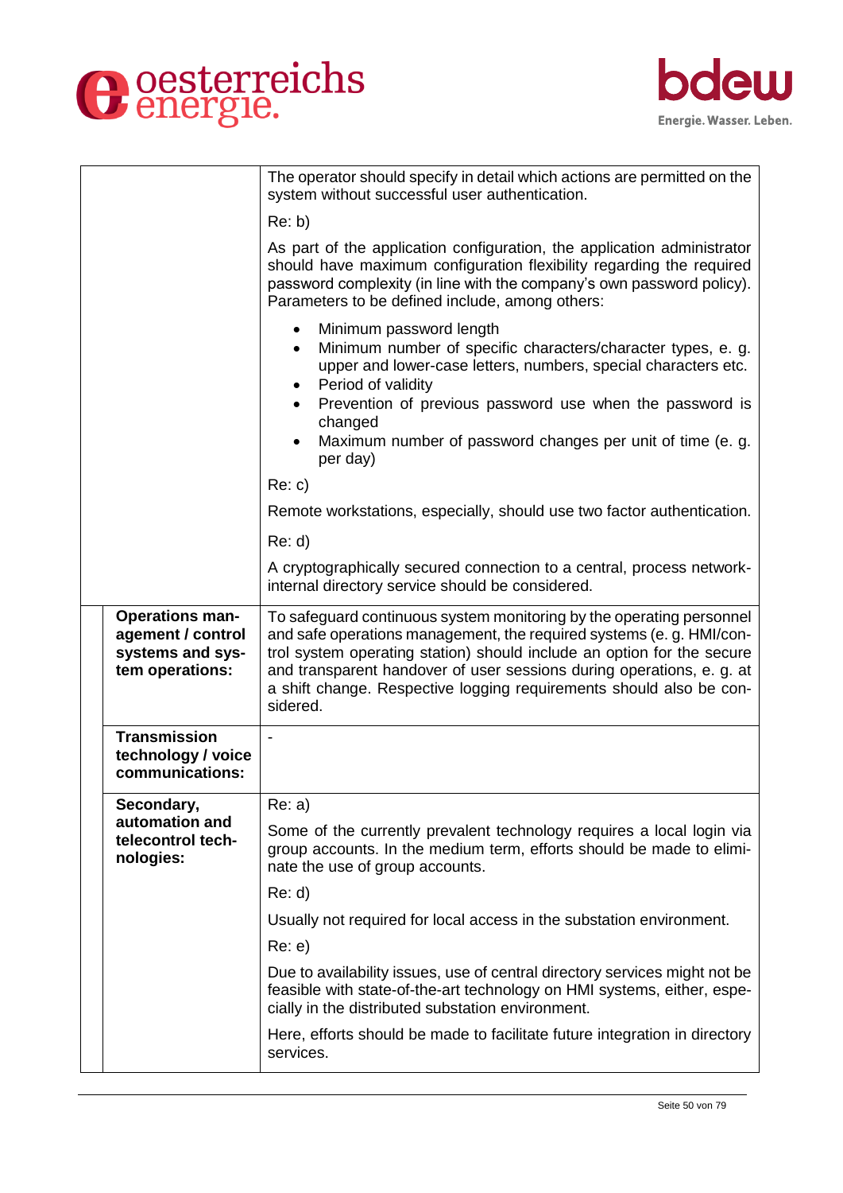| | |
|---|---|
| | The operator should specify in detail which actions are permitted on the system without successful user authentication.<br><br>Re: b)<br><br>As part of the application configuration, the application administrator should have maximum configuration flexibility regarding the required password complexity (in line with the company's own password policy). Parameters to be defined include, among others:<br><br>• Minimum password length<br>• Minimum number of specific characters/character types, e. g. upper and lower-case letters, numbers, special characters etc.<br>• Period of validity<br>• Prevention of previous password use when the password is changed<br>• Maximum number of password changes per unit of time (e. g. per day)<br><br>Re: c)<br><br>Remote workstations, especially, should use two factor authentication.<br><br>Re: d)<br><br>A cryptographically secured connection to a central, process network-internal directory service should be considered. |
| **Operations management / control systems and system operations:** | To safeguard continuous system monitoring by the operating personnel and safe operations management, the required systems (e. g. HMI/control system operating station) should include an option for the secure and transparent handover of user sessions during operations, e. g. at a shift change. Respective logging requirements should also be considered. |
| **Transmission technology / voice communications:** | - |
| **Secondary, automation and telecontrol technologies:** | Re: a)<br><br>Some of the currently prevalent technology requires a local login via group accounts. In the medium term, efforts should be made to eliminate the use of group accounts.<br><br>Re: d)<br><br>Usually not required for local access in the substation environment.<br><br>Re: e)<br><br>Due to availability issues, use of central directory services might not be feasible with state-of-the-art technology on HMI systems, either, especially in the distributed substation environment.<br><br>Here, efforts should be made to facilitate future integration in directory services. |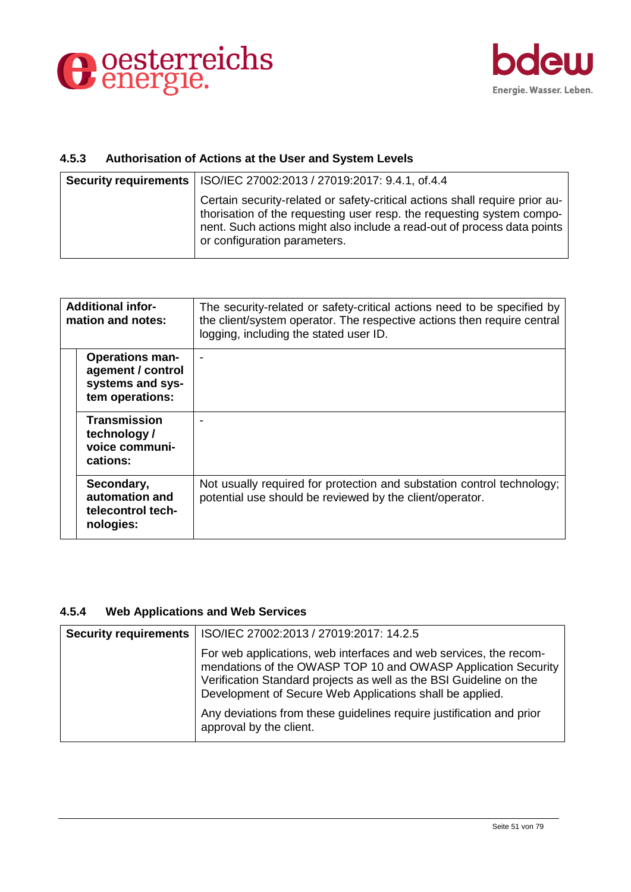### 4.5.3 Authorisation of Actions at the User and System Levels

| Security requirements | ISO/IEC 27002:2013 / 27019:2017: 9.4.1, of.4.4 |
|---|---|
| | Certain security-related or safety-critical actions shall require prior authorisation of the requesting user resp. the requesting system component. Such actions might also include a read-out of process data points or configuration parameters. |

| Additional information and notes: | The security-related or safety-critical actions need to be specified by the client/system operator. The respective actions then require central logging, including the stated user ID. |
|---|---|
| Operations management / control systems and system operations: | - |
| Transmission technology / voice communications: | - |
| Secondary, automation and telecontrol technologies: | Not usually required for protection and substation control technology; potential use should be reviewed by the client/operator. |

### 4.5.4 Web Applications and Web Services

| Security requirements | ISO/IEC 27002:2013 / 27019:2017: 14.2.5 |
|---|---|
| | For web applications, web interfaces and web services, the recommendations of the OWASP TOP 10 and OWASP Application Security Verification Standard projects as well as the BSI Guideline on the Development of Secure Web Applications shall be applied.<br><br>Any deviations from these guidelines require justification and prior approval by the client. |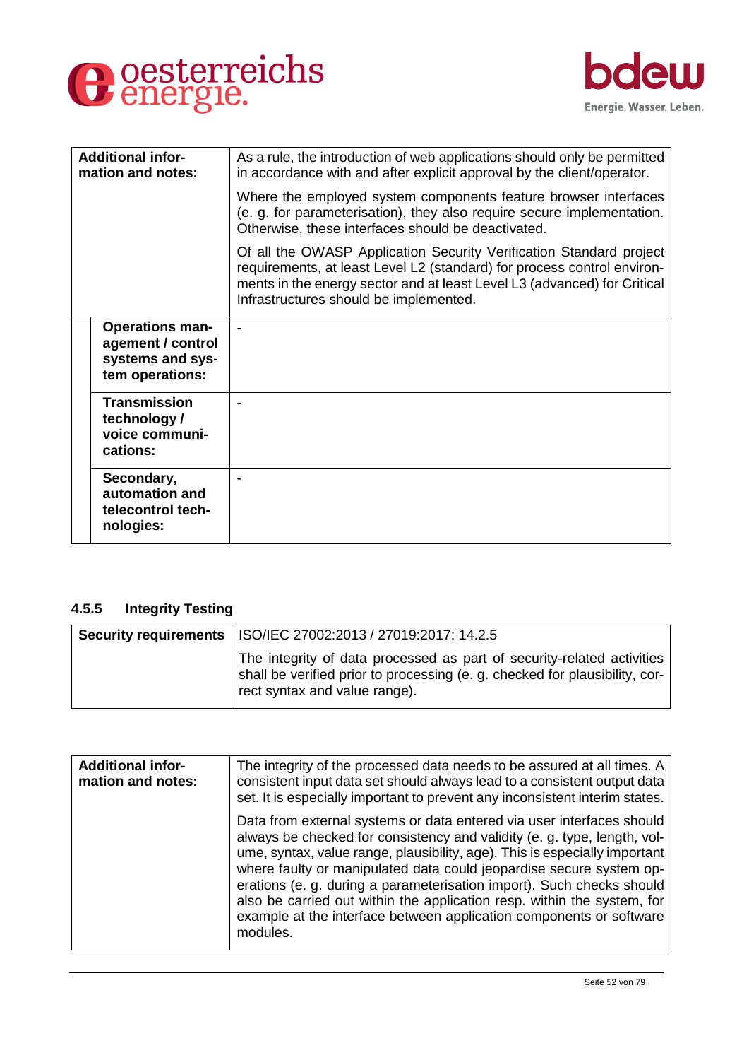| | |
|---|---|
| **Additional information and notes:** | As a rule, the introduction of web applications should only be permitted in accordance with and after explicit approval by the client/operator.<br><br>Where the employed system components feature browser interfaces (e. g. for parameterisation), they also require secure implementation. Otherwise, these interfaces should be deactivated.<br><br>Of all the OWASP Application Security Verification Standard project requirements, at least Level L2 (standard) for process control environments in the energy sector and at least Level L3 (advanced) for Critical Infrastructures should be implemented. |
| **Operations management / control systems and system operations:** | - |
| **Transmission technology / voice communications:** | - |
| **Secondary, automation and telecontrol technologies:** | - |

### 4.5.5 Integrity Testing

| | |
|---|---|
| **Security requirements** | ISO/IEC 27002:2013 / 27019:2017: 14.2.5<br><br>The integrity of data processed as part of security-related activities shall be verified prior to processing (e. g. checked for plausibility, correct syntax and value range). |

| | |
|---|---|
| **Additional information and notes:** | The integrity of the processed data needs to be assured at all times. A consistent input data set should always lead to a consistent output data set. It is especially important to prevent any inconsistent interim states.<br><br>Data from external systems or data entered via user interfaces should always be checked for consistency and validity (e. g. type, length, volume, syntax, value range, plausibility, age). This is especially important where faulty or manipulated data could jeopardise secure system operations (e. g. during a parameterisation import). Such checks should also be carried out within the application resp. within the system, for example at the interface between application components or software modules. |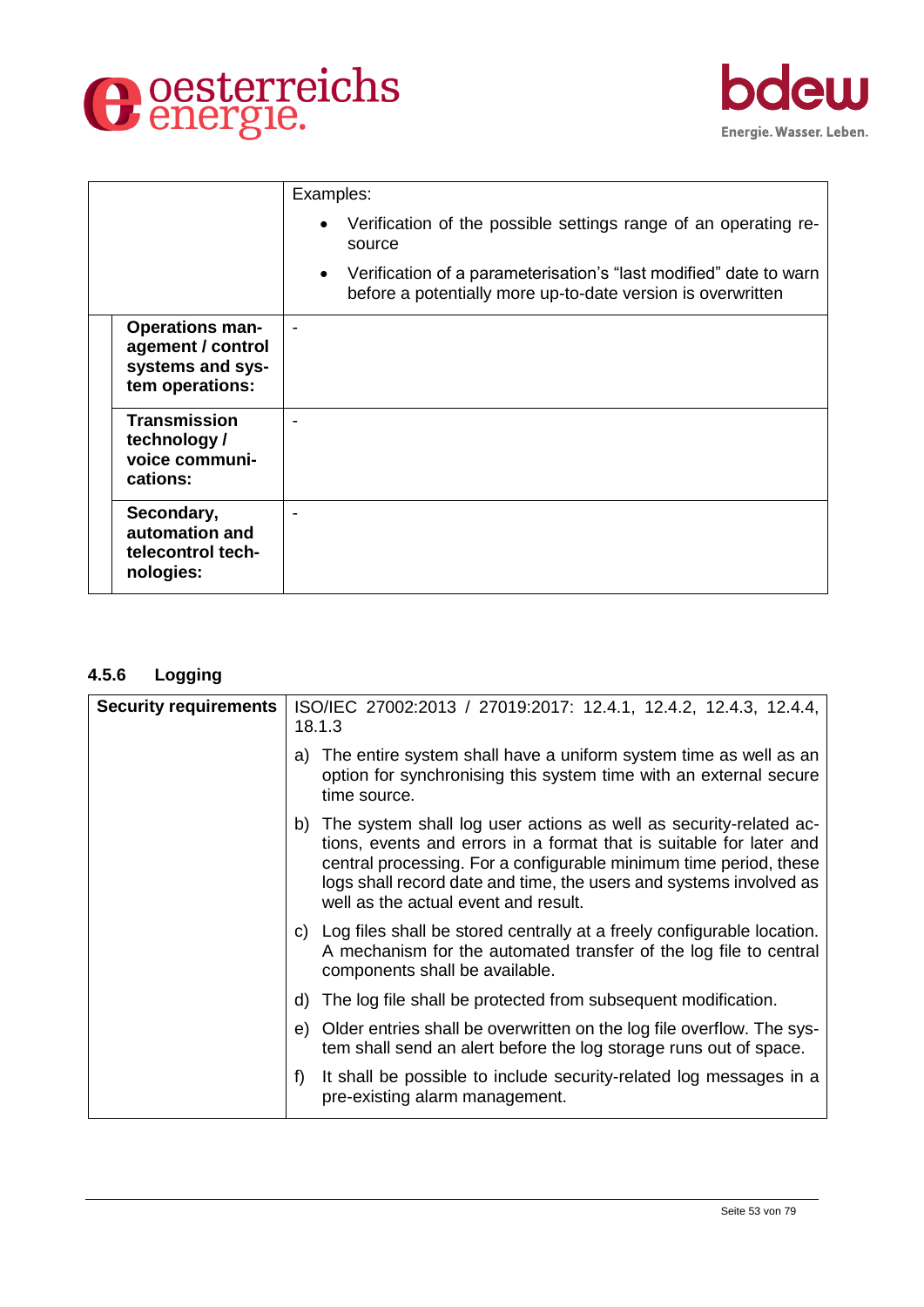| | |
|---|---|
| | Examples:<br>• Verification of the possible settings range of an operating resource<br>• Verification of a parameterisation's "last modified" date to warn before a potentially more up-to-date version is overwritten |
| **Operations management / control systems and system operations:** | - |
| **Transmission technology / voice communications:** | - |
| **Secondary, automation and telecontrol technologies:** | - |

### 4.5.6 Logging

| **Security requirements** | ISO/IEC 27002:2013 / 27019:2017: 12.4.1, 12.4.2, 12.4.3, 12.4.4, 18.1.3<br>a) The entire system shall have a uniform system time as well as an option for synchronising this system time with an external secure time source.<br>b) The system shall log user actions as well as security-related actions, events and errors in a format that is suitable for later and central processing. For a configurable minimum time period, these logs shall record date and time, the users and systems involved as well as the actual event and result.<br>c) Log files shall be stored centrally at a freely configurable location. A mechanism for the automated transfer of the log file to central components shall be available.<br>d) The log file shall be protected from subsequent modification.<br>e) Older entries shall be overwritten on the log file overflow. The system shall send an alert before the log storage runs out of space.<br>f) It shall be possible to include security-related log messages in a pre-existing alarm management. |
|---|---|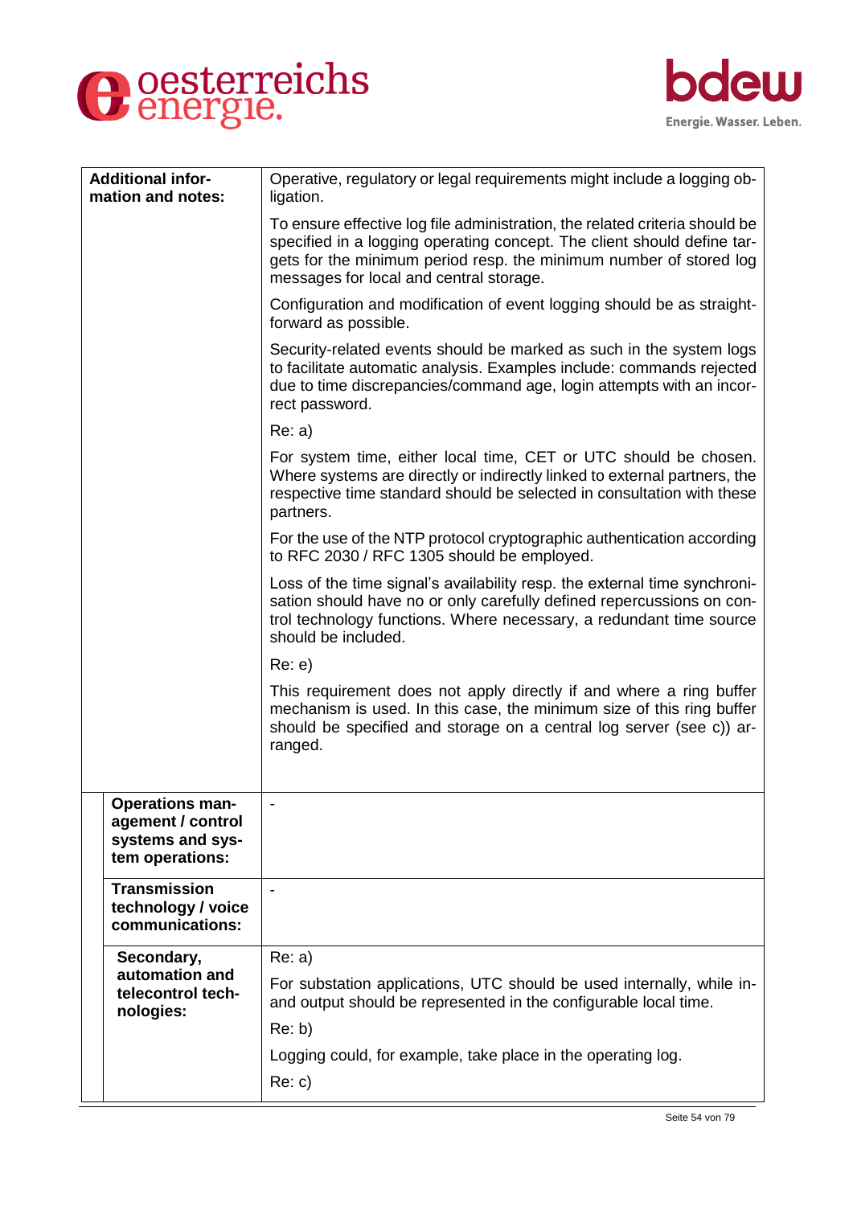| | |
|---|---|
| **Additional information and notes:** | Operative, regulatory or legal requirements might include a logging obligation.<br><br>To ensure effective log file administration, the related criteria should be specified in a logging operating concept. The client should define targets for the minimum period resp. the minimum number of stored log messages for local and central storage.<br><br>Configuration and modification of event logging should be as straightforward as possible.<br><br>Security-related events should be marked as such in the system logs to facilitate automatic analysis. Examples include: commands rejected due to time discrepancies/command age, login attempts with an incorrect password.<br><br>Re: a)<br><br>For system time, either local time, CET or UTC should be chosen. Where systems are directly or indirectly linked to external partners, the respective time standard should be selected in consultation with these partners.<br><br>For the use of the NTP protocol cryptographic authentication according to RFC 2030 / RFC 1305 should be employed.<br><br>Loss of the time signal's availability resp. the external time synchronisation should have no or only carefully defined repercussions on control technology functions. Where necessary, a redundant time source should be included.<br><br>Re: e)<br><br>This requirement does not apply directly if and where a ring buffer mechanism is used. In this case, the minimum size of this ring buffer should be specified and storage on a central log server (see c)) arranged. |
| **Operations management / control systems and system operations:** | - |
| **Transmission technology / voice communications:** | - |
| **Secondary, automation and telecontrol technologies:** | Re: a)<br><br>For substation applications, UTC should be used internally, while in- and output should be represented in the configurable local time.<br><br>Re: b)<br><br>Logging could, for example, take place in the operating log.<br><br>Re: c) |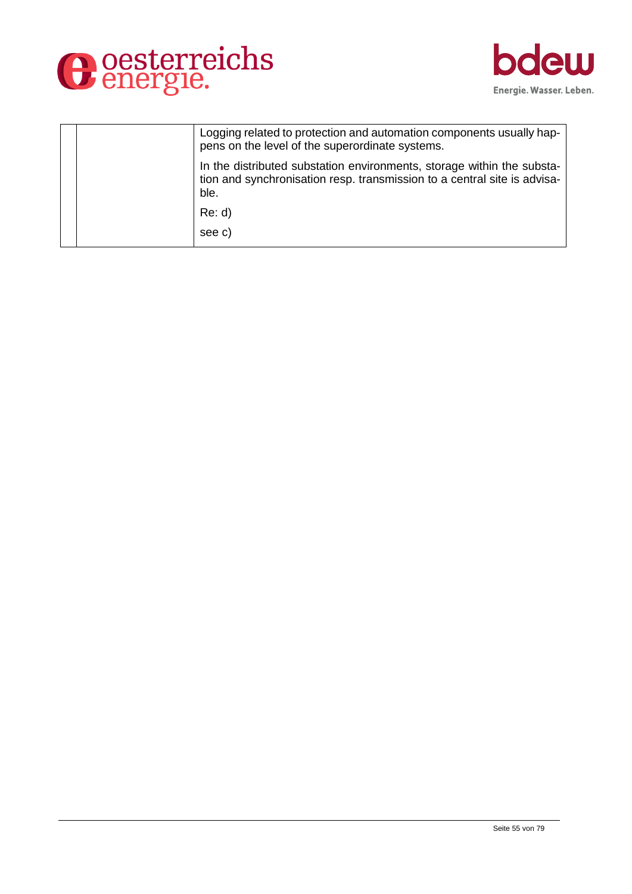| | | |
|---|---|---|
| | | Logging related to protection and automation components usually happens on the level of the superordinate systems.<br><br>In the distributed substation environments, storage within the substation and synchronisation resp. transmission to a central site is advisable.<br><br>Re: d)<br><br>see c) |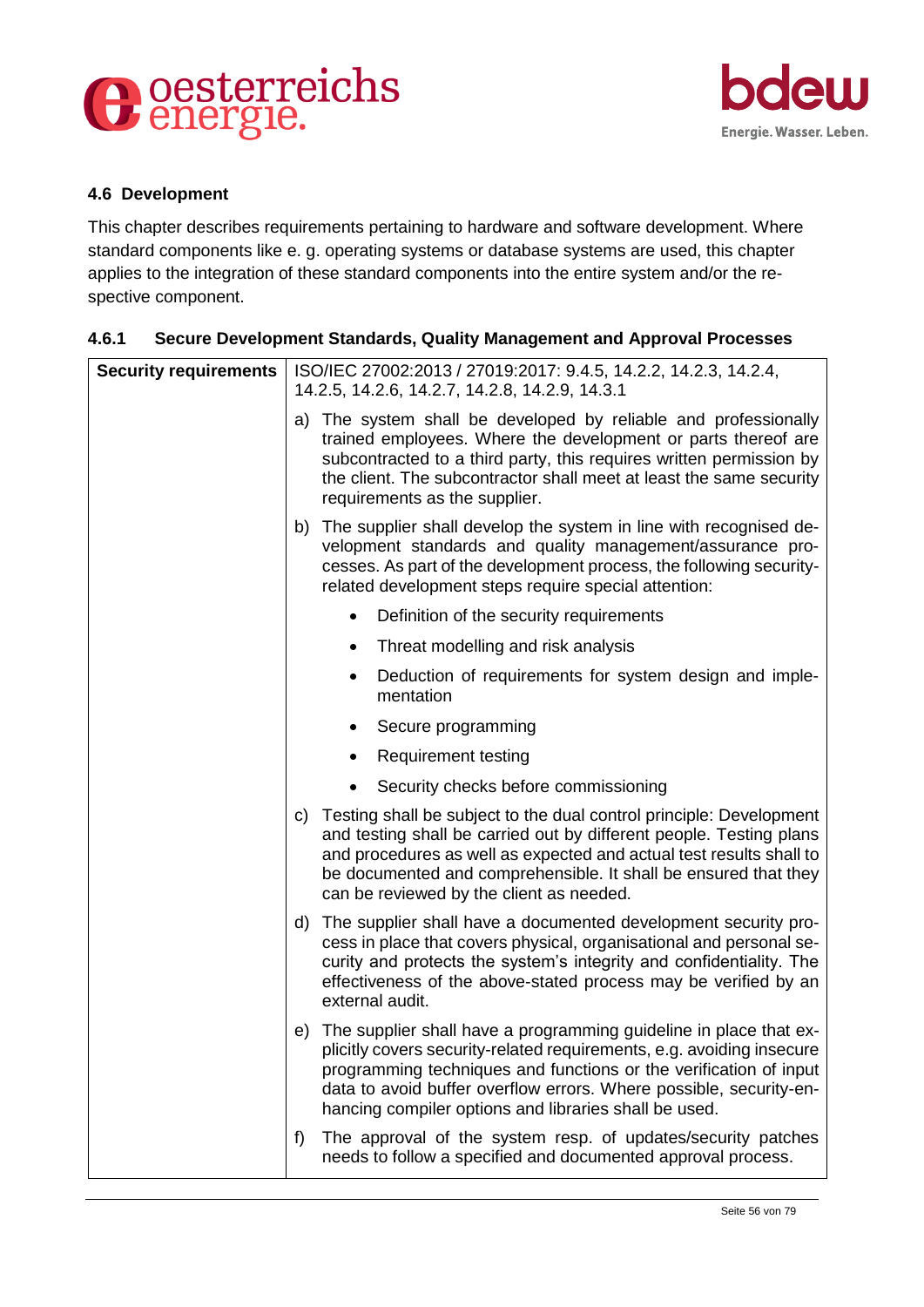### 4.6 Development

This chapter describes requirements pertaining to hardware and software development. Where standard components like e. g. operating systems or database systems are used, this chapter applies to the integration of these standard components into the entire system and/or the respective component.

#### 4.6.1 Secure Development Standards, Quality Management and Approval Processes

| **Security requirements** | ISO/IEC 27002:2013 / 27019:2017: 9.4.5, 14.2.2, 14.2.3, 14.2.4, 14.2.5, 14.2.6, 14.2.7, 14.2.8, 14.2.9, 14.3.1 |
|---|---|
| | a) The system shall be developed by reliable and professionally trained employees. Where the development or parts thereof are subcontracted to a third party, this requires written permission by the client. The subcontractor shall meet at least the same security requirements as the supplier. |
| | b) The supplier shall develop the system in line with recognised development standards and quality management/assurance processes. As part of the development process, the following security-related development steps require special attention:<br>• Definition of the security requirements<br>• Threat modelling and risk analysis<br>• Deduction of requirements for system design and implementation<br>• Secure programming<br>• Requirement testing<br>• Security checks before commissioning |
| | c) Testing shall be subject to the dual control principle: Development and testing shall be carried out by different people. Testing plans and procedures as well as expected and actual test results shall to be documented and comprehensible. It shall be ensured that they can be reviewed by the client as needed. |
| | d) The supplier shall have a documented development security process in place that covers physical, organisational and personal security and protects the system's integrity and confidentiality. The effectiveness of the above-stated process may be verified by an external audit. |
| | e) The supplier shall have a programming guideline in place that explicitly covers security-related requirements, e.g. avoiding insecure programming techniques and functions or the verification of input data to avoid buffer overflow errors. Where possible, security-enhancing compiler options and libraries shall be used. |
| | f) The approval of the system resp. of updates/security patches needs to follow a specified and documented approval process. |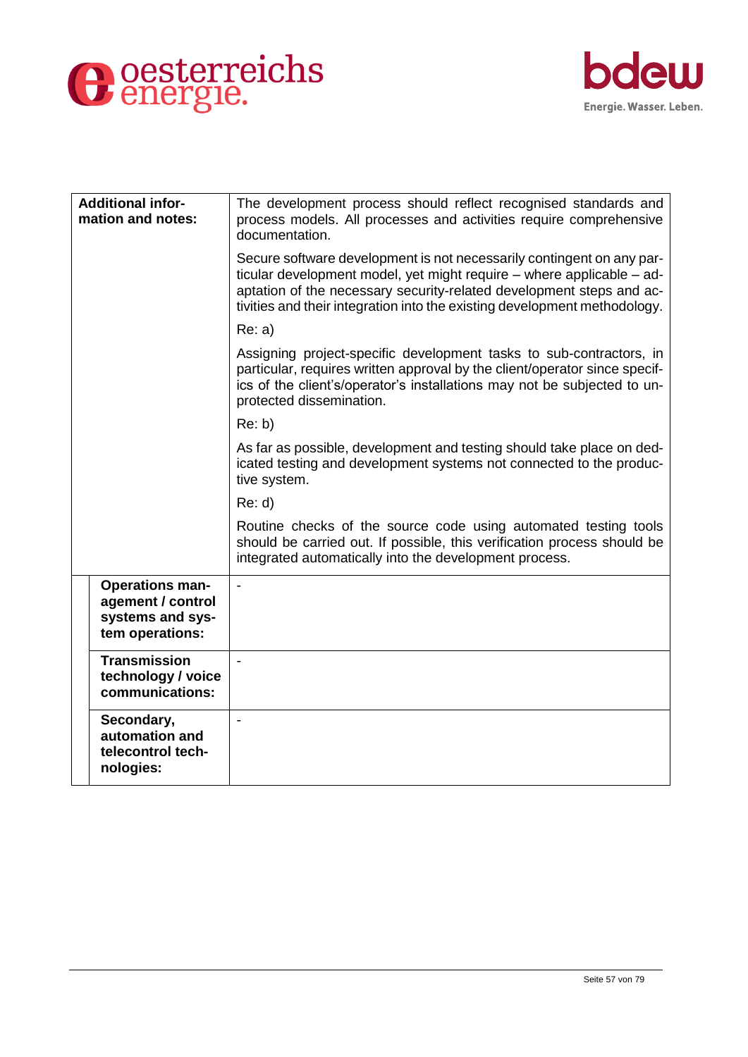| | |
|---|---|
| **Additional information and notes:** | The development process should reflect recognised standards and process models. All processes and activities require comprehensive documentation.<br><br>Secure software development is not necessarily contingent on any particular development model, yet might require – where applicable – adaptation of the necessary security-related development steps and activities and their integration into the existing development methodology.<br><br>Re: a)<br><br>Assigning project-specific development tasks to sub-contractors, in particular, requires written approval by the client/operator since specifics of the client's/operator's installations may not be subjected to unprotected dissemination.<br><br>Re: b)<br><br>As far as possible, development and testing should take place on dedicated testing and development systems not connected to the productive system.<br><br>Re: d)<br><br>Routine checks of the source code using automated testing tools should be carried out. If possible, this verification process should be integrated automatically into the development process. |
| **Operations management / control systems and system operations:** | - |
| **Transmission technology / voice communications:** | - |
| **Secondary, automation and telecontrol technologies:** | - |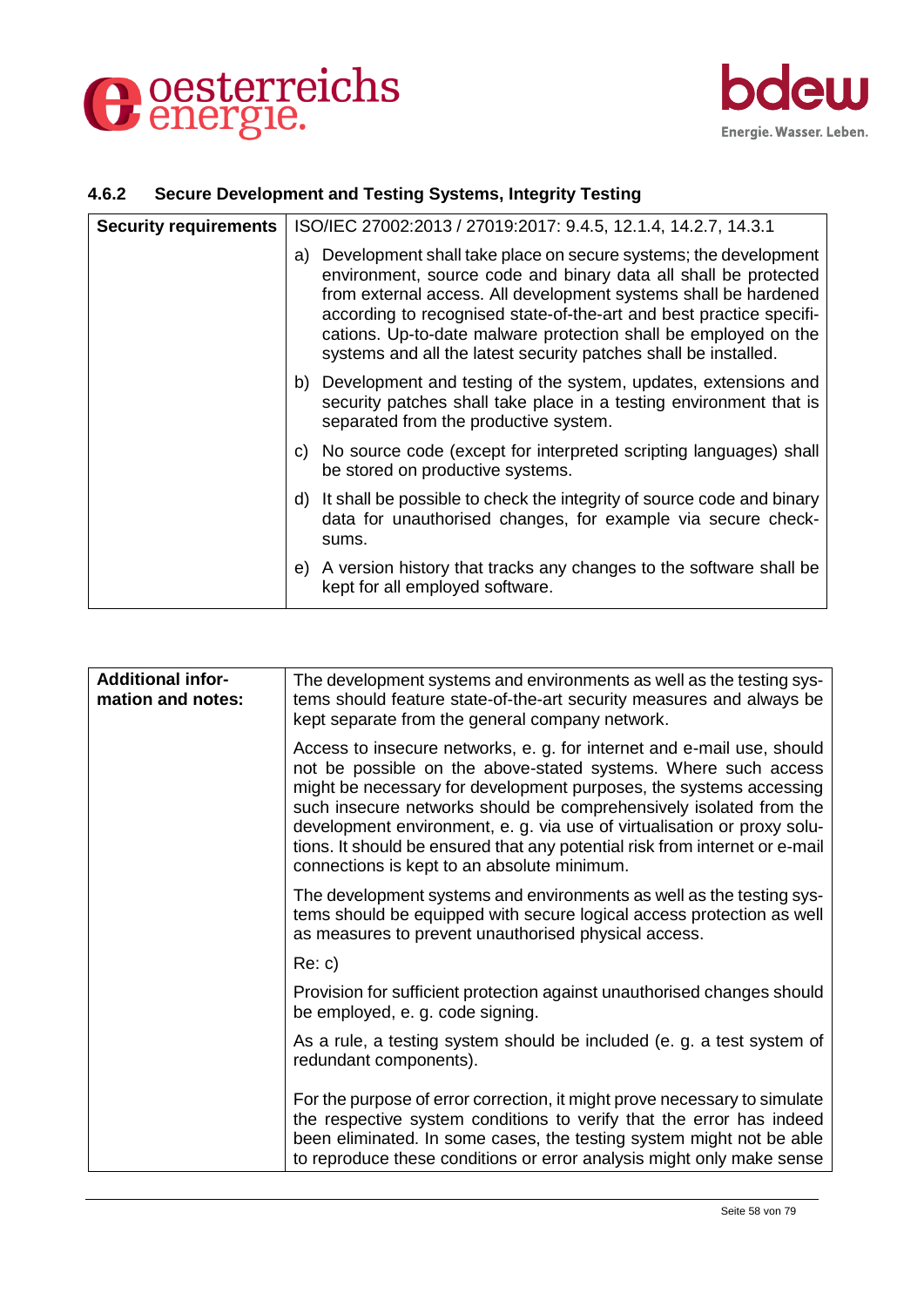### 4.6.2 Secure Development and Testing Systems, Integrity Testing

| Security requirements | ISO/IEC 27002:2013 / 27019:2017: 9.4.5, 12.1.4, 14.2.7, 14.3.1 |
|---|---|
| | a) Development shall take place on secure systems; the development environment, source code and binary data all shall be protected from external access. All development systems shall be hardened according to recognised state-of-the-art and best practice specifications. Up-to-date malware protection shall be employed on the systems and all the latest security patches shall be installed. |
| | b) Development and testing of the system, updates, extensions and security patches shall take place in a testing environment that is separated from the productive system. |
| | c) No source code (except for interpreted scripting languages) shall be stored on productive systems. |
| | d) It shall be possible to check the integrity of source code and binary data for unauthorised changes, for example via secure checksums. |
| | e) A version history that tracks any changes to the software shall be kept for all employed software. |

| Additional information and notes: | The development systems and environments as well as the testing systems should feature state-of-the-art security measures and always be kept separate from the general company network. |
|---|---|
| | Access to insecure networks, e. g. for internet and e-mail use, should not be possible on the above-stated systems. Where such access might be necessary for development purposes, the systems accessing such insecure networks should be comprehensively isolated from the development environment, e. g. via use of virtualisation or proxy solutions. It should be ensured that any potential risk from internet or e-mail connections is kept to an absolute minimum. |
| | The development systems and environments as well as the testing systems should be equipped with secure logical access protection as well as measures to prevent unauthorised physical access. |
| | Re: c) |
| | Provision for sufficient protection against unauthorised changes should be employed, e. g. code signing. |
| | As a rule, a testing system should be included (e. g. a test system of redundant components). |
| | For the purpose of error correction, it might prove necessary to simulate the respective system conditions to verify that the error has indeed been eliminated. In some cases, the testing system might not be able to reproduce these conditions or error analysis might only make sense |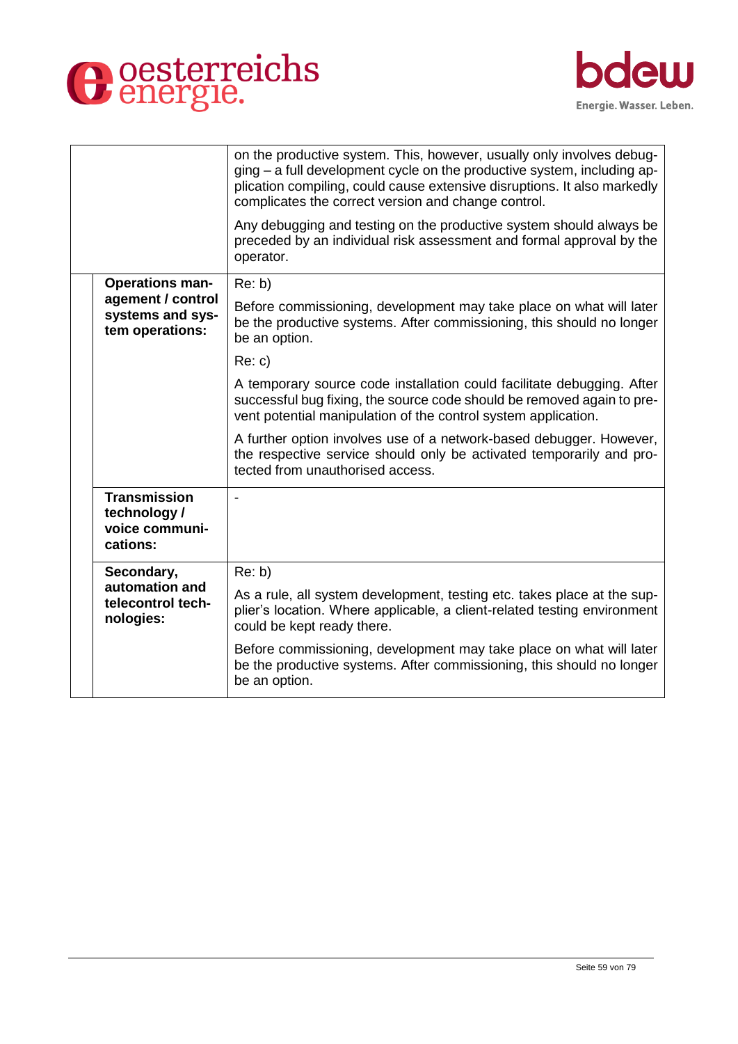| | |
|---|---|
| | on the productive system. This, however, usually only involves debugging – a full development cycle on the productive system, including application compiling, could cause extensive disruptions. It also markedly complicates the correct version and change control.<br><br>Any debugging and testing on the productive system should always be preceded by an individual risk assessment and formal approval by the operator. |
| **Operations management / control systems and system operations:** | Re: b)<br><br>Before commissioning, development may take place on what will later be the productive systems. After commissioning, this should no longer be an option.<br><br>Re: c)<br><br>A temporary source code installation could facilitate debugging. After successful bug fixing, the source code should be removed again to prevent potential manipulation of the control system application.<br><br>A further option involves use of a network-based debugger. However, the respective service should only be activated temporarily and protected from unauthorised access. |
| **Transmission technology / voice communications:** | - |
| **Secondary, automation and telecontrol technologies:** | Re: b)<br><br>As a rule, all system development, testing etc. takes place at the supplier's location. Where applicable, a client-related testing environment could be kept ready there.<br><br>Before commissioning, development may take place on what will later be the productive systems. After commissioning, this should no longer be an option. |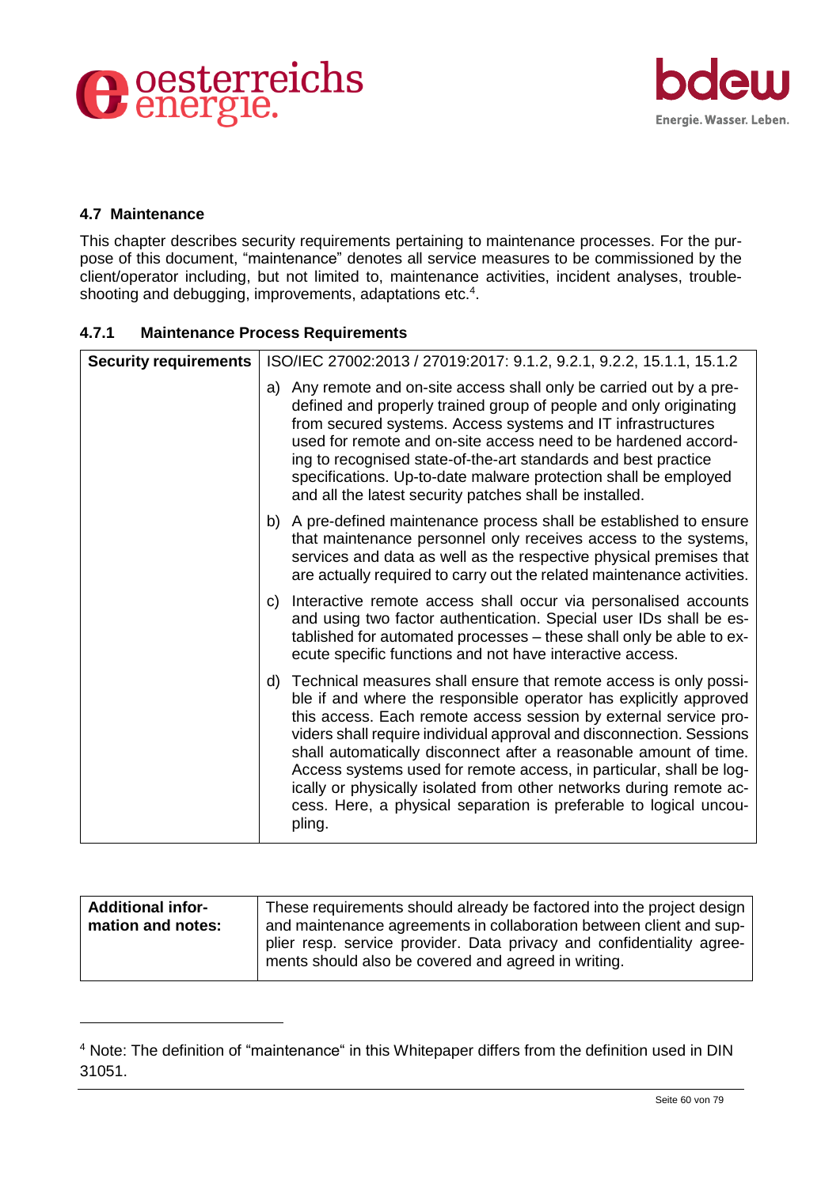### 4.7 Maintenance

This chapter describes security requirements pertaining to maintenance processes. For the purpose of this document, "maintenance" denotes all service measures to be commissioned by the client/operator including, but not limited to, maintenance activities, incident analyses, troubleshooting and debugging, improvements, adaptations etc.[4].

#### 4.7.1 Maintenance Process Requirements

| **Security requirements** | ISO/IEC 27002:2013 / 27019:2017: 9.1.2, 9.2.1, 9.2.2, 15.1.1, 15.1.2 |
|---|---|
| | a) Any remote and on-site access shall only be carried out by a pre-defined and properly trained group of people and only originating from secured systems. Access systems and IT infrastructures used for remote and on-site access need to be hardened according to recognised state-of-the-art standards and best practice specifications. Up-to-date malware protection shall be employed and all the latest security patches shall be installed. |
| | b) A pre-defined maintenance process shall be established to ensure that maintenance personnel only receives access to the systems, services and data as well as the respective physical premises that are actually required to carry out the related maintenance activities. |
| | c) Interactive remote access shall occur via personalised accounts and using two factor authentication. Special user IDs shall be established for automated processes – these shall only be able to execute specific functions and not have interactive access. |
| | d) Technical measures shall ensure that remote access is only possible if and where the responsible operator has explicitly approved this access. Each remote access session by external service providers shall require individual approval and disconnection. Sessions shall automatically disconnect after a reasonable amount of time. Access systems used for remote access, in particular, shall be logically or physically isolated from other networks during remote access. Here, a physical separation is preferable to logical uncoupling. |

| **Additional information and notes:** | These requirements should already be factored into the project design and maintenance agreements in collaboration between client and supplier resp. service provider. Data privacy and confidentiality agreements should also be covered and agreed in writing. |
|---|---|

[4] Note: The definition of "maintenance" in this Whitepaper differs from the definition used in DIN 31051.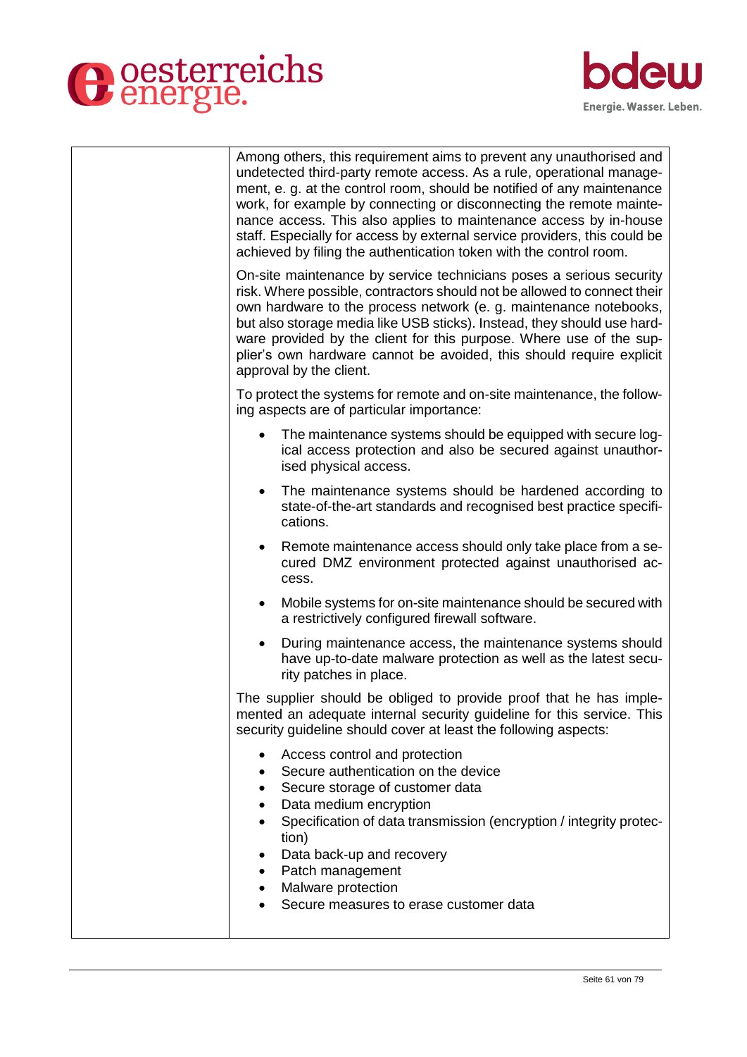| | |
|---|---|
| | Among others, this requirement aims to prevent any unauthorised and undetected third-party remote access. As a rule, operational management, e. g. at the control room, should be notified of any maintenance work, for example by connecting or disconnecting the remote maintenance access. This also applies to maintenance access by in-house staff. Especially for access by external service providers, this could be achieved by filing the authentication token with the control room.<br><br>On-site maintenance by service technicians poses a serious security risk. Where possible, contractors should not be allowed to connect their own hardware to the process network (e. g. maintenance notebooks, but also storage media like USB sticks). Instead, they should use hardware provided by the client for this purpose. Where use of the supplier's own hardware cannot be avoided, this should require explicit approval by the client.<br><br>To protect the systems for remote and on-site maintenance, the following aspects are of particular importance:<br><br>• The maintenance systems should be equipped with secure logical access protection and also be secured against unauthorised physical access.<br>• The maintenance systems should be hardened according to state-of-the-art standards and recognised best practice specifications.<br>• Remote maintenance access should only take place from a secured DMZ environment protected against unauthorised access.<br>• Mobile systems for on-site maintenance should be secured with a restrictively configured firewall software.<br>• During maintenance access, the maintenance systems should have up-to-date malware protection as well as the latest security patches in place.<br><br>The supplier should be obliged to provide proof that he has implemented an adequate internal security guideline for this service. This security guideline should cover at least the following aspects:<br><br>• Access control and protection<br>• Secure authentication on the device<br>• Secure storage of customer data<br>• Data medium encryption<br>• Specification of data transmission (encryption / integrity protection)<br>• Data back-up and recovery<br>• Patch management<br>• Malware protection<br>• Secure measures to erase customer data |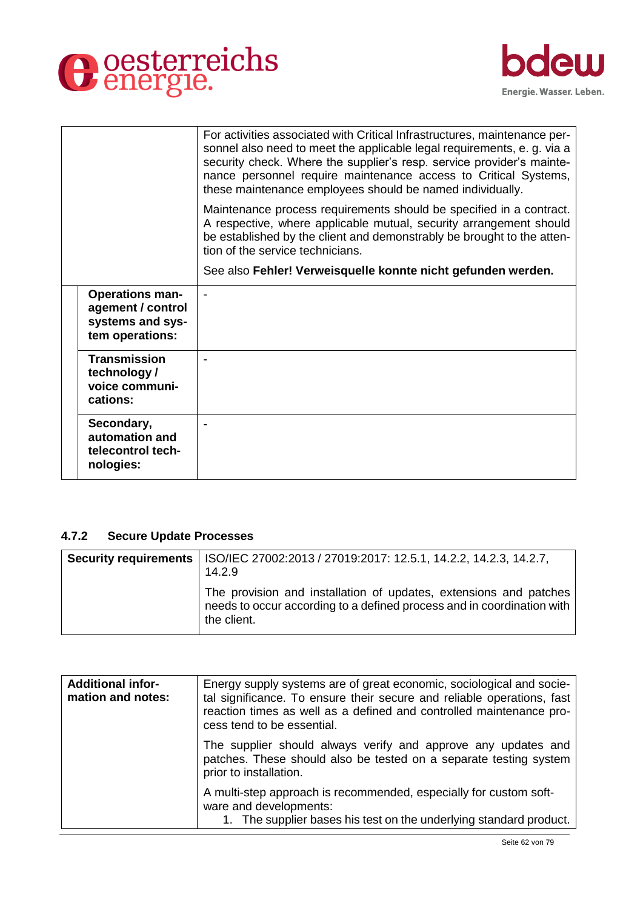| | |
|---|---|
| | For activities associated with Critical Infrastructures, maintenance personnel also need to meet the applicable legal requirements, e. g. via a security check. Where the supplier's resp. service provider's maintenance personnel require maintenance access to Critical Systems, these maintenance employees should be named individually.<br><br>Maintenance process requirements should be specified in a contract. A respective, where applicable mutual, security arrangement should be established by the client and demonstrably be brought to the attention of the service technicians.<br><br>See also **Fehler! Verweisquelle konnte nicht gefunden werden.** |
| **Operations management / control systems and system operations:** | - |
| **Transmission technology / voice communications:** | - |
| **Secondary, automation and telecontrol technologies:** | - |

#### 4.7.2 Secure Update Processes

| | |
|---|---|
| **Security requirements** | ISO/IEC 27002:2013 / 27019:2017: 12.5.1, 14.2.2, 14.2.3, 14.2.7, 14.2.9<br><br>The provision and installation of updates, extensions and patches needs to occur according to a defined process and in coordination with the client. |

| | |
|---|---|
| **Additional information and notes:** | Energy supply systems are of great economic, sociological and societal significance. To ensure their secure and reliable operations, fast reaction times as well as a defined and controlled maintenance process tend to be essential.<br><br>The supplier should always verify and approve any updates and patches. These should also be tested on a separate testing system prior to installation.<br><br>A multi-step approach is recommended, especially for custom software and developments:<br>1. The supplier bases his test on the underlying standard product. |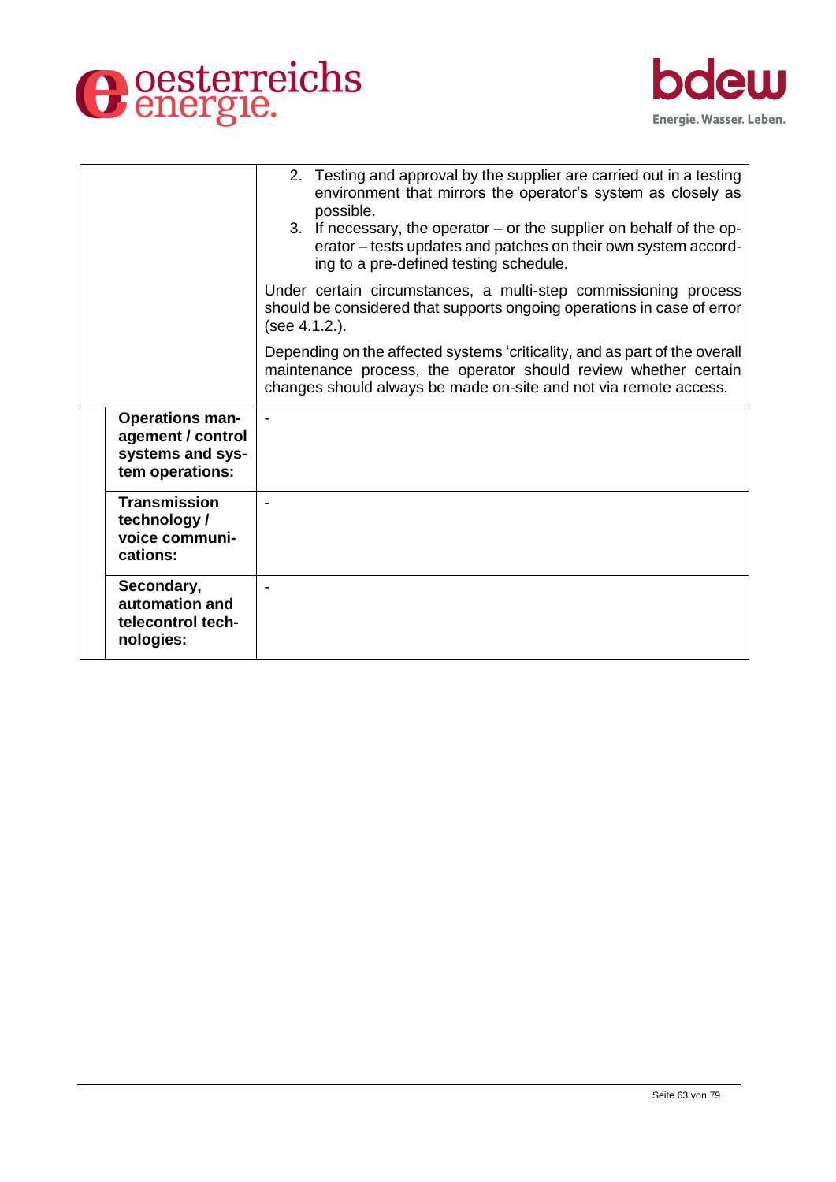| | |
|---|---|
| | 2. Testing and approval by the supplier are carried out in a testing environment that mirrors the operator's system as closely as possible.<br>3. If necessary, the operator – or the supplier on behalf of the operator – tests updates and patches on their own system according to a pre-defined testing schedule.<br><br>Under certain circumstances, a multi-step commissioning process should be considered that supports ongoing operations in case of error (see 4.1.2.).<br><br>Depending on the affected systems 'criticality, and as part of the overall maintenance process, the operator should review whether certain changes should always be made on-site and not via remote access. |
| **Operations management / control systems and system operations:** | - |
| **Transmission technology / voice communications:** | - |
| **Secondary, automation and telecontrol technologies:** | - |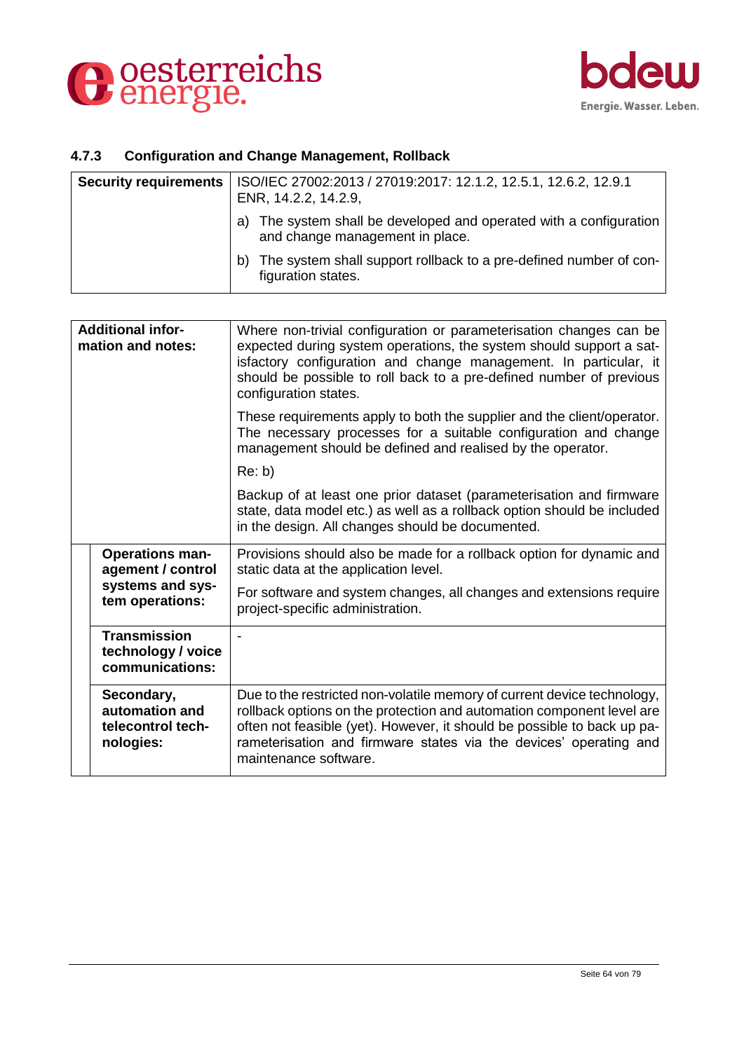### 4.7.3 Configuration and Change Management, Rollback

| **Security requirements** | ISO/IEC 27002:2013 / 27019:2017: 12.1.2, 12.5.1, 12.6.2, 12.9.1 ENR, 14.2.2, 14.2.9,<br><br>a) The system shall be developed and operated with a configuration and change management in place.<br><br>b) The system shall support rollback to a pre-defined number of configuration states. |
|---|---|

| **Additional information and notes:** | Where non-trivial configuration or parameterisation changes can be expected during system operations, the system should support a satisfactory configuration and change management. In particular, it should be possible to roll back to a pre-defined number of previous configuration states.<br><br>These requirements apply to both the supplier and the client/operator. The necessary processes for a suitable configuration and change management should be defined and realised by the operator.<br><br>Re: b)<br><br>Backup of at least one prior dataset (parameterisation and firmware state, data model etc.) as well as a rollback option should be included in the design. All changes should be documented. |
|---|---|
| **Operations management / control systems and system operations:** | Provisions should also be made for a rollback option for dynamic and static data at the application level.<br><br>For software and system changes, all changes and extensions require project-specific administration. |
| **Transmission technology / voice communications:** | - |
| **Secondary, automation and telecontrol technologies:** | Due to the restricted non-volatile memory of current device technology, rollback options on the protection and automation component level are often not feasible (yet). However, it should be possible to back up parameterisation and firmware states via the devices' operating and maintenance software. |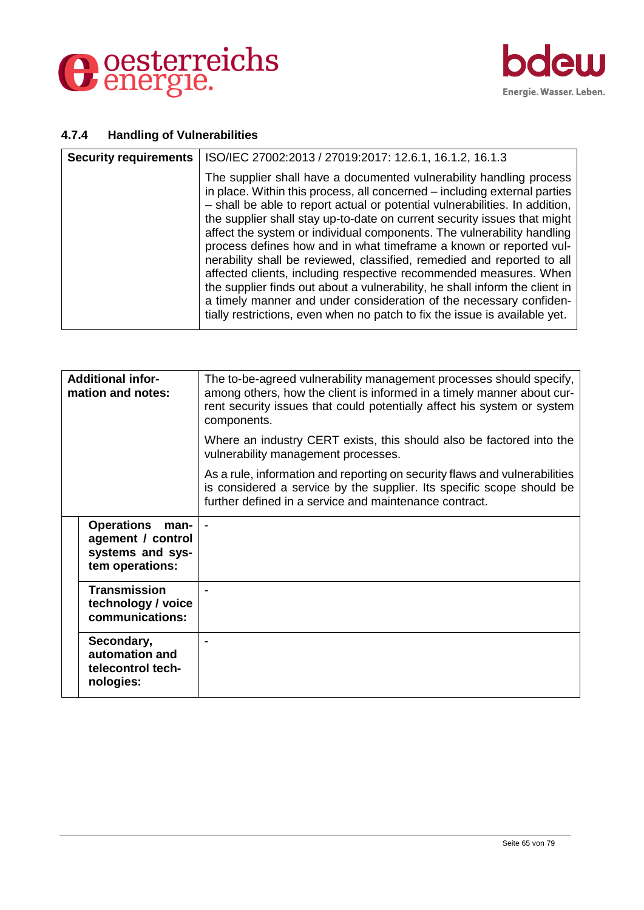### 4.7.4 Handling of Vulnerabilities

| Security requirements | ISO/IEC 27002:2013 / 27019:2017: 12.6.1, 16.1.2, 16.1.3 |
|---|---|
| | The supplier shall have a documented vulnerability handling process in place. Within this process, all concerned – including external parties – shall be able to report actual or potential vulnerabilities. In addition, the supplier shall stay up-to-date on current security issues that might affect the system or individual components. The vulnerability handling process defines how and in what timeframe a known or reported vulnerability shall be reviewed, classified, remedied and reported to all affected clients, including respective recommended measures. When the supplier finds out about a vulnerability, he shall inform the client in a timely manner and under consideration of the necessary confidentially restrictions, even when no patch to fix the issue is available yet. |

| Additional information and notes: | The to-be-agreed vulnerability management processes should specify, among others, how the client is informed in a timely manner about current security issues that could potentially affect his system or system components.<br><br>Where an industry CERT exists, this should also be factored into the vulnerability management processes.<br><br>As a rule, information and reporting on security flaws and vulnerabilities is considered a service by the supplier. Its specific scope should be further defined in a service and maintenance contract. |
|---|---|
| **Operations management / control systems and system operations:** | - |
| **Transmission technology / voice communications:** | - |
| **Secondary, automation and telecontrol technologies:** | - |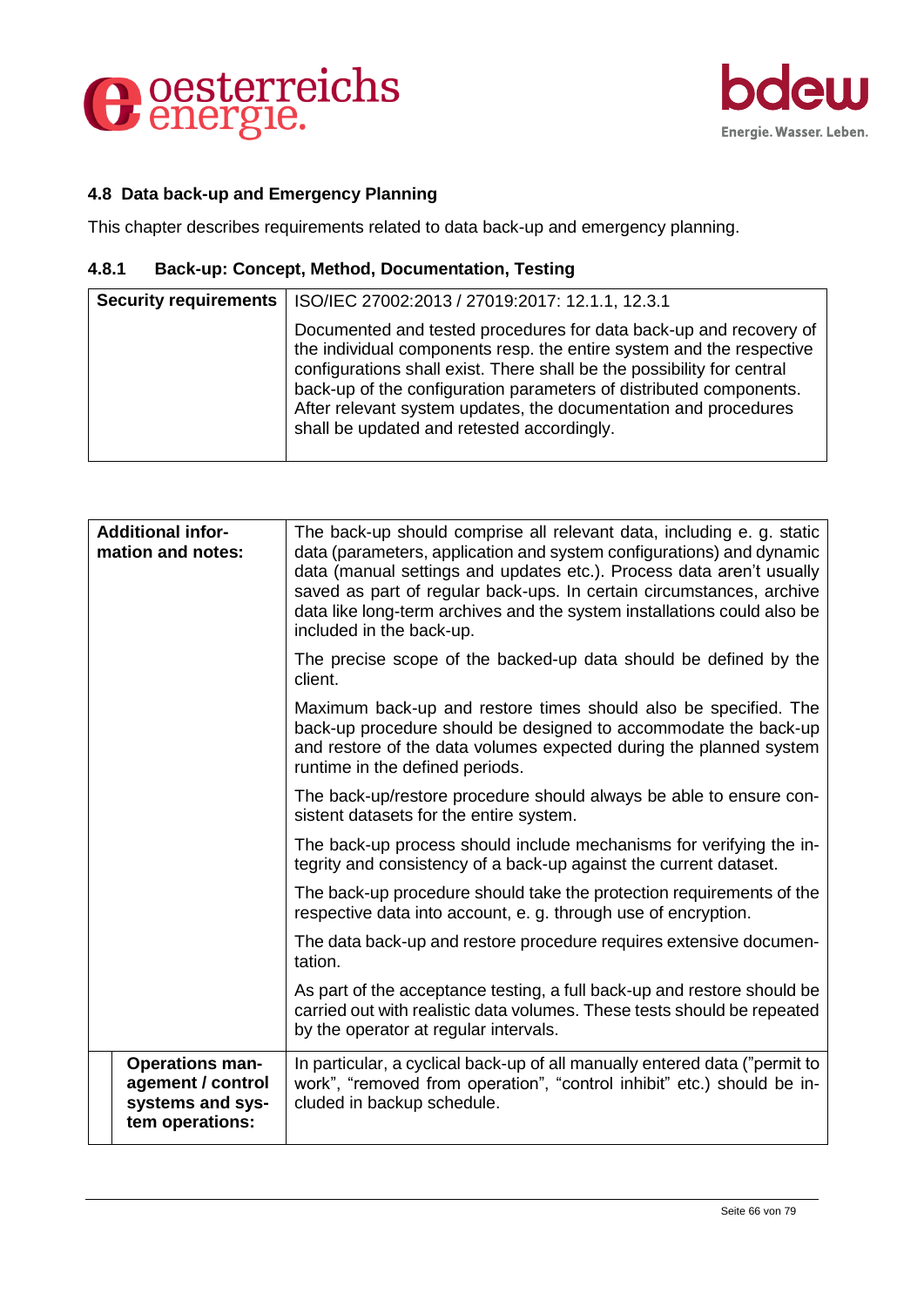## 4.8 Data back-up and Emergency Planning

This chapter describes requirements related to data back-up and emergency planning.

### 4.8.1 Back-up: Concept, Method, Documentation, Testing

| **Security requirements** | ISO/IEC 27002:2013 / 27019:2017: 12.1.1, 12.3.1 |
|---|---|
| | Documented and tested procedures for data back-up and recovery of the individual components resp. the entire system and the respective configurations shall exist. There shall be the possibility for central back-up of the configuration parameters of distributed components. After relevant system updates, the documentation and procedures shall be updated and retested accordingly. |

| **Additional information and notes:** | The back-up should comprise all relevant data, including e. g. static data (parameters, application and system configurations) and dynamic data (manual settings and updates etc.). Process data aren't usually saved as part of regular back-ups. In certain circumstances, archive data like long-term archives and the system installations could also be included in the back-up.<br><br>The precise scope of the backed-up data should be defined by the client.<br><br>Maximum back-up and restore times should also be specified. The back-up procedure should be designed to accommodate the back-up and restore of the data volumes expected during the planned system runtime in the defined periods.<br><br>The back-up/restore procedure should always be able to ensure consistent datasets for the entire system.<br><br>The back-up process should include mechanisms for verifying the integrity and consistency of a back-up against the current dataset.<br><br>The back-up procedure should take the protection requirements of the respective data into account, e. g. through use of encryption.<br><br>The data back-up and restore procedure requires extensive documentation.<br><br>As part of the acceptance testing, a full back-up and restore should be carried out with realistic data volumes. These tests should be repeated by the operator at regular intervals. |
|---|---|
| **Operations management / control systems and system operations:** | In particular, a cyclical back-up of all manually entered data ("permit to work", "removed from operation", "control inhibit" etc.) should be included in backup schedule. |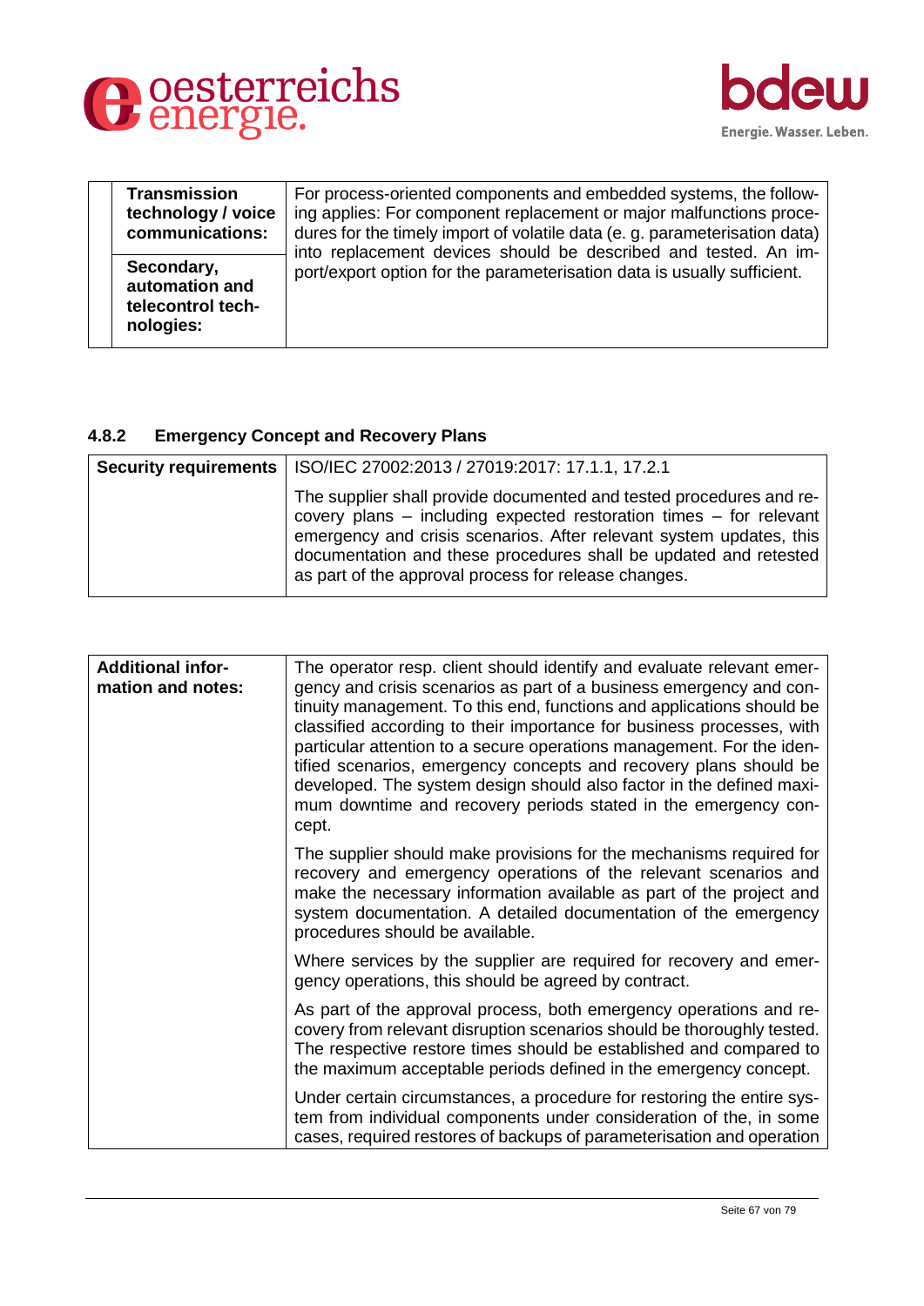| | | |
|---|---|---|
| | **Transmission technology / voice communications:** | For process-oriented components and embedded systems, the following applies: For component replacement or major malfunctions procedures for the timely import of volatile data (e. g. parameterisation data) into replacement devices should be described and tested. An import/export option for the parameterisation data is usually sufficient. |
| | **Secondary, automation and telecontrol technologies:** | |

#### 4.8.2 Emergency Concept and Recovery Plans

| **Security requirements** | ISO/IEC 27002:2013 / 27019:2017: 17.1.1, 17.2.1 |
|---|---|
| | The supplier shall provide documented and tested procedures and recovery plans – including expected restoration times – for relevant emergency and crisis scenarios. After relevant system updates, this documentation and these procedures shall be updated and retested as part of the approval process for release changes. |

| **Additional information and notes:** | The operator resp. client should identify and evaluate relevant emergency and crisis scenarios as part of a business emergency and continuity management. To this end, functions and applications should be classified according to their importance for business processes, with particular attention to a secure operations management. For the identified scenarios, emergency concepts and recovery plans should be developed. The system design should also factor in the defined maximum downtime and recovery periods stated in the emergency concept. |
|---|---|
| | The supplier should make provisions for the mechanisms required for recovery and emergency operations of the relevant scenarios and make the necessary information available as part of the project and system documentation. A detailed documentation of the emergency procedures should be available. |
| | Where services by the supplier are required for recovery and emergency operations, this should be agreed by contract. |
| | As part of the approval process, both emergency operations and recovery from relevant disruption scenarios should be thoroughly tested. The respective restore times should be established and compared to the maximum acceptable periods defined in the emergency concept. |
| | Under certain circumstances, a procedure for restoring the entire system from individual components under consideration of the, in some cases, required restores of backups of parameterisation and operation |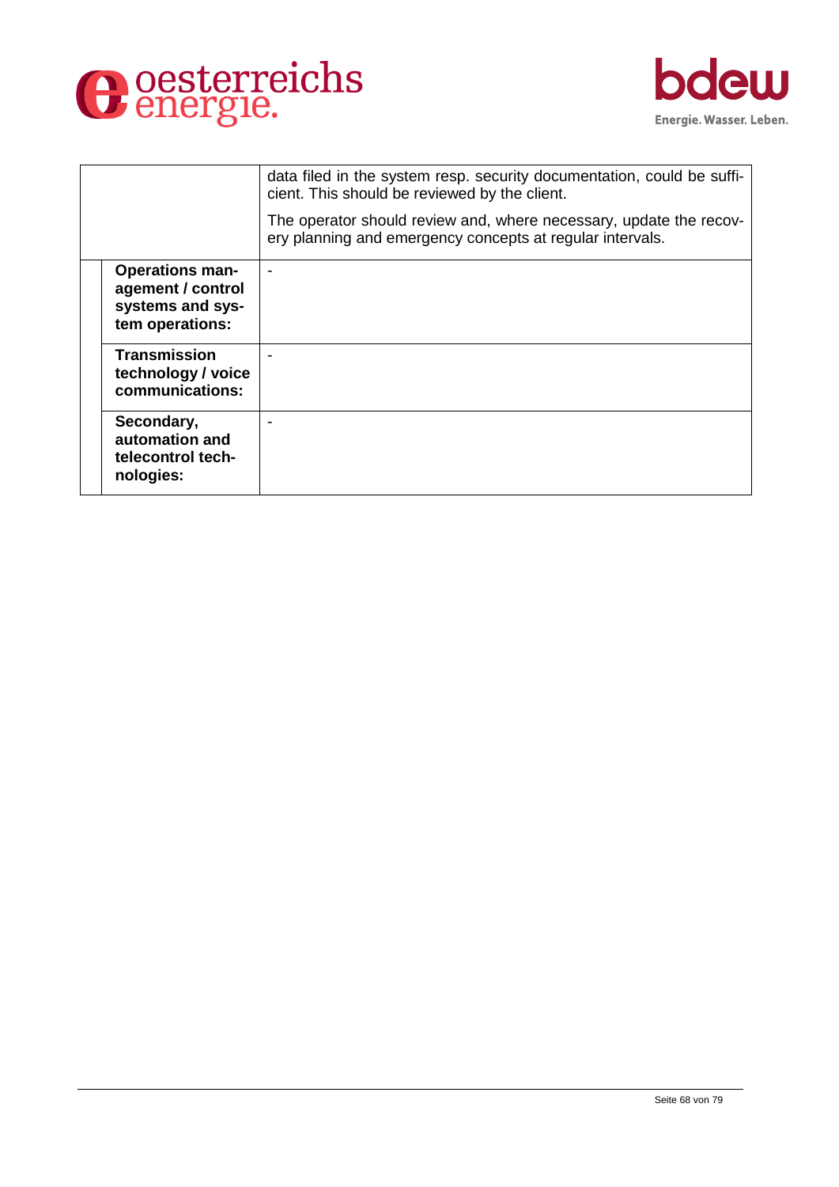| | |
|---|---|
| | data filed in the system resp. security documentation, could be sufficient. This should be reviewed by the client.<br><br>The operator should review and, where necessary, update the recovery planning and emergency concepts at regular intervals. |
| **Operations management / control systems and system operations:** | - |
| **Transmission technology / voice communications:** | - |
| **Secondary, automation and telecontrol technologies:** | - |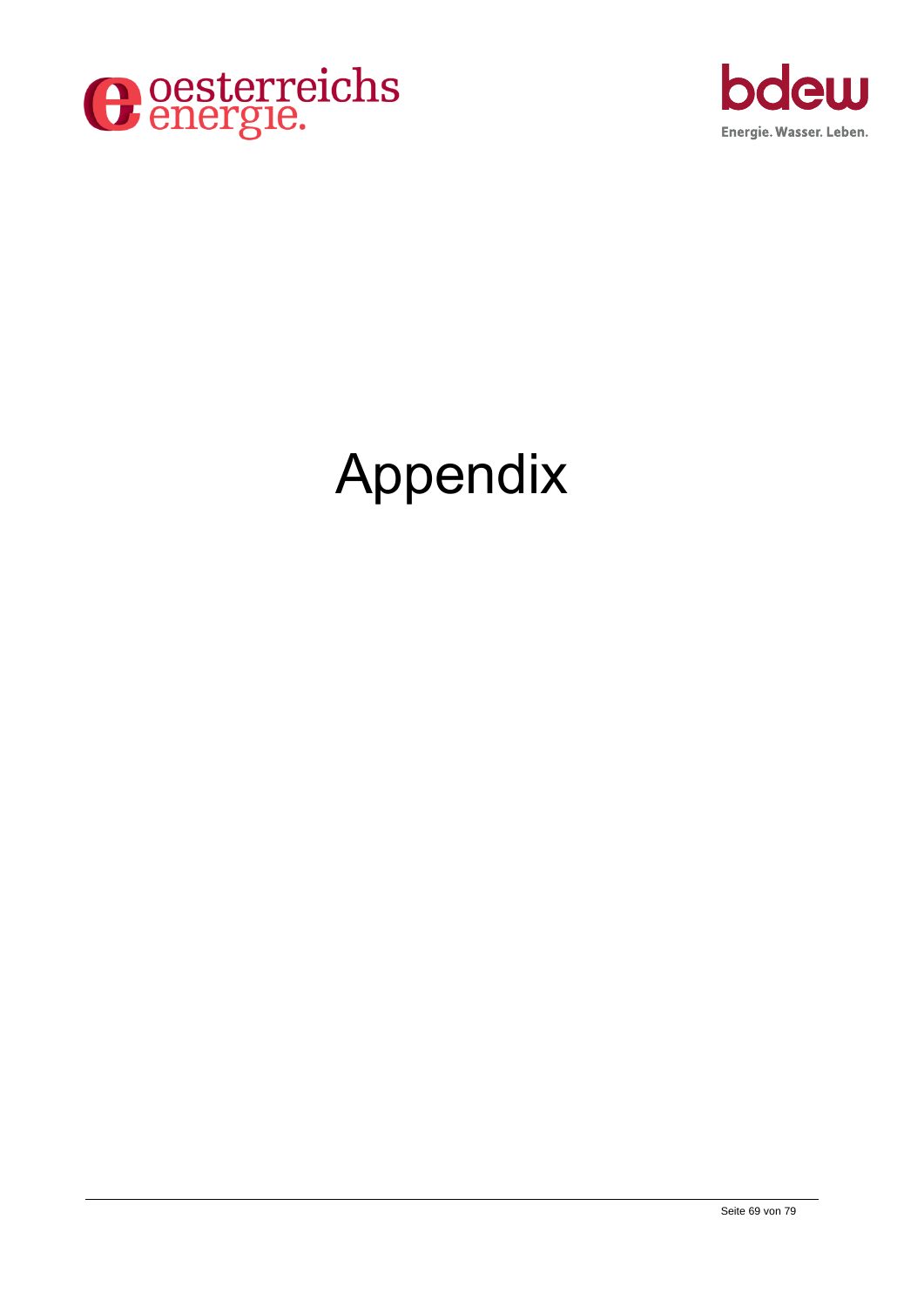# Appendix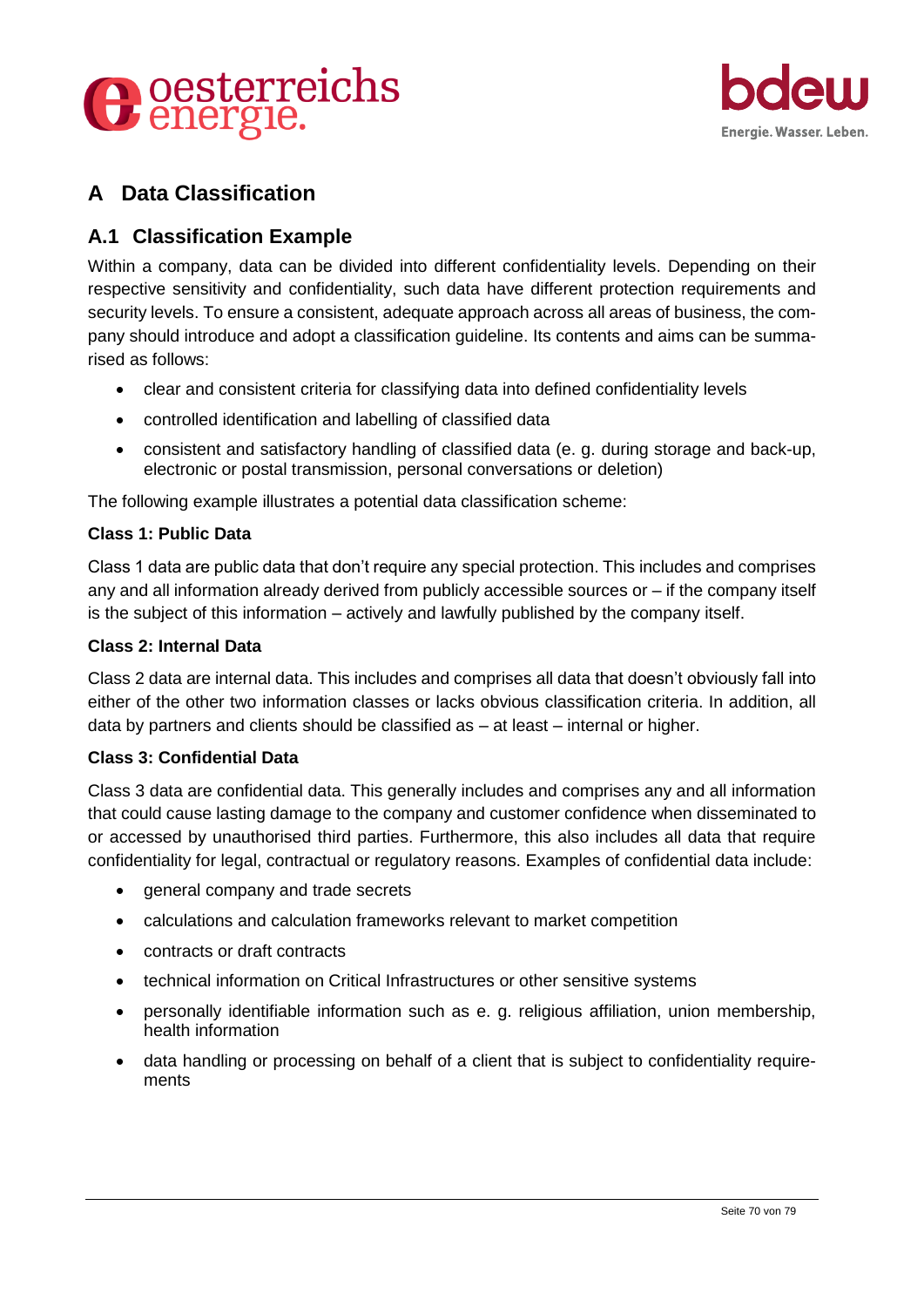# A Data Classification

## A.1 Classification Example

Within a company, data can be divided into different confidentiality levels. Depending on their respective sensitivity and confidentiality, such data have different protection requirements and security levels. To ensure a consistent, adequate approach across all areas of business, the company should introduce and adopt a classification guideline. Its contents and aims can be summarised as follows:

- clear and consistent criteria for classifying data into defined confidentiality levels
- controlled identification and labelling of classified data
- consistent and satisfactory handling of classified data (e. g. during storage and back-up, electronic or postal transmission, personal conversations or deletion)

The following example illustrates a potential data classification scheme:

**Class 1: Public Data**

Class 1 data are public data that don't require any special protection. This includes and comprises any and all information already derived from publicly accessible sources or – if the company itself is the subject of this information – actively and lawfully published by the company itself.

**Class 2: Internal Data**

Class 2 data are internal data. This includes and comprises all data that doesn't obviously fall into either of the other two information classes or lacks obvious classification criteria. In addition, all data by partners and clients should be classified as – at least – internal or higher.

**Class 3: Confidential Data**

Class 3 data are confidential data. This generally includes and comprises any and all information that could cause lasting damage to the company and customer confidence when disseminated to or accessed by unauthorised third parties. Furthermore, this also includes all data that require confidentiality for legal, contractual or regulatory reasons. Examples of confidential data include:

- general company and trade secrets
- calculations and calculation frameworks relevant to market competition
- contracts or draft contracts
- technical information on Critical Infrastructures or other sensitive systems
- personally identifiable information such as e. g. religious affiliation, union membership, health information
- data handling or processing on behalf of a client that is subject to confidentiality requirements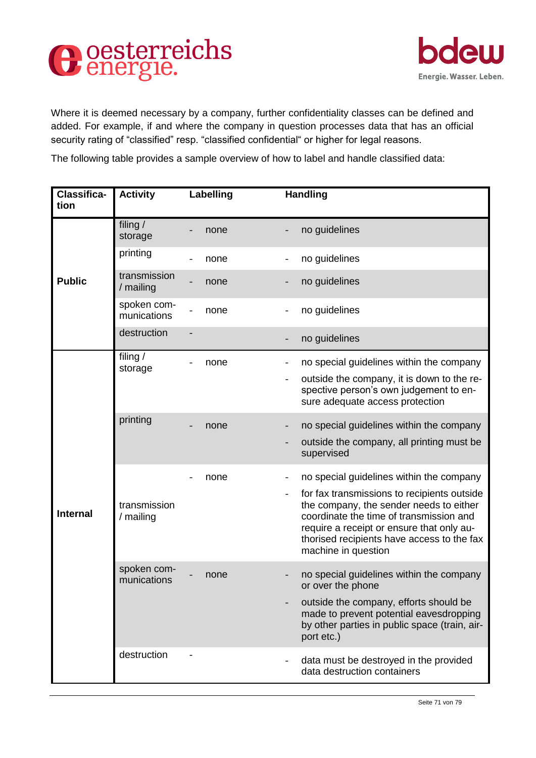Where it is deemed necessary by a company, further confidentiality classes can be defined and added. For example, if and where the company in question processes data that has an official security rating of "classified" resp. "classified confidential" or higher for legal reasons.

The following table provides a sample overview of how to label and handle classified data:

| Classification | Activity | Labelling | Handling |
|---|---|---|---|
| **Public** | filing / storage | - none | - no guidelines |
| | printing | - none | - no guidelines |
| | transmission / mailing | - none | - no guidelines |
| | spoken communications | - none | - no guidelines |
| | destruction | - | - no guidelines |
| **Internal** | filing / storage | - none | - no special guidelines within the company<br>- outside the company, it is down to the respective person's own judgement to ensure adequate access protection |
| | printing | - none | - no special guidelines within the company<br>- outside the company, all printing must be supervised |
| | transmission / mailing | - none | - no special guidelines within the company<br>- for fax transmissions to recipients outside the company, the sender needs to either coordinate the time of transmission and require a receipt or ensure that only authorised recipients have access to the fax machine in question |
| | spoken communications | - none | - no special guidelines within the company or over the phone<br>- outside the company, efforts should be made to prevent potential eavesdropping by other parties in public space (train, airport etc.) |
| | destruction | - | - data must be destroyed in the provided data destruction containers |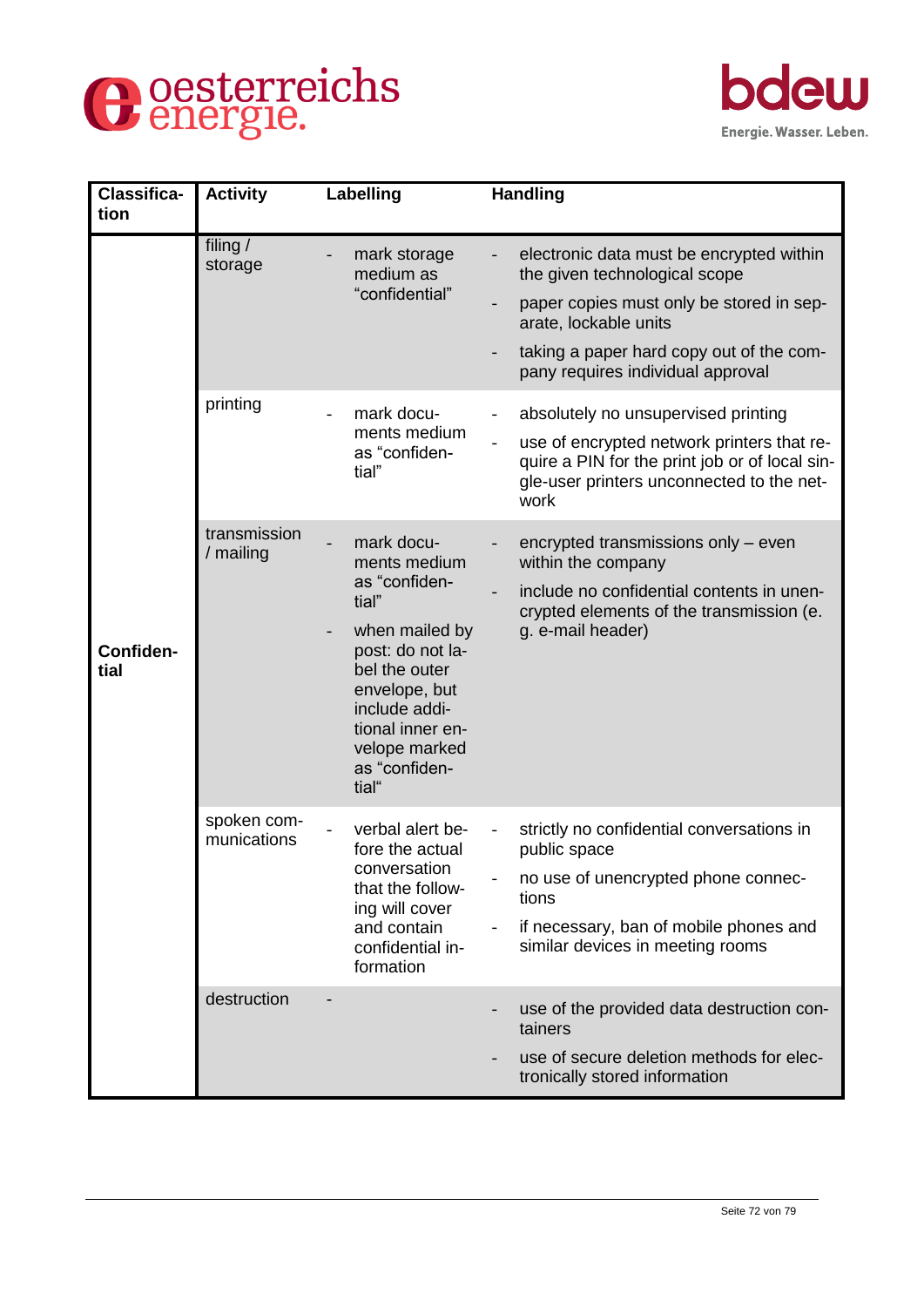| Classification | Activity | Labelling | Handling |
|---|---|---|---|
| Confidential | filing / storage | - mark storage medium as "confidential" | - electronic data must be encrypted within the given technological scope<br>- paper copies must only be stored in separate, lockable units<br>- taking a paper hard copy out of the company requires individual approval |
| | printing | - mark documents medium as "confidential" | - absolutely no unsupervised printing<br>- use of encrypted network printers that require a PIN for the print job or of local single-user printers unconnected to the network |
| | transmission / mailing | - mark documents medium as "confidential"<br>- when mailed by post: do not label the outer envelope, but include additional inner envelope marked as "confidential" | - encrypted transmissions only – even within the company<br>- include no confidential contents in unencrypted elements of the transmission (e. g. e-mail header) |
| | spoken communications | - verbal alert before the actual conversation that the following will cover and contain confidential information | - strictly no confidential conversations in public space<br>- no use of unencrypted phone connections<br>- if necessary, ban of mobile phones and similar devices in meeting rooms |
| | destruction | - | - use of the provided data destruction containers<br>- use of secure deletion methods for electronically stored information |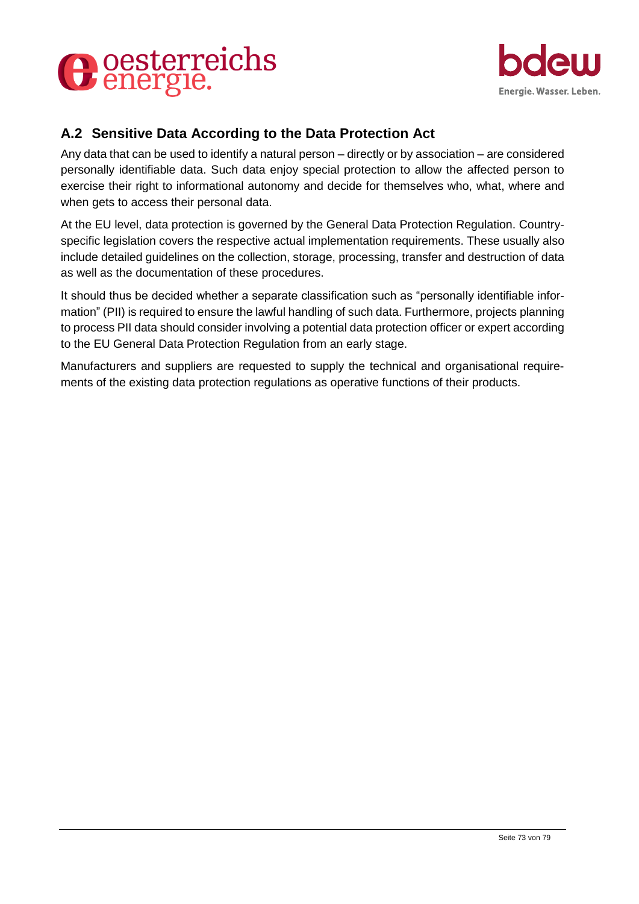## A.2 Sensitive Data According to the Data Protection Act

Any data that can be used to identify a natural person – directly or by association – are considered personally identifiable data. Such data enjoy special protection to allow the affected person to exercise their right to informational autonomy and decide for themselves who, what, where and when gets to access their personal data.

At the EU level, data protection is governed by the General Data Protection Regulation. Country-specific legislation covers the respective actual implementation requirements. These usually also include detailed guidelines on the collection, storage, processing, transfer and destruction of data as well as the documentation of these procedures.

It should thus be decided whether a separate classification such as "personally identifiable information" (PII) is required to ensure the lawful handling of such data. Furthermore, projects planning to process PII data should consider involving a potential data protection officer or expert according to the EU General Data Protection Regulation from an early stage.

Manufacturers and suppliers are requested to supply the technical and organisational requirements of the existing data protection regulations as operative functions of their products.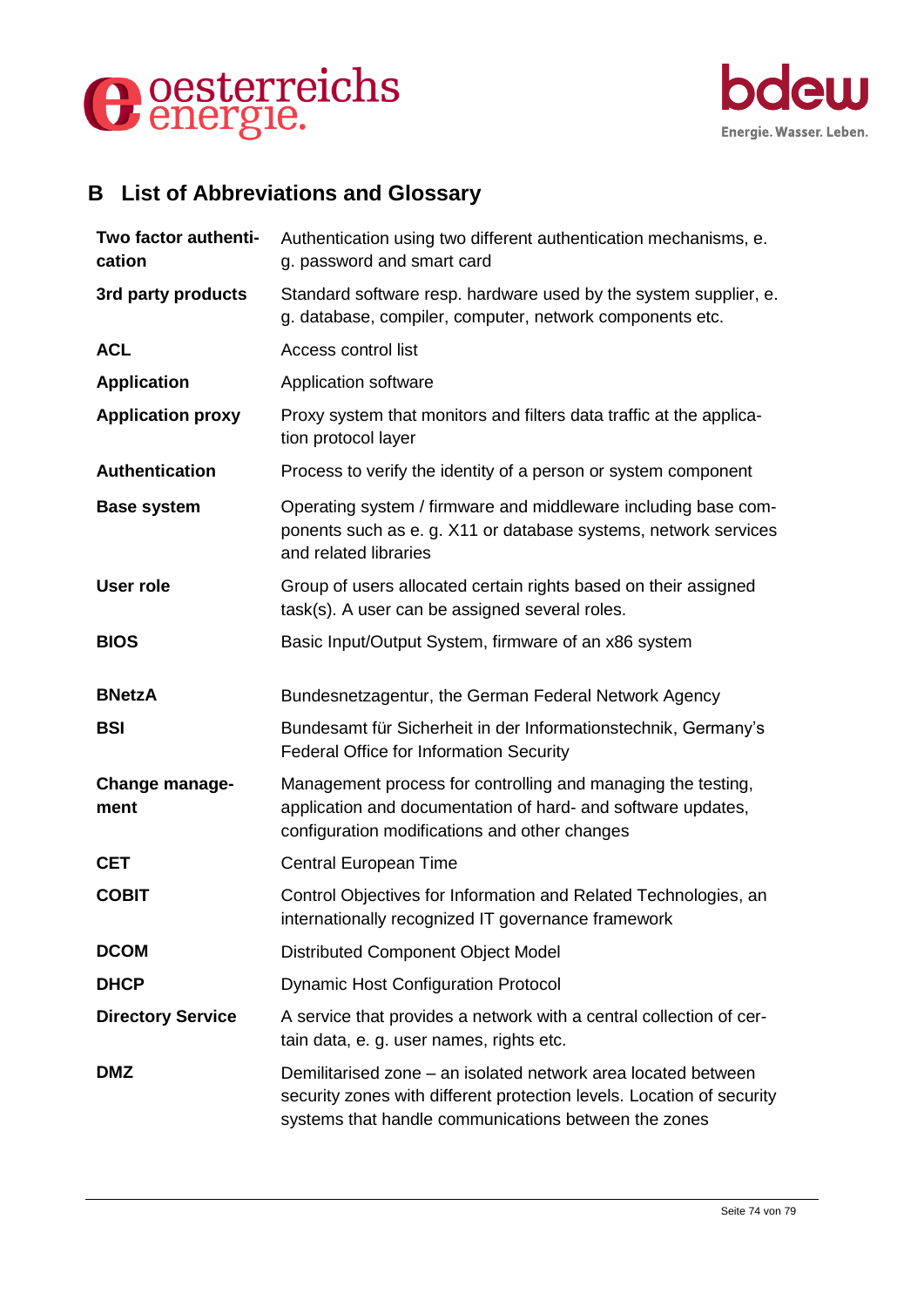# B List of Abbreviations and Glossary

| | |
|---|---|
| **Two factor authentication** | Authentication using two different authentication mechanisms, e. g. password and smart card |
| **3rd party products** | Standard software resp. hardware used by the system supplier, e. g. database, compiler, computer, network components etc. |
| **ACL** | Access control list |
| **Application** | Application software |
| **Application proxy** | Proxy system that monitors and filters data traffic at the application protocol layer |
| **Authentication** | Process to verify the identity of a person or system component |
| **Base system** | Operating system / firmware and middleware including base components such as e. g. X11 or database systems, network services and related libraries |
| **User role** | Group of users allocated certain rights based on their assigned task(s). A user can be assigned several roles. |
| **BIOS** | Basic Input/Output System, firmware of an x86 system |
| **BNetzA** | Bundesnetzagentur, the German Federal Network Agency |
| **BSI** | Bundesamt für Sicherheit in der Informationstechnik, Germany's Federal Office for Information Security |
| **Change management** | Management process for controlling and managing the testing, application and documentation of hard- and software updates, configuration modifications and other changes |
| **CET** | Central European Time |
| **COBIT** | Control Objectives for Information and Related Technologies, an internationally recognized IT governance framework |
| **DCOM** | Distributed Component Object Model |
| **DHCP** | Dynamic Host Configuration Protocol |
| **Directory Service** | A service that provides a network with a central collection of certain data, e. g. user names, rights etc. |
| **DMZ** | Demilitarised zone – an isolated network area located between security zones with different protection levels. Location of security systems that handle communications between the zones |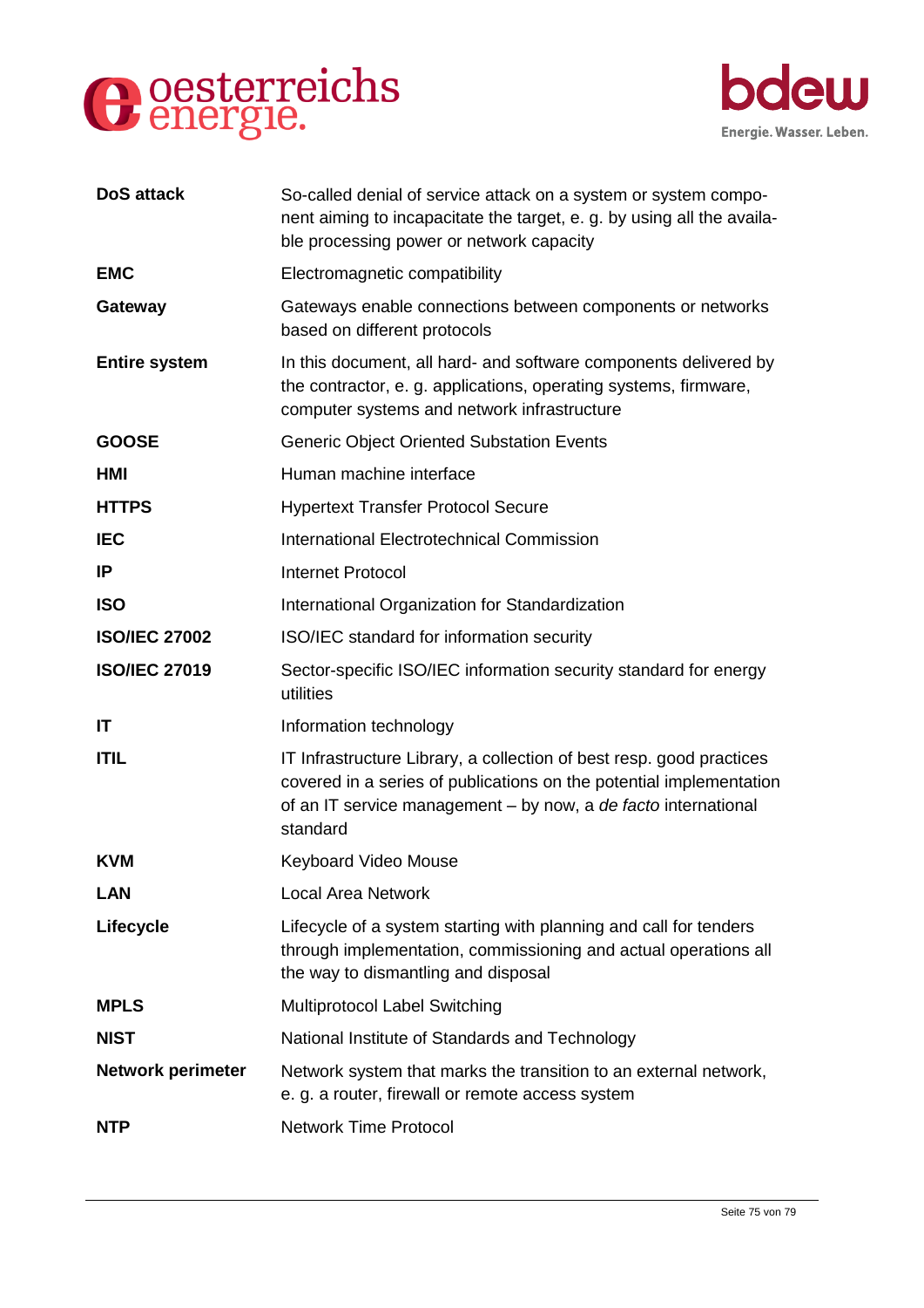| | |
|---|---|
| **DoS attack** | So-called denial of service attack on a system or system component aiming to incapacitate the target, e. g. by using all the available processing power or network capacity |
| **EMC** | Electromagnetic compatibility |
| **Gateway** | Gateways enable connections between components or networks based on different protocols |
| **Entire system** | In this document, all hard- and software components delivered by the contractor, e. g. applications, operating systems, firmware, computer systems and network infrastructure |
| **GOOSE** | Generic Object Oriented Substation Events |
| **HMI** | Human machine interface |
| **HTTPS** | Hypertext Transfer Protocol Secure |
| **IEC** | International Electrotechnical Commission |
| **IP** | Internet Protocol |
| **ISO** | International Organization for Standardization |
| **ISO/IEC 27002** | ISO/IEC standard for information security |
| **ISO/IEC 27019** | Sector-specific ISO/IEC information security standard for energy utilities |
| **IT** | Information technology |
| **ITIL** | IT Infrastructure Library, a collection of best resp. good practices covered in a series of publications on the potential implementation of an IT service management – by now, a *de facto* international standard |
| **KVM** | Keyboard Video Mouse |
| **LAN** | Local Area Network |
| **Lifecycle** | Lifecycle of a system starting with planning and call for tenders through implementation, commissioning and actual operations all the way to dismantling and disposal |
| **MPLS** | Multiprotocol Label Switching |
| **NIST** | National Institute of Standards and Technology |
| **Network perimeter** | Network system that marks the transition to an external network, e. g. a router, firewall or remote access system |
| **NTP** | Network Time Protocol |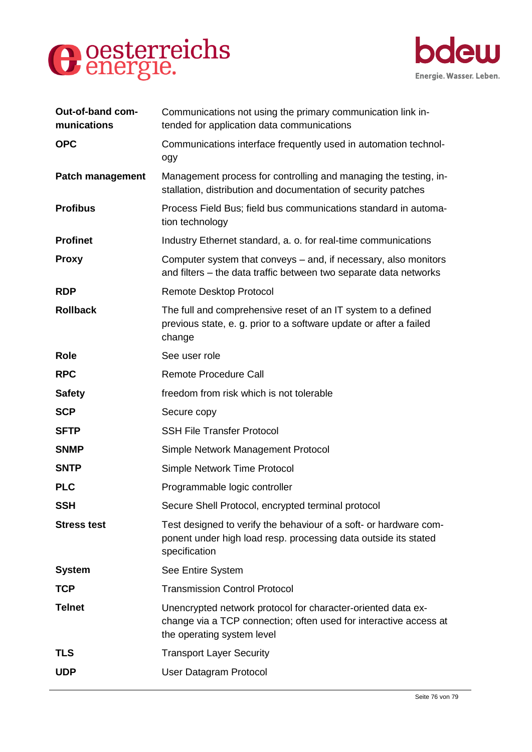| | |
|---|---|
| **Out-of-band communications** | Communications not using the primary communication link intended for application data communications |
| **OPC** | Communications interface frequently used in automation technology |
| **Patch management** | Management process for controlling and managing the testing, installation, distribution and documentation of security patches |
| **Profibus** | Process Field Bus; field bus communications standard in automation technology |
| **Profinet** | Industry Ethernet standard, a. o. for real-time communications |
| **Proxy** | Computer system that conveys – and, if necessary, also monitors and filters – the data traffic between two separate data networks |
| **RDP** | Remote Desktop Protocol |
| **Rollback** | The full and comprehensive reset of an IT system to a defined previous state, e. g. prior to a software update or after a failed change |
| **Role** | See user role |
| **RPC** | Remote Procedure Call |
| **Safety** | freedom from risk which is not tolerable |
| **SCP** | Secure copy |
| **SFTP** | SSH File Transfer Protocol |
| **SNMP** | Simple Network Management Protocol |
| **SNTP** | Simple Network Time Protocol |
| **PLC** | Programmable logic controller |
| **SSH** | Secure Shell Protocol, encrypted terminal protocol |
| **Stress test** | Test designed to verify the behaviour of a soft- or hardware component under high load resp. processing data outside its stated specification |
| **System** | See Entire System |
| **TCP** | Transmission Control Protocol |
| **Telnet** | Unencrypted network protocol for character-oriented data exchange via a TCP connection; often used for interactive access at the operating system level |
| **TLS** | Transport Layer Security |
| **UDP** | User Datagram Protocol |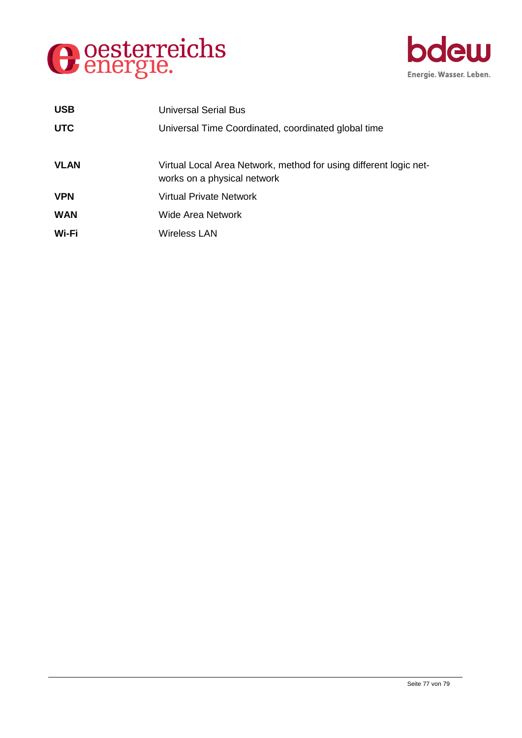| | |
|---|---|
| **USB** | Universal Serial Bus |
| **UTC** | Universal Time Coordinated, coordinated global time |
| **VLAN** | Virtual Local Area Network, method for using different logic networks on a physical network |
| **VPN** | Virtual Private Network |
| **WAN** | Wide Area Network |
| **Wi-Fi** | Wireless LAN |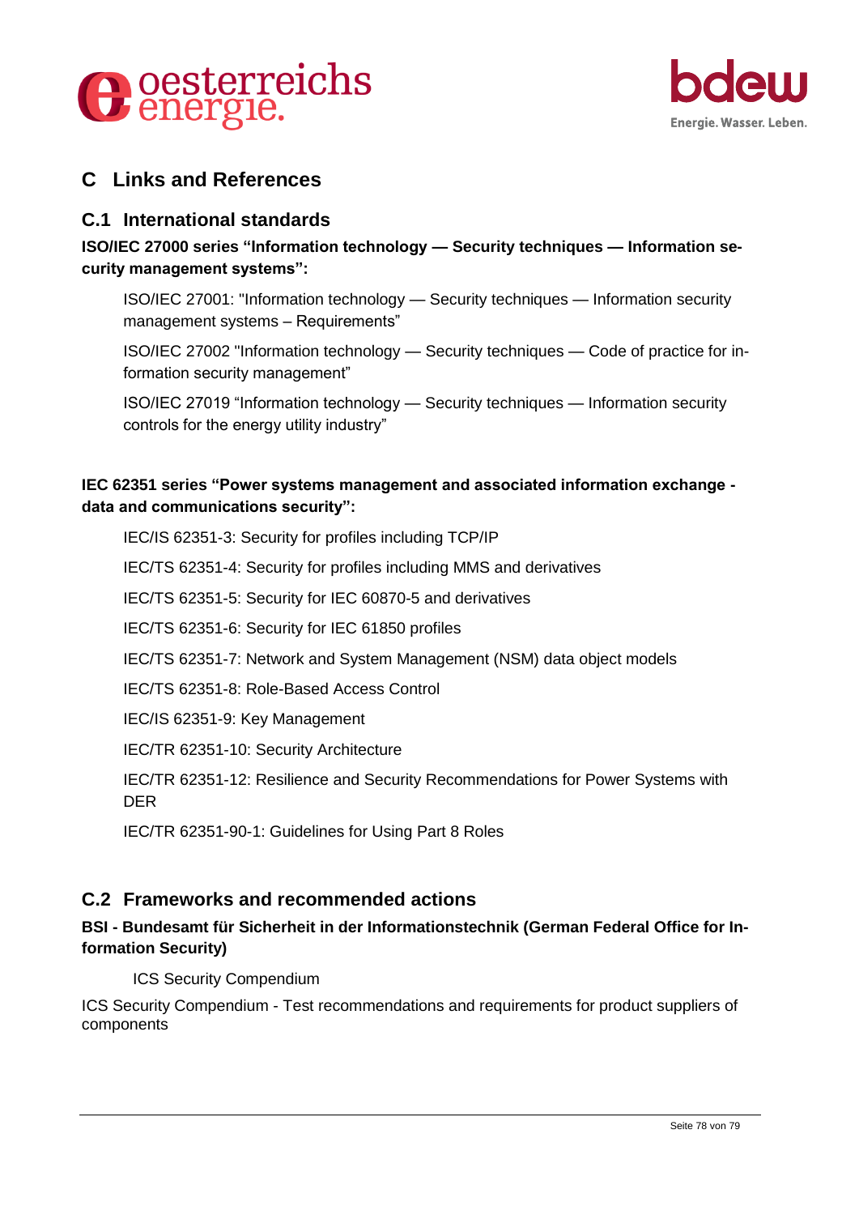# C Links and References

## C.1 International standards

**ISO/IEC 27000 series "Information technology — Security techniques — Information security management systems":**

ISO/IEC 27001: "Information technology — Security techniques — Information security management systems – Requirements"

ISO/IEC 27002 "Information technology — Security techniques — Code of practice for information security management"

ISO/IEC 27019 "Information technology — Security techniques — Information security controls for the energy utility industry"

**IEC 62351 series "Power systems management and associated information exchange - data and communications security":**

IEC/IS 62351-3: Security for profiles including TCP/IP

IEC/TS 62351-4: Security for profiles including MMS and derivatives

IEC/TS 62351-5: Security for IEC 60870-5 and derivatives

IEC/TS 62351-6: Security for IEC 61850 profiles

IEC/TS 62351-7: Network and System Management (NSM) data object models

IEC/TS 62351-8: Role-Based Access Control

IEC/IS 62351-9: Key Management

IEC/TR 62351-10: Security Architecture

IEC/TR 62351-12: Resilience and Security Recommendations for Power Systems with DER

IEC/TR 62351-90-1: Guidelines for Using Part 8 Roles

## C.2 Frameworks and recommended actions

**BSI - Bundesamt für Sicherheit in der Informationstechnik (German Federal Office for Information Security)**

ICS Security Compendium

ICS Security Compendium - Test recommendations and requirements for product suppliers of components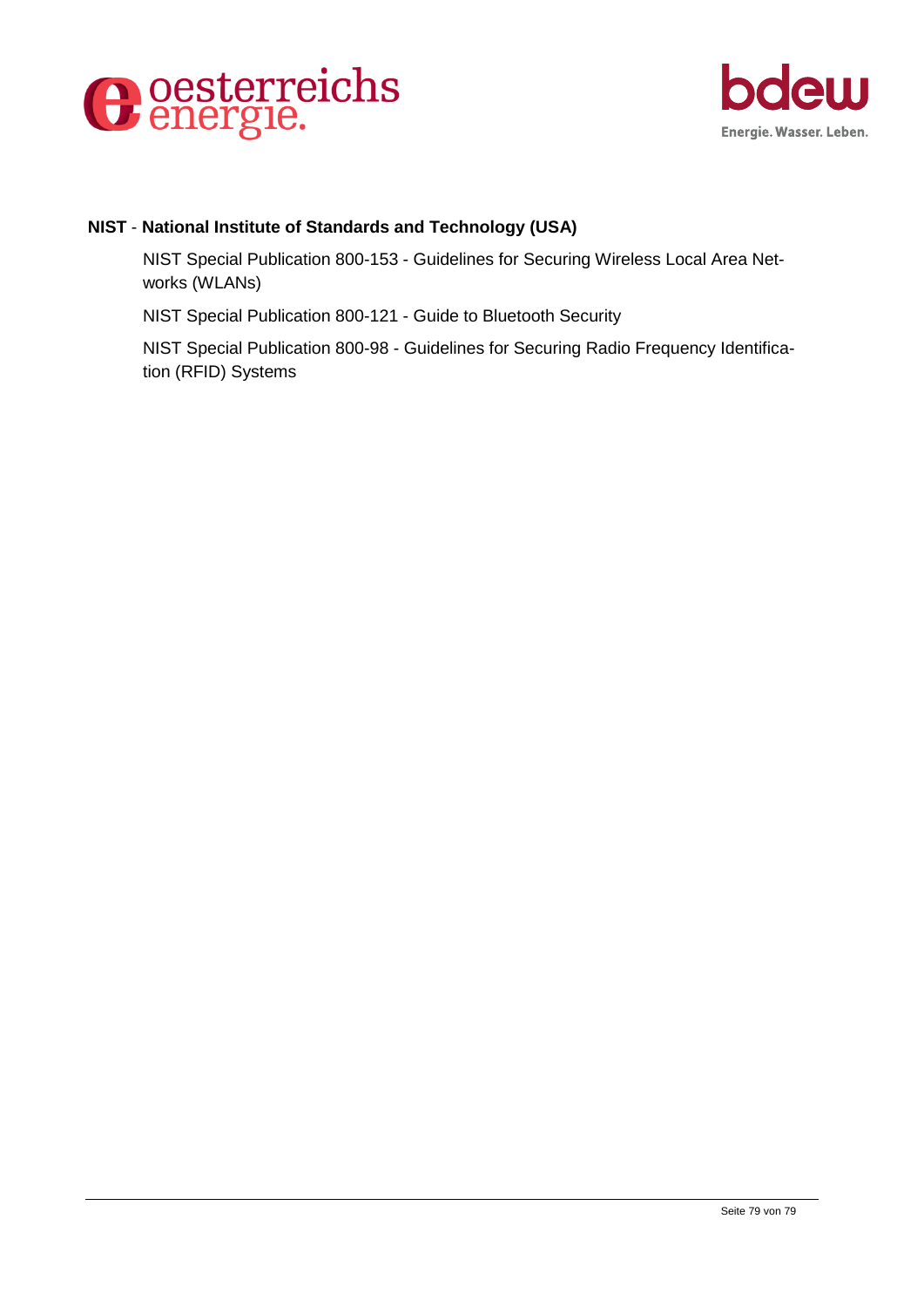**NIST - National Institute of Standards and Technology (USA)**

NIST Special Publication 800-153 - Guidelines for Securing Wireless Local Area Networks (WLANs)

NIST Special Publication 800-121 - Guide to Bluetooth Security

NIST Special Publication 800-98 - Guidelines for Securing Radio Frequency Identification (RFID) Systems